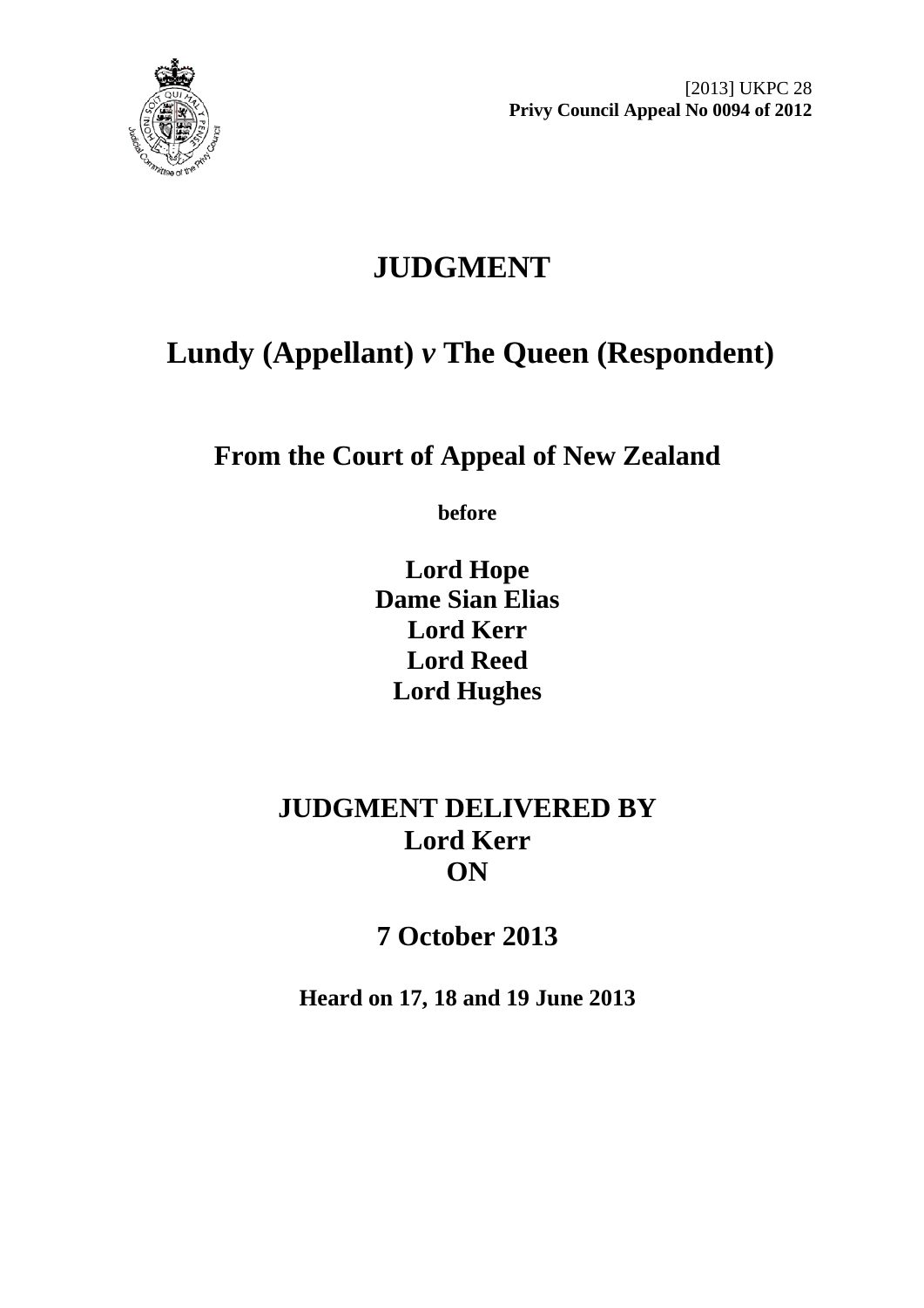[2013] UKPC 28
**Privy Council Appeal No 0094 of 2012**

# JUDGMENT

## Lundy (Appellant) *v* The Queen (Respondent)

### From the Court of Appeal of New Zealand

**before**

**Lord Hope**
**Dame Sian Elias**
**Lord Kerr**
**Lord Reed**
**Lord Hughes**

## JUDGMENT DELIVERED BY
## Lord Kerr
## ON

## 7 October 2013

**Heard on 17, 18 and 19 June 2013**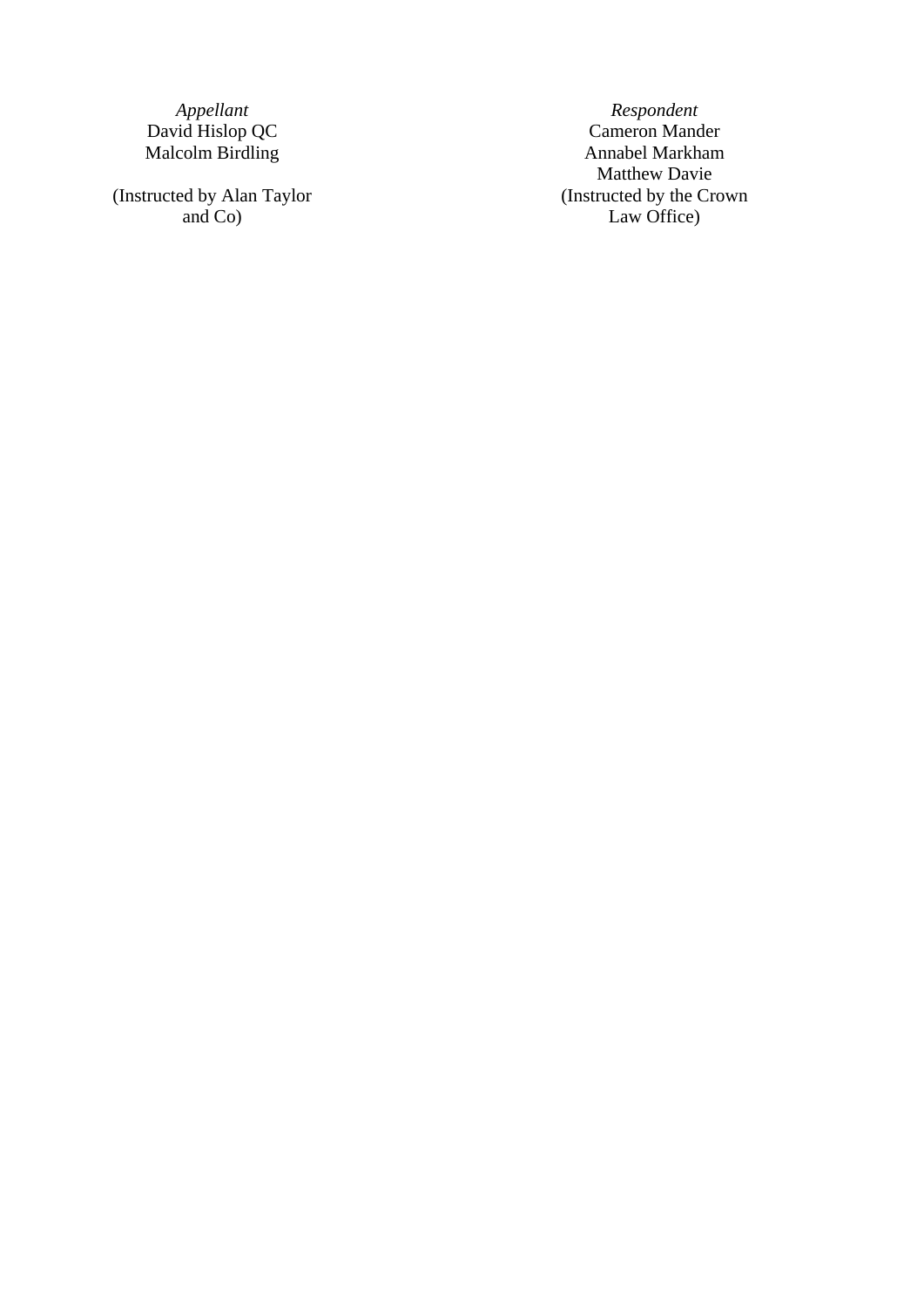| *Appellant* | *Respondent* |
| --- | --- |
| David Hislop QC | Cameron Mander |
| Malcolm Birdling | Annabel Markham |
| | Matthew Davie |
| (Instructed by Alan Taylor and Co) | (Instructed by the Crown Law Office) |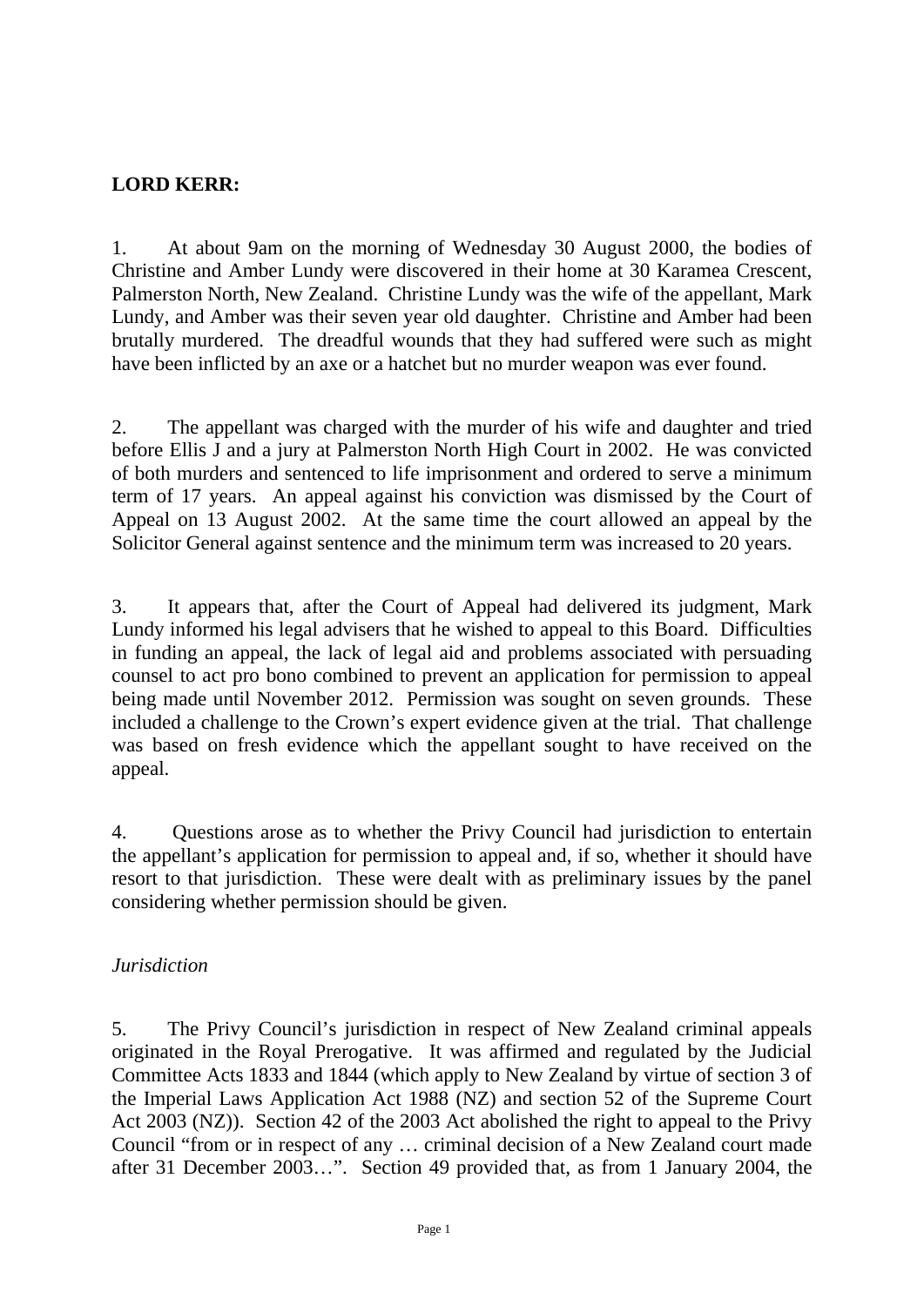**LORD KERR:**

1. At about 9am on the morning of Wednesday 30 August 2000, the bodies of Christine and Amber Lundy were discovered in their home at 30 Karamea Crescent, Palmerston North, New Zealand. Christine Lundy was the wife of the appellant, Mark Lundy, and Amber was their seven year old daughter. Christine and Amber had been brutally murdered. The dreadful wounds that they had suffered were such as might have been inflicted by an axe or a hatchet but no murder weapon was ever found.

2. The appellant was charged with the murder of his wife and daughter and tried before Ellis J and a jury at Palmerston North High Court in 2002. He was convicted of both murders and sentenced to life imprisonment and ordered to serve a minimum term of 17 years. An appeal against his conviction was dismissed by the Court of Appeal on 13 August 2002. At the same time the court allowed an appeal by the Solicitor General against sentence and the minimum term was increased to 20 years.

3. It appears that, after the Court of Appeal had delivered its judgment, Mark Lundy informed his legal advisers that he wished to appeal to this Board. Difficulties in funding an appeal, the lack of legal aid and problems associated with persuading counsel to act pro bono combined to prevent an application for permission to appeal being made until November 2012. Permission was sought on seven grounds. These included a challenge to the Crown's expert evidence given at the trial. That challenge was based on fresh evidence which the appellant sought to have received on the appeal.

4. Questions arose as to whether the Privy Council had jurisdiction to entertain the appellant's application for permission to appeal and, if so, whether it should have resort to that jurisdiction. These were dealt with as preliminary issues by the panel considering whether permission should be given.

*Jurisdiction*

5. The Privy Council's jurisdiction in respect of New Zealand criminal appeals originated in the Royal Prerogative. It was affirmed and regulated by the Judicial Committee Acts 1833 and 1844 (which apply to New Zealand by virtue of section 3 of the Imperial Laws Application Act 1988 (NZ) and section 52 of the Supreme Court Act 2003 (NZ)). Section 42 of the 2003 Act abolished the right to appeal to the Privy Council "from or in respect of any … criminal decision of a New Zealand court made after 31 December 2003…". Section 49 provided that, as from 1 January 2004, the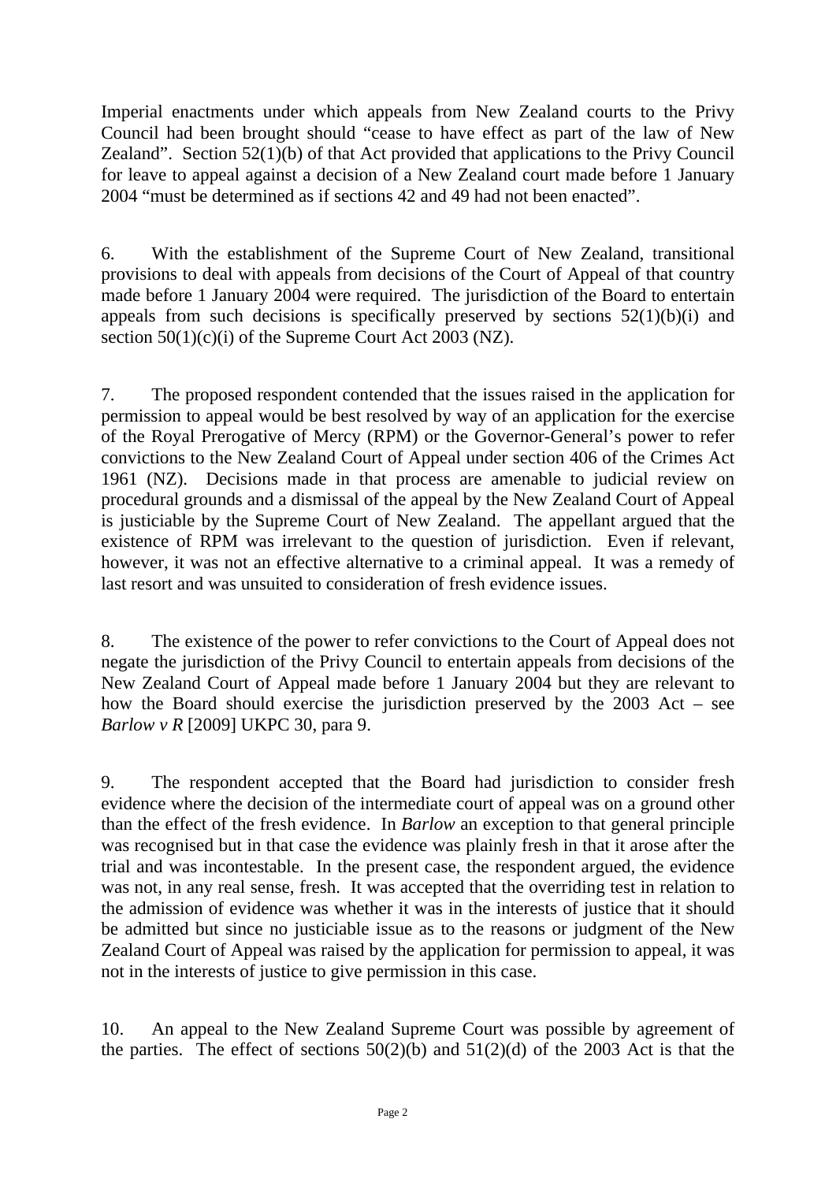Imperial enactments under which appeals from New Zealand courts to the Privy Council had been brought should "cease to have effect as part of the law of New Zealand". Section 52(1)(b) of that Act provided that applications to the Privy Council for leave to appeal against a decision of a New Zealand court made before 1 January 2004 "must be determined as if sections 42 and 49 had not been enacted".

6. With the establishment of the Supreme Court of New Zealand, transitional provisions to deal with appeals from decisions of the Court of Appeal of that country made before 1 January 2004 were required. The jurisdiction of the Board to entertain appeals from such decisions is specifically preserved by sections 52(1)(b)(i) and section 50(1)(c)(i) of the Supreme Court Act 2003 (NZ).

7. The proposed respondent contended that the issues raised in the application for permission to appeal would be best resolved by way of an application for the exercise of the Royal Prerogative of Mercy (RPM) or the Governor-General's power to refer convictions to the New Zealand Court of Appeal under section 406 of the Crimes Act 1961 (NZ). Decisions made in that process are amenable to judicial review on procedural grounds and a dismissal of the appeal by the New Zealand Court of Appeal is justiciable by the Supreme Court of New Zealand. The appellant argued that the existence of RPM was irrelevant to the question of jurisdiction. Even if relevant, however, it was not an effective alternative to a criminal appeal. It was a remedy of last resort and was unsuited to consideration of fresh evidence issues.

8. The existence of the power to refer convictions to the Court of Appeal does not negate the jurisdiction of the Privy Council to entertain appeals from decisions of the New Zealand Court of Appeal made before 1 January 2004 but they are relevant to how the Board should exercise the jurisdiction preserved by the 2003 Act – see *Barlow v R* [2009] UKPC 30, para 9.

9. The respondent accepted that the Board had jurisdiction to consider fresh evidence where the decision of the intermediate court of appeal was on a ground other than the effect of the fresh evidence. In *Barlow* an exception to that general principle was recognised but in that case the evidence was plainly fresh in that it arose after the trial and was incontestable. In the present case, the respondent argued, the evidence was not, in any real sense, fresh. It was accepted that the overriding test in relation to the admission of evidence was whether it was in the interests of justice that it should be admitted but since no justiciable issue as to the reasons or judgment of the New Zealand Court of Appeal was raised by the application for permission to appeal, it was not in the interests of justice to give permission in this case.

10. An appeal to the New Zealand Supreme Court was possible by agreement of the parties. The effect of sections 50(2)(b) and 51(2)(d) of the 2003 Act is that the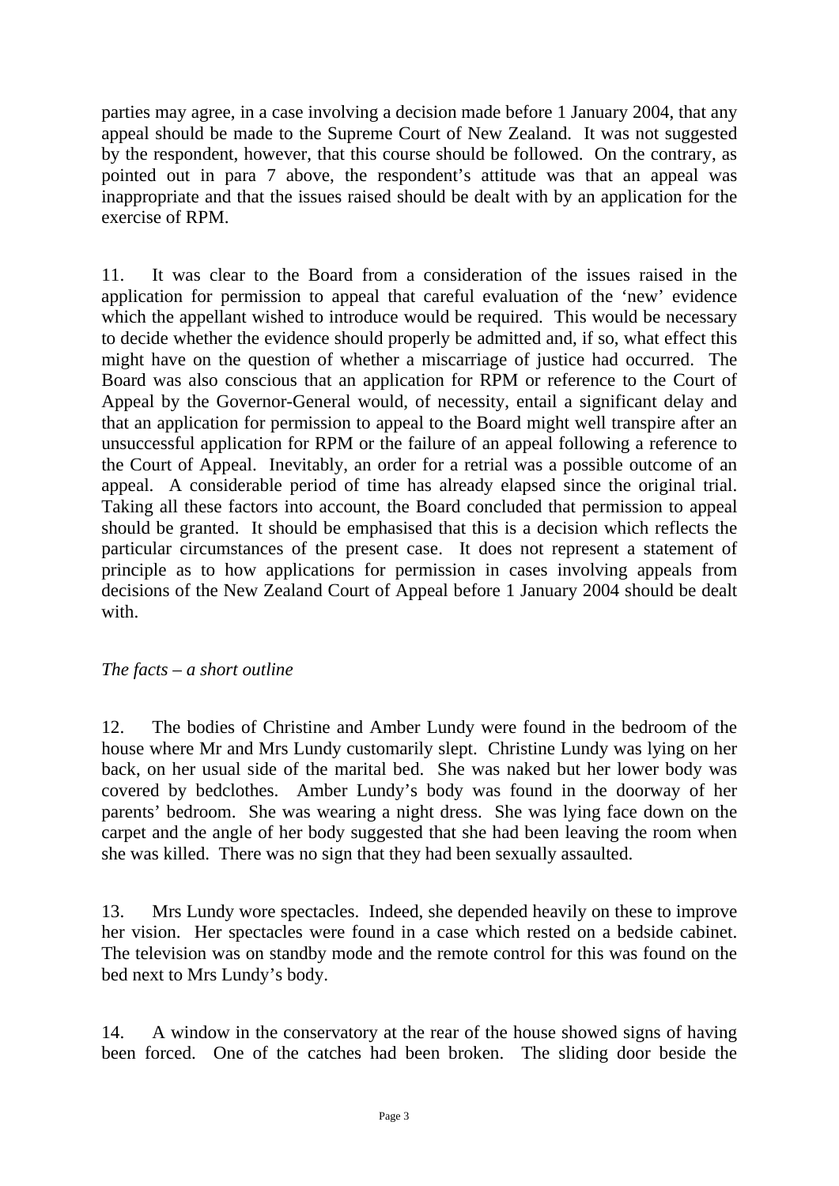parties may agree, in a case involving a decision made before 1 January 2004, that any appeal should be made to the Supreme Court of New Zealand. It was not suggested by the respondent, however, that this course should be followed. On the contrary, as pointed out in para 7 above, the respondent's attitude was that an appeal was inappropriate and that the issues raised should be dealt with by an application for the exercise of RPM.

11. It was clear to the Board from a consideration of the issues raised in the application for permission to appeal that careful evaluation of the 'new' evidence which the appellant wished to introduce would be required. This would be necessary to decide whether the evidence should properly be admitted and, if so, what effect this might have on the question of whether a miscarriage of justice had occurred. The Board was also conscious that an application for RPM or reference to the Court of Appeal by the Governor-General would, of necessity, entail a significant delay and that an application for permission to appeal to the Board might well transpire after an unsuccessful application for RPM or the failure of an appeal following a reference to the Court of Appeal. Inevitably, an order for a retrial was a possible outcome of an appeal. A considerable period of time has already elapsed since the original trial. Taking all these factors into account, the Board concluded that permission to appeal should be granted. It should be emphasised that this is a decision which reflects the particular circumstances of the present case. It does not represent a statement of principle as to how applications for permission in cases involving appeals from decisions of the New Zealand Court of Appeal before 1 January 2004 should be dealt with.

*The facts – a short outline*

12. The bodies of Christine and Amber Lundy were found in the bedroom of the house where Mr and Mrs Lundy customarily slept. Christine Lundy was lying on her back, on her usual side of the marital bed. She was naked but her lower body was covered by bedclothes. Amber Lundy's body was found in the doorway of her parents' bedroom. She was wearing a night dress. She was lying face down on the carpet and the angle of her body suggested that she had been leaving the room when she was killed. There was no sign that they had been sexually assaulted.

13. Mrs Lundy wore spectacles. Indeed, she depended heavily on these to improve her vision. Her spectacles were found in a case which rested on a bedside cabinet. The television was on standby mode and the remote control for this was found on the bed next to Mrs Lundy's body.

14. A window in the conservatory at the rear of the house showed signs of having been forced. One of the catches had been broken. The sliding door beside the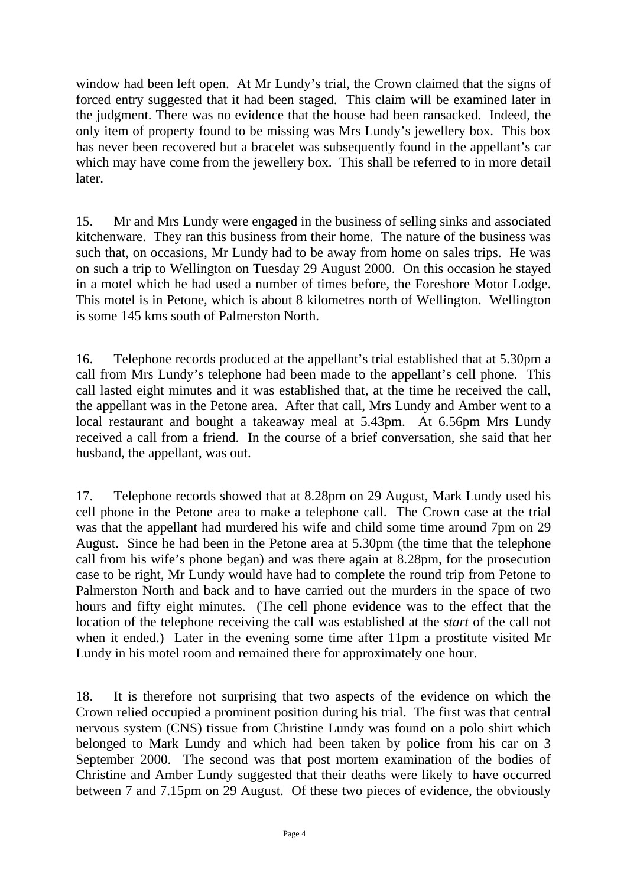window had been left open. At Mr Lundy's trial, the Crown claimed that the signs of forced entry suggested that it had been staged. This claim will be examined later in the judgment. There was no evidence that the house had been ransacked. Indeed, the only item of property found to be missing was Mrs Lundy's jewellery box. This box has never been recovered but a bracelet was subsequently found in the appellant's car which may have come from the jewellery box. This shall be referred to in more detail later.

15. Mr and Mrs Lundy were engaged in the business of selling sinks and associated kitchenware. They ran this business from their home. The nature of the business was such that, on occasions, Mr Lundy had to be away from home on sales trips. He was on such a trip to Wellington on Tuesday 29 August 2000. On this occasion he stayed in a motel which he had used a number of times before, the Foreshore Motor Lodge. This motel is in Petone, which is about 8 kilometres north of Wellington. Wellington is some 145 kms south of Palmerston North.

16. Telephone records produced at the appellant's trial established that at 5.30pm a call from Mrs Lundy's telephone had been made to the appellant's cell phone. This call lasted eight minutes and it was established that, at the time he received the call, the appellant was in the Petone area. After that call, Mrs Lundy and Amber went to a local restaurant and bought a takeaway meal at 5.43pm. At 6.56pm Mrs Lundy received a call from a friend. In the course of a brief conversation, she said that her husband, the appellant, was out.

17. Telephone records showed that at 8.28pm on 29 August, Mark Lundy used his cell phone in the Petone area to make a telephone call. The Crown case at the trial was that the appellant had murdered his wife and child some time around 7pm on 29 August. Since he had been in the Petone area at 5.30pm (the time that the telephone call from his wife's phone began) and was there again at 8.28pm, for the prosecution case to be right, Mr Lundy would have had to complete the round trip from Petone to Palmerston North and back and to have carried out the murders in the space of two hours and fifty eight minutes. (The cell phone evidence was to the effect that the location of the telephone receiving the call was established at the *start* of the call not when it ended.) Later in the evening some time after 11pm a prostitute visited Mr Lundy in his motel room and remained there for approximately one hour.

18. It is therefore not surprising that two aspects of the evidence on which the Crown relied occupied a prominent position during his trial. The first was that central nervous system (CNS) tissue from Christine Lundy was found on a polo shirt which belonged to Mark Lundy and which had been taken by police from his car on 3 September 2000. The second was that post mortem examination of the bodies of Christine and Amber Lundy suggested that their deaths were likely to have occurred between 7 and 7.15pm on 29 August. Of these two pieces of evidence, the obviously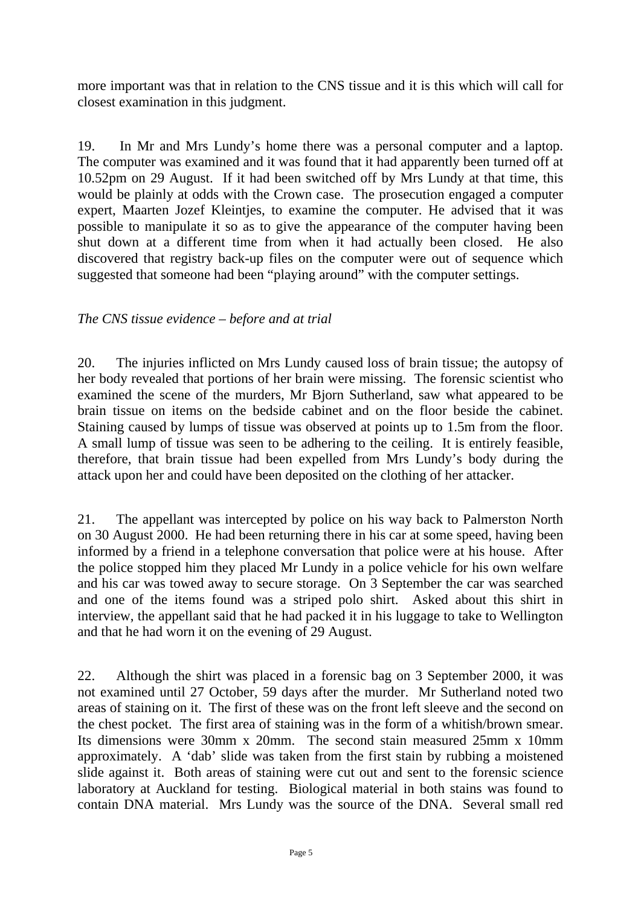more important was that in relation to the CNS tissue and it is this which will call for closest examination in this judgment.

19. In Mr and Mrs Lundy's home there was a personal computer and a laptop. The computer was examined and it was found that it had apparently been turned off at 10.52pm on 29 August. If it had been switched off by Mrs Lundy at that time, this would be plainly at odds with the Crown case. The prosecution engaged a computer expert, Maarten Jozef Kleintjes, to examine the computer. He advised that it was possible to manipulate it so as to give the appearance of the computer having been shut down at a different time from when it had actually been closed. He also discovered that registry back-up files on the computer were out of sequence which suggested that someone had been "playing around" with the computer settings.

*The CNS tissue evidence – before and at trial*

20. The injuries inflicted on Mrs Lundy caused loss of brain tissue; the autopsy of her body revealed that portions of her brain were missing. The forensic scientist who examined the scene of the murders, Mr Bjorn Sutherland, saw what appeared to be brain tissue on items on the bedside cabinet and on the floor beside the cabinet. Staining caused by lumps of tissue was observed at points up to 1.5m from the floor. A small lump of tissue was seen to be adhering to the ceiling. It is entirely feasible, therefore, that brain tissue had been expelled from Mrs Lundy's body during the attack upon her and could have been deposited on the clothing of her attacker.

21. The appellant was intercepted by police on his way back to Palmerston North on 30 August 2000. He had been returning there in his car at some speed, having been informed by a friend in a telephone conversation that police were at his house. After the police stopped him they placed Mr Lundy in a police vehicle for his own welfare and his car was towed away to secure storage. On 3 September the car was searched and one of the items found was a striped polo shirt. Asked about this shirt in interview, the appellant said that he had packed it in his luggage to take to Wellington and that he had worn it on the evening of 29 August.

22. Although the shirt was placed in a forensic bag on 3 September 2000, it was not examined until 27 October, 59 days after the murder. Mr Sutherland noted two areas of staining on it. The first of these was on the front left sleeve and the second on the chest pocket. The first area of staining was in the form of a whitish/brown smear. Its dimensions were 30mm x 20mm. The second stain measured 25mm x 10mm approximately. A 'dab' slide was taken from the first stain by rubbing a moistened slide against it. Both areas of staining were cut out and sent to the forensic science laboratory at Auckland for testing. Biological material in both stains was found to contain DNA material. Mrs Lundy was the source of the DNA. Several small red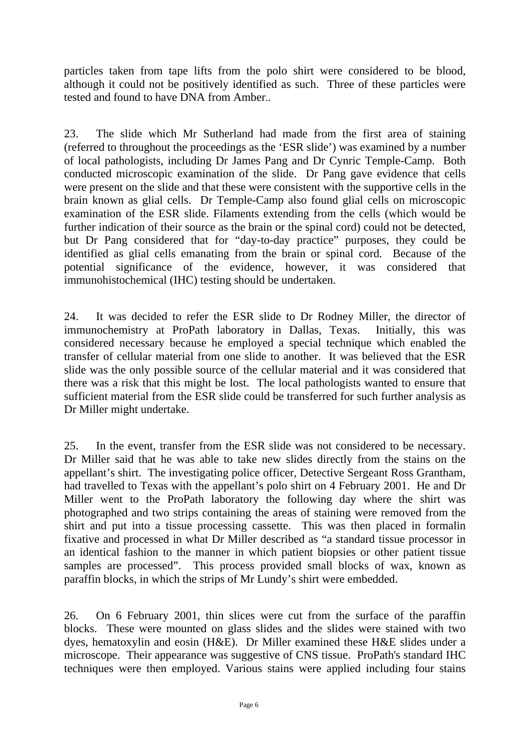particles taken from tape lifts from the polo shirt were considered to be blood, although it could not be positively identified as such. Three of these particles were tested and found to have DNA from Amber..

23. The slide which Mr Sutherland had made from the first area of staining (referred to throughout the proceedings as the 'ESR slide') was examined by a number of local pathologists, including Dr James Pang and Dr Cynric Temple-Camp. Both conducted microscopic examination of the slide. Dr Pang gave evidence that cells were present on the slide and that these were consistent with the supportive cells in the brain known as glial cells. Dr Temple-Camp also found glial cells on microscopic examination of the ESR slide. Filaments extending from the cells (which would be further indication of their source as the brain or the spinal cord) could not be detected, but Dr Pang considered that for "day-to-day practice" purposes, they could be identified as glial cells emanating from the brain or spinal cord. Because of the potential significance of the evidence, however, it was considered that immunohistochemical (IHC) testing should be undertaken.

24. It was decided to refer the ESR slide to Dr Rodney Miller, the director of immunochemistry at ProPath laboratory in Dallas, Texas. Initially, this was considered necessary because he employed a special technique which enabled the transfer of cellular material from one slide to another. It was believed that the ESR slide was the only possible source of the cellular material and it was considered that there was a risk that this might be lost. The local pathologists wanted to ensure that sufficient material from the ESR slide could be transferred for such further analysis as Dr Miller might undertake.

25. In the event, transfer from the ESR slide was not considered to be necessary. Dr Miller said that he was able to take new slides directly from the stains on the appellant's shirt. The investigating police officer, Detective Sergeant Ross Grantham, had travelled to Texas with the appellant's polo shirt on 4 February 2001. He and Dr Miller went to the ProPath laboratory the following day where the shirt was photographed and two strips containing the areas of staining were removed from the shirt and put into a tissue processing cassette. This was then placed in formalin fixative and processed in what Dr Miller described as "a standard tissue processor in an identical fashion to the manner in which patient biopsies or other patient tissue samples are processed". This process provided small blocks of wax, known as paraffin blocks, in which the strips of Mr Lundy's shirt were embedded.

26. On 6 February 2001, thin slices were cut from the surface of the paraffin blocks. These were mounted on glass slides and the slides were stained with two dyes, hematoxylin and eosin (H&E). Dr Miller examined these H&E slides under a microscope. Their appearance was suggestive of CNS tissue. ProPath's standard IHC techniques were then employed. Various stains were applied including four stains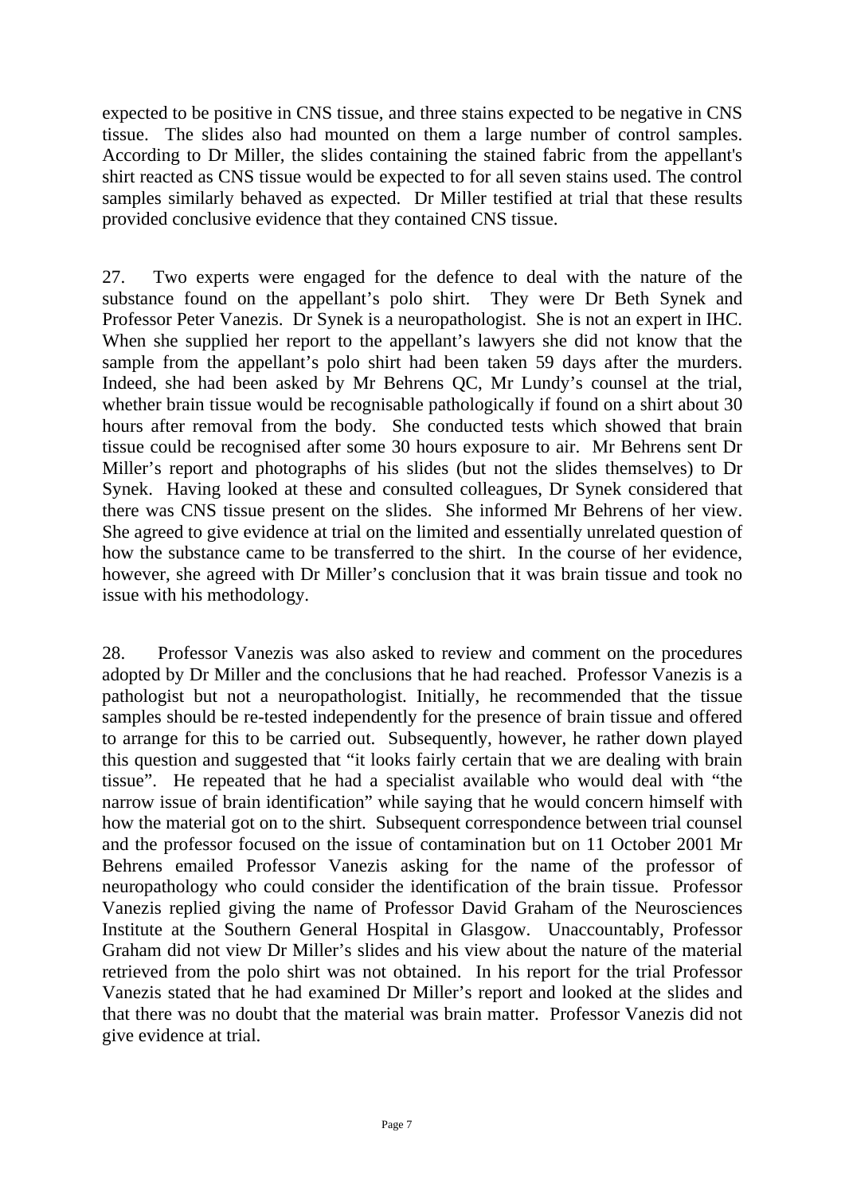expected to be positive in CNS tissue, and three stains expected to be negative in CNS tissue. The slides also had mounted on them a large number of control samples. According to Dr Miller, the slides containing the stained fabric from the appellant's shirt reacted as CNS tissue would be expected to for all seven stains used. The control samples similarly behaved as expected. Dr Miller testified at trial that these results provided conclusive evidence that they contained CNS tissue.

27. Two experts were engaged for the defence to deal with the nature of the substance found on the appellant's polo shirt. They were Dr Beth Synek and Professor Peter Vanezis. Dr Synek is a neuropathologist. She is not an expert in IHC. When she supplied her report to the appellant's lawyers she did not know that the sample from the appellant's polo shirt had been taken 59 days after the murders. Indeed, she had been asked by Mr Behrens QC, Mr Lundy's counsel at the trial, whether brain tissue would be recognisable pathologically if found on a shirt about 30 hours after removal from the body. She conducted tests which showed that brain tissue could be recognised after some 30 hours exposure to air. Mr Behrens sent Dr Miller's report and photographs of his slides (but not the slides themselves) to Dr Synek. Having looked at these and consulted colleagues, Dr Synek considered that there was CNS tissue present on the slides. She informed Mr Behrens of her view. She agreed to give evidence at trial on the limited and essentially unrelated question of how the substance came to be transferred to the shirt. In the course of her evidence, however, she agreed with Dr Miller's conclusion that it was brain tissue and took no issue with his methodology.

28. Professor Vanezis was also asked to review and comment on the procedures adopted by Dr Miller and the conclusions that he had reached. Professor Vanezis is a pathologist but not a neuropathologist. Initially, he recommended that the tissue samples should be re-tested independently for the presence of brain tissue and offered to arrange for this to be carried out. Subsequently, however, he rather down played this question and suggested that "it looks fairly certain that we are dealing with brain tissue". He repeated that he had a specialist available who would deal with "the narrow issue of brain identification" while saying that he would concern himself with how the material got on to the shirt. Subsequent correspondence between trial counsel and the professor focused on the issue of contamination but on 11 October 2001 Mr Behrens emailed Professor Vanezis asking for the name of the professor of neuropathology who could consider the identification of the brain tissue. Professor Vanezis replied giving the name of Professor David Graham of the Neurosciences Institute at the Southern General Hospital in Glasgow. Unaccountably, Professor Graham did not view Dr Miller's slides and his view about the nature of the material retrieved from the polo shirt was not obtained. In his report for the trial Professor Vanezis stated that he had examined Dr Miller's report and looked at the slides and that there was no doubt that the material was brain matter. Professor Vanezis did not give evidence at trial.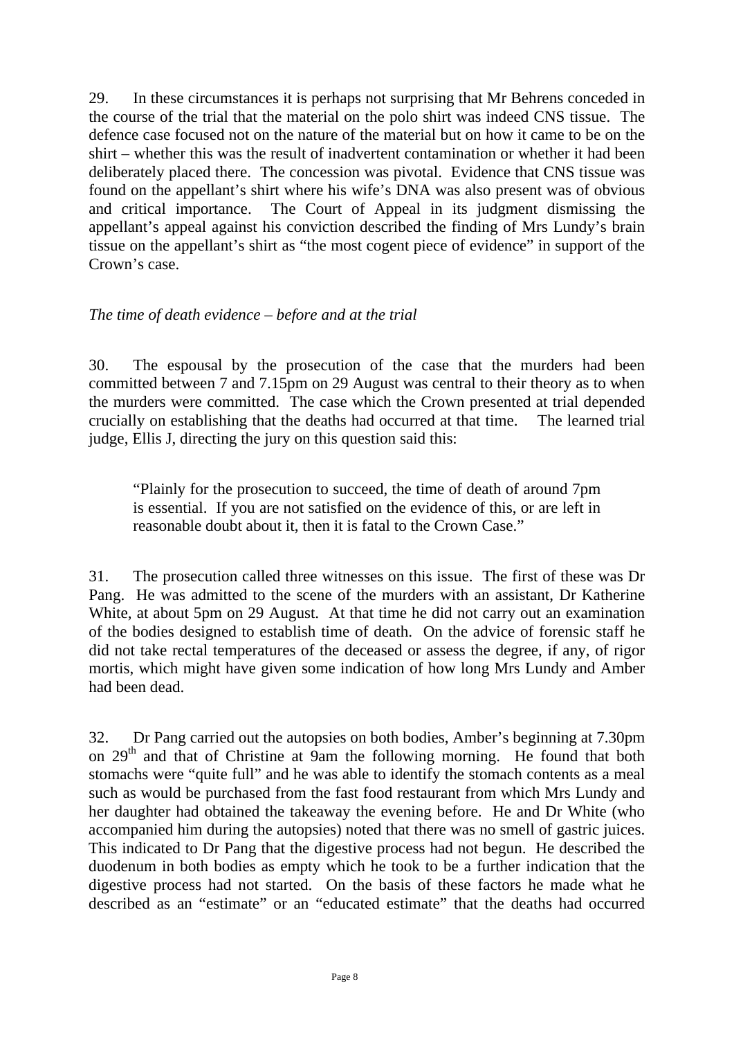29. In these circumstances it is perhaps not surprising that Mr Behrens conceded in the course of the trial that the material on the polo shirt was indeed CNS tissue. The defence case focused not on the nature of the material but on how it came to be on the shirt – whether this was the result of inadvertent contamination or whether it had been deliberately placed there. The concession was pivotal. Evidence that CNS tissue was found on the appellant's shirt where his wife's DNA was also present was of obvious and critical importance. The Court of Appeal in its judgment dismissing the appellant's appeal against his conviction described the finding of Mrs Lundy's brain tissue on the appellant's shirt as "the most cogent piece of evidence" in support of the Crown's case.

*The time of death evidence – before and at the trial*

30. The espousal by the prosecution of the case that the murders had been committed between 7 and 7.15pm on 29 August was central to their theory as to when the murders were committed. The case which the Crown presented at trial depended crucially on establishing that the deaths had occurred at that time. The learned trial judge, Ellis J, directing the jury on this question said this:

> "Plainly for the prosecution to succeed, the time of death of around 7pm is essential. If you are not satisfied on the evidence of this, or are left in reasonable doubt about it, then it is fatal to the Crown Case."

31. The prosecution called three witnesses on this issue. The first of these was Dr Pang. He was admitted to the scene of the murders with an assistant, Dr Katherine White, at about 5pm on 29 August. At that time he did not carry out an examination of the bodies designed to establish time of death. On the advice of forensic staff he did not take rectal temperatures of the deceased or assess the degree, if any, of rigor mortis, which might have given some indication of how long Mrs Lundy and Amber had been dead.

32. Dr Pang carried out the autopsies on both bodies, Amber's beginning at 7.30pm on 29th and that of Christine at 9am the following morning. He found that both stomachs were "quite full" and he was able to identify the stomach contents as a meal such as would be purchased from the fast food restaurant from which Mrs Lundy and her daughter had obtained the takeaway the evening before. He and Dr White (who accompanied him during the autopsies) noted that there was no smell of gastric juices. This indicated to Dr Pang that the digestive process had not begun. He described the duodenum in both bodies as empty which he took to be a further indication that the digestive process had not started. On the basis of these factors he made what he described as an "estimate" or an "educated estimate" that the deaths had occurred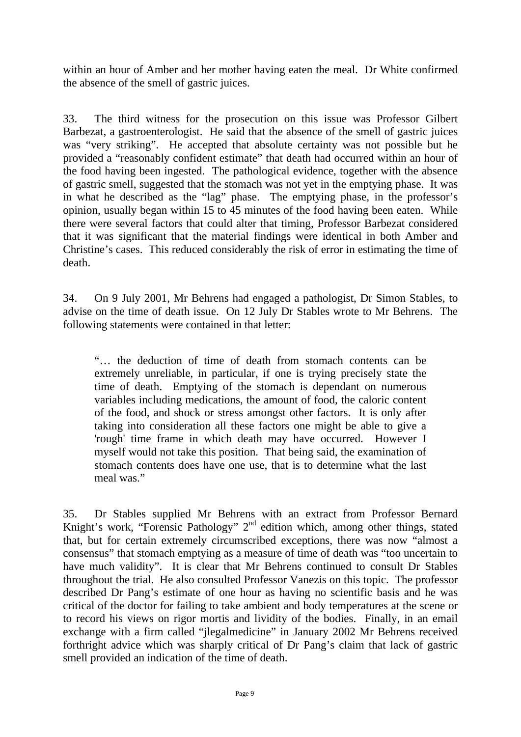within an hour of Amber and her mother having eaten the meal. Dr White confirmed the absence of the smell of gastric juices.

33. The third witness for the prosecution on this issue was Professor Gilbert Barbezat, a gastroenterologist. He said that the absence of the smell of gastric juices was "very striking". He accepted that absolute certainty was not possible but he provided a "reasonably confident estimate" that death had occurred within an hour of the food having been ingested. The pathological evidence, together with the absence of gastric smell, suggested that the stomach was not yet in the emptying phase. It was in what he described as the "lag" phase. The emptying phase, in the professor's opinion, usually began within 15 to 45 minutes of the food having been eaten. While there were several factors that could alter that timing, Professor Barbezat considered that it was significant that the material findings were identical in both Amber and Christine's cases. This reduced considerably the risk of error in estimating the time of death.

34. On 9 July 2001, Mr Behrens had engaged a pathologist, Dr Simon Stables, to advise on the time of death issue. On 12 July Dr Stables wrote to Mr Behrens. The following statements were contained in that letter:

> "… the deduction of time of death from stomach contents can be extremely unreliable, in particular, if one is trying precisely state the time of death. Emptying of the stomach is dependant on numerous variables including medications, the amount of food, the caloric content of the food, and shock or stress amongst other factors. It is only after taking into consideration all these factors one might be able to give a 'rough' time frame in which death may have occurred. However I myself would not take this position. That being said, the examination of stomach contents does have one use, that is to determine what the last meal was."

35. Dr Stables supplied Mr Behrens with an extract from Professor Bernard Knight's work, "Forensic Pathology" 2nd edition which, among other things, stated that, but for certain extremely circumscribed exceptions, there was now "almost a consensus" that stomach emptying as a measure of time of death was "too uncertain to have much validity". It is clear that Mr Behrens continued to consult Dr Stables throughout the trial. He also consulted Professor Vanezis on this topic. The professor described Dr Pang's estimate of one hour as having no scientific basis and he was critical of the doctor for failing to take ambient and body temperatures at the scene or to record his views on rigor mortis and lividity of the bodies. Finally, in an email exchange with a firm called "jlegalmedicine" in January 2002 Mr Behrens received forthright advice which was sharply critical of Dr Pang's claim that lack of gastric smell provided an indication of the time of death.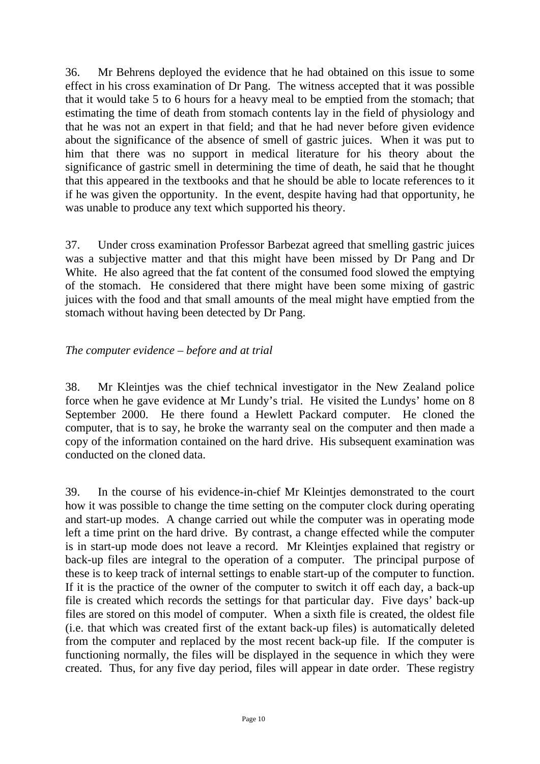36. Mr Behrens deployed the evidence that he had obtained on this issue to some effect in his cross examination of Dr Pang. The witness accepted that it was possible that it would take 5 to 6 hours for a heavy meal to be emptied from the stomach; that estimating the time of death from stomach contents lay in the field of physiology and that he was not an expert in that field; and that he had never before given evidence about the significance of the absence of smell of gastric juices. When it was put to him that there was no support in medical literature for his theory about the significance of gastric smell in determining the time of death, he said that he thought that this appeared in the textbooks and that he should be able to locate references to it if he was given the opportunity. In the event, despite having had that opportunity, he was unable to produce any text which supported his theory.

37. Under cross examination Professor Barbezat agreed that smelling gastric juices was a subjective matter and that this might have been missed by Dr Pang and Dr White. He also agreed that the fat content of the consumed food slowed the emptying of the stomach. He considered that there might have been some mixing of gastric juices with the food and that small amounts of the meal might have emptied from the stomach without having been detected by Dr Pang.

*The computer evidence – before and at trial*

38. Mr Kleintjes was the chief technical investigator in the New Zealand police force when he gave evidence at Mr Lundy's trial. He visited the Lundys' home on 8 September 2000. He there found a Hewlett Packard computer. He cloned the computer, that is to say, he broke the warranty seal on the computer and then made a copy of the information contained on the hard drive. His subsequent examination was conducted on the cloned data.

39. In the course of his evidence-in-chief Mr Kleintjes demonstrated to the court how it was possible to change the time setting on the computer clock during operating and start-up modes. A change carried out while the computer was in operating mode left a time print on the hard drive. By contrast, a change effected while the computer is in start-up mode does not leave a record. Mr Kleintjes explained that registry or back-up files are integral to the operation of a computer. The principal purpose of these is to keep track of internal settings to enable start-up of the computer to function. If it is the practice of the owner of the computer to switch it off each day, a back-up file is created which records the settings for that particular day. Five days' back-up files are stored on this model of computer. When a sixth file is created, the oldest file (i.e. that which was created first of the extant back-up files) is automatically deleted from the computer and replaced by the most recent back-up file. If the computer is functioning normally, the files will be displayed in the sequence in which they were created. Thus, for any five day period, files will appear in date order. These registry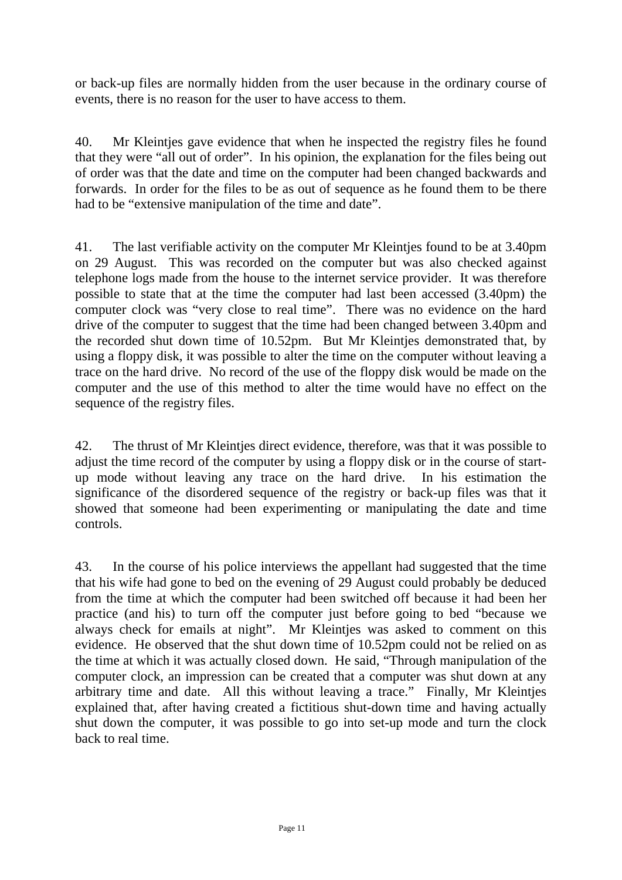or back-up files are normally hidden from the user because in the ordinary course of events, there is no reason for the user to have access to them.

40. Mr Kleintjes gave evidence that when he inspected the registry files he found that they were "all out of order". In his opinion, the explanation for the files being out of order was that the date and time on the computer had been changed backwards and forwards. In order for the files to be as out of sequence as he found them to be there had to be "extensive manipulation of the time and date".

41. The last verifiable activity on the computer Mr Kleintjes found to be at 3.40pm on 29 August. This was recorded on the computer but was also checked against telephone logs made from the house to the internet service provider. It was therefore possible to state that at the time the computer had last been accessed (3.40pm) the computer clock was "very close to real time". There was no evidence on the hard drive of the computer to suggest that the time had been changed between 3.40pm and the recorded shut down time of 10.52pm. But Mr Kleintjes demonstrated that, by using a floppy disk, it was possible to alter the time on the computer without leaving a trace on the hard drive. No record of the use of the floppy disk would be made on the computer and the use of this method to alter the time would have no effect on the sequence of the registry files.

42. The thrust of Mr Kleintjes direct evidence, therefore, was that it was possible to adjust the time record of the computer by using a floppy disk or in the course of start-up mode without leaving any trace on the hard drive. In his estimation the significance of the disordered sequence of the registry or back-up files was that it showed that someone had been experimenting or manipulating the date and time controls.

43. In the course of his police interviews the appellant had suggested that the time that his wife had gone to bed on the evening of 29 August could probably be deduced from the time at which the computer had been switched off because it had been her practice (and his) to turn off the computer just before going to bed "because we always check for emails at night". Mr Kleintjes was asked to comment on this evidence. He observed that the shut down time of 10.52pm could not be relied on as the time at which it was actually closed down. He said, "Through manipulation of the computer clock, an impression can be created that a computer was shut down at any arbitrary time and date. All this without leaving a trace." Finally, Mr Kleintjes explained that, after having created a fictitious shut-down time and having actually shut down the computer, it was possible to go into set-up mode and turn the clock back to real time.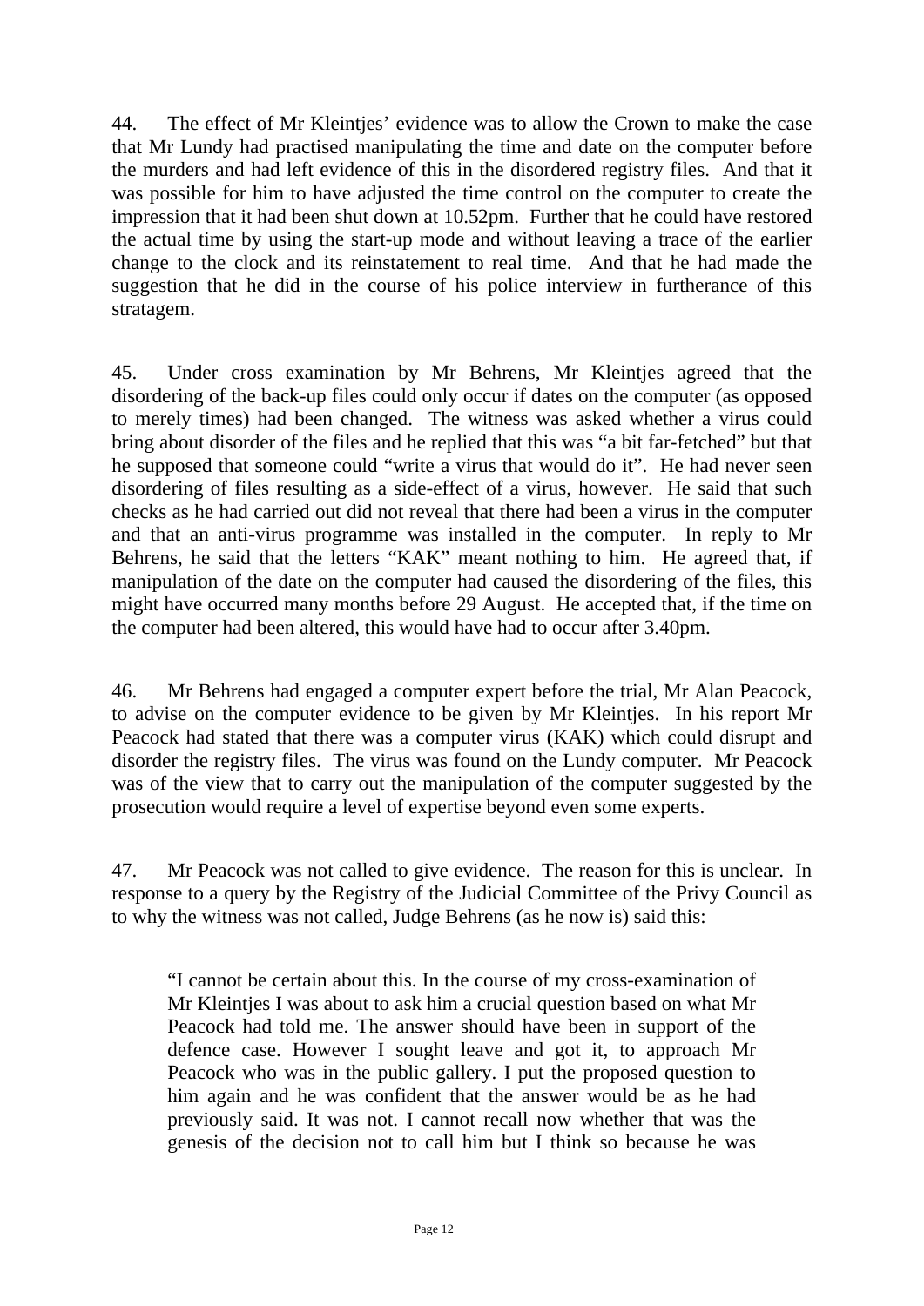44. The effect of Mr Kleintjes' evidence was to allow the Crown to make the case that Mr Lundy had practised manipulating the time and date on the computer before the murders and had left evidence of this in the disordered registry files. And that it was possible for him to have adjusted the time control on the computer to create the impression that it had been shut down at 10.52pm. Further that he could have restored the actual time by using the start-up mode and without leaving a trace of the earlier change to the clock and its reinstatement to real time. And that he had made the suggestion that he did in the course of his police interview in furtherance of this stratagem.

45. Under cross examination by Mr Behrens, Mr Kleintjes agreed that the disordering of the back-up files could only occur if dates on the computer (as opposed to merely times) had been changed. The witness was asked whether a virus could bring about disorder of the files and he replied that this was "a bit far-fetched" but that he supposed that someone could "write a virus that would do it". He had never seen disordering of files resulting as a side-effect of a virus, however. He said that such checks as he had carried out did not reveal that there had been a virus in the computer and that an anti-virus programme was installed in the computer. In reply to Mr Behrens, he said that the letters "KAK" meant nothing to him. He agreed that, if manipulation of the date on the computer had caused the disordering of the files, this might have occurred many months before 29 August. He accepted that, if the time on the computer had been altered, this would have had to occur after 3.40pm.

46. Mr Behrens had engaged a computer expert before the trial, Mr Alan Peacock, to advise on the computer evidence to be given by Mr Kleintjes. In his report Mr Peacock had stated that there was a computer virus (KAK) which could disrupt and disorder the registry files. The virus was found on the Lundy computer. Mr Peacock was of the view that to carry out the manipulation of the computer suggested by the prosecution would require a level of expertise beyond even some experts.

47. Mr Peacock was not called to give evidence. The reason for this is unclear. In response to a query by the Registry of the Judicial Committee of the Privy Council as to why the witness was not called, Judge Behrens (as he now is) said this:

> "I cannot be certain about this. In the course of my cross-examination of Mr Kleintjes I was about to ask him a crucial question based on what Mr Peacock had told me. The answer should have been in support of the defence case. However I sought leave and got it, to approach Mr Peacock who was in the public gallery. I put the proposed question to him again and he was confident that the answer would be as he had previously said. It was not. I cannot recall now whether that was the genesis of the decision not to call him but I think so because he was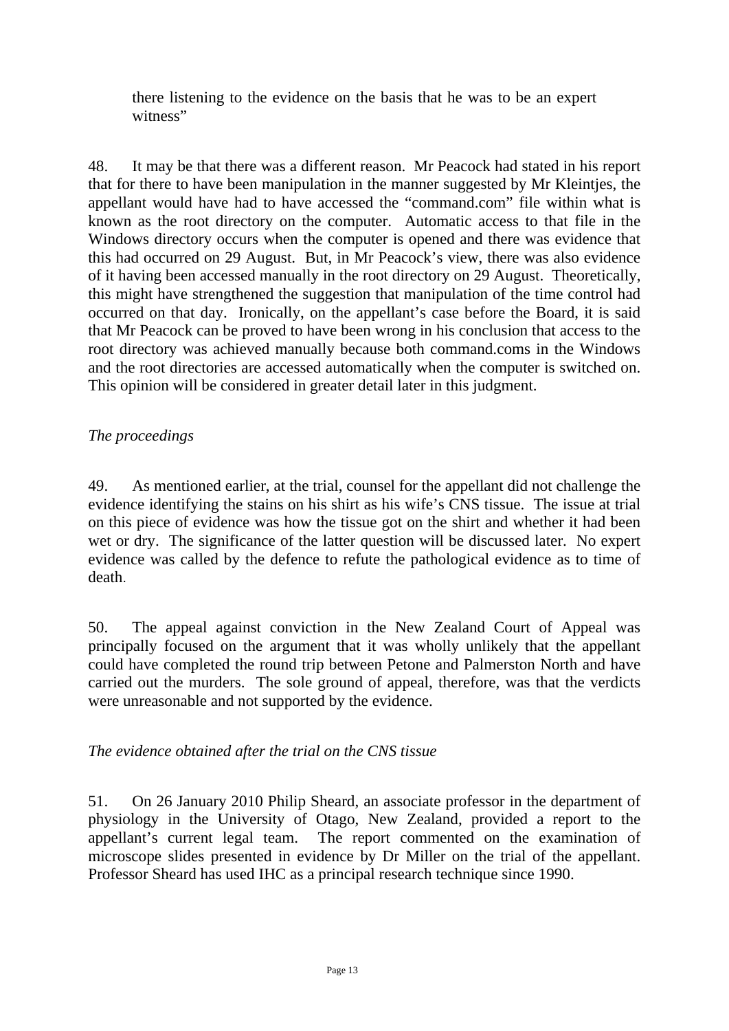> there listening to the evidence on the basis that he was to be an expert witness"

48. It may be that there was a different reason. Mr Peacock had stated in his report that for there to have been manipulation in the manner suggested by Mr Kleintjes, the appellant would have had to have accessed the "command.com" file within what is known as the root directory on the computer. Automatic access to that file in the Windows directory occurs when the computer is opened and there was evidence that this had occurred on 29 August. But, in Mr Peacock's view, there was also evidence of it having been accessed manually in the root directory on 29 August. Theoretically, this might have strengthened the suggestion that manipulation of the time control had occurred on that day. Ironically, on the appellant's case before the Board, it is said that Mr Peacock can be proved to have been wrong in his conclusion that access to the root directory was achieved manually because both command.coms in the Windows and the root directories are accessed automatically when the computer is switched on. This opinion will be considered in greater detail later in this judgment.

*The proceedings*

49. As mentioned earlier, at the trial, counsel for the appellant did not challenge the evidence identifying the stains on his shirt as his wife's CNS tissue. The issue at trial on this piece of evidence was how the tissue got on the shirt and whether it had been wet or dry. The significance of the latter question will be discussed later. No expert evidence was called by the defence to refute the pathological evidence as to time of death.

50. The appeal against conviction in the New Zealand Court of Appeal was principally focused on the argument that it was wholly unlikely that the appellant could have completed the round trip between Petone and Palmerston North and have carried out the murders. The sole ground of appeal, therefore, was that the verdicts were unreasonable and not supported by the evidence.

*The evidence obtained after the trial on the CNS tissue*

51. On 26 January 2010 Philip Sheard, an associate professor in the department of physiology in the University of Otago, New Zealand, provided a report to the appellant's current legal team. The report commented on the examination of microscope slides presented in evidence by Dr Miller on the trial of the appellant. Professor Sheard has used IHC as a principal research technique since 1990.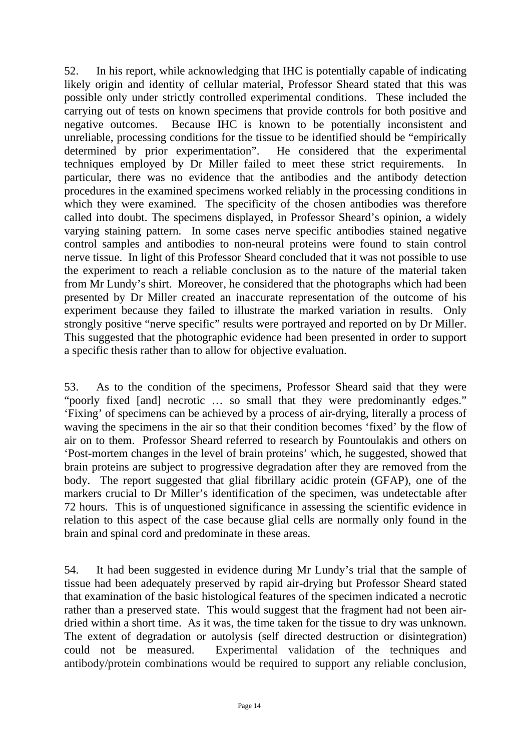52. In his report, while acknowledging that IHC is potentially capable of indicating likely origin and identity of cellular material, Professor Sheard stated that this was possible only under strictly controlled experimental conditions. These included the carrying out of tests on known specimens that provide controls for both positive and negative outcomes. Because IHC is known to be potentially inconsistent and unreliable, processing conditions for the tissue to be identified should be "empirically determined by prior experimentation". He considered that the experimental techniques employed by Dr Miller failed to meet these strict requirements. In particular, there was no evidence that the antibodies and the antibody detection procedures in the examined specimens worked reliably in the processing conditions in which they were examined. The specificity of the chosen antibodies was therefore called into doubt. The specimens displayed, in Professor Sheard's opinion, a widely varying staining pattern. In some cases nerve specific antibodies stained negative control samples and antibodies to non-neural proteins were found to stain control nerve tissue. In light of this Professor Sheard concluded that it was not possible to use the experiment to reach a reliable conclusion as to the nature of the material taken from Mr Lundy's shirt. Moreover, he considered that the photographs which had been presented by Dr Miller created an inaccurate representation of the outcome of his experiment because they failed to illustrate the marked variation in results. Only strongly positive "nerve specific" results were portrayed and reported on by Dr Miller. This suggested that the photographic evidence had been presented in order to support a specific thesis rather than to allow for objective evaluation.

53. As to the condition of the specimens, Professor Sheard said that they were "poorly fixed [and] necrotic … so small that they were predominantly edges." 'Fixing' of specimens can be achieved by a process of air-drying, literally a process of waving the specimens in the air so that their condition becomes 'fixed' by the flow of air on to them. Professor Sheard referred to research by Fountoulakis and others on 'Post-mortem changes in the level of brain proteins' which, he suggested, showed that brain proteins are subject to progressive degradation after they are removed from the body. The report suggested that glial fibrillary acidic protein (GFAP), one of the markers crucial to Dr Miller's identification of the specimen, was undetectable after 72 hours. This is of unquestioned significance in assessing the scientific evidence in relation to this aspect of the case because glial cells are normally only found in the brain and spinal cord and predominate in these areas.

54. It had been suggested in evidence during Mr Lundy's trial that the sample of tissue had been adequately preserved by rapid air-drying but Professor Sheard stated that examination of the basic histological features of the specimen indicated a necrotic rather than a preserved state. This would suggest that the fragment had not been air-dried within a short time. As it was, the time taken for the tissue to dry was unknown. The extent of degradation or autolysis (self directed destruction or disintegration) could not be measured. Experimental validation of the techniques and antibody/protein combinations would be required to support any reliable conclusion,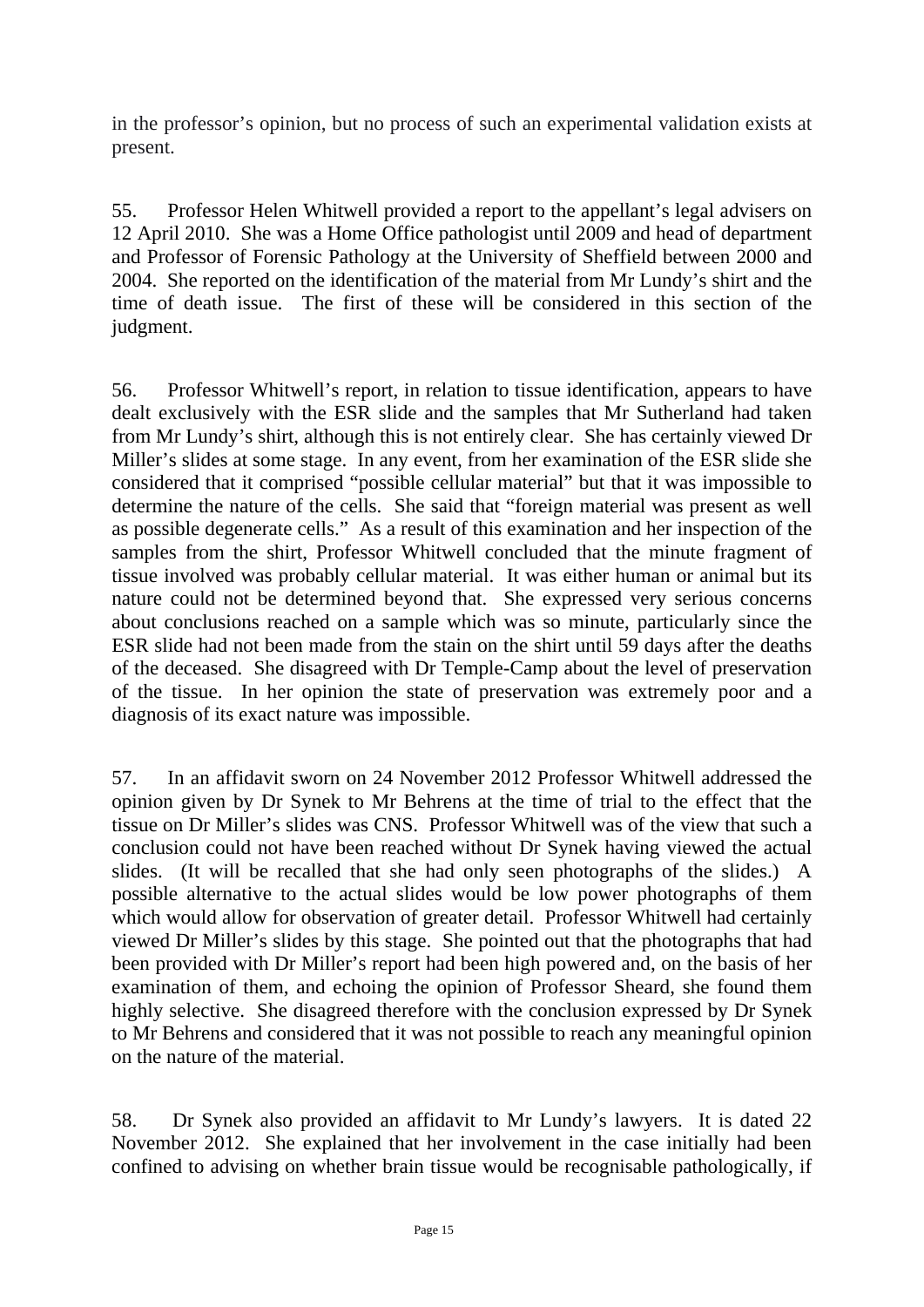in the professor's opinion, but no process of such an experimental validation exists at present.

55. Professor Helen Whitwell provided a report to the appellant's legal advisers on 12 April 2010. She was a Home Office pathologist until 2009 and head of department and Professor of Forensic Pathology at the University of Sheffield between 2000 and 2004. She reported on the identification of the material from Mr Lundy's shirt and the time of death issue. The first of these will be considered in this section of the judgment.

56. Professor Whitwell's report, in relation to tissue identification, appears to have dealt exclusively with the ESR slide and the samples that Mr Sutherland had taken from Mr Lundy's shirt, although this is not entirely clear. She has certainly viewed Dr Miller's slides at some stage. In any event, from her examination of the ESR slide she considered that it comprised "possible cellular material" but that it was impossible to determine the nature of the cells. She said that "foreign material was present as well as possible degenerate cells." As a result of this examination and her inspection of the samples from the shirt, Professor Whitwell concluded that the minute fragment of tissue involved was probably cellular material. It was either human or animal but its nature could not be determined beyond that. She expressed very serious concerns about conclusions reached on a sample which was so minute, particularly since the ESR slide had not been made from the stain on the shirt until 59 days after the deaths of the deceased. She disagreed with Dr Temple-Camp about the level of preservation of the tissue. In her opinion the state of preservation was extremely poor and a diagnosis of its exact nature was impossible.

57. In an affidavit sworn on 24 November 2012 Professor Whitwell addressed the opinion given by Dr Synek to Mr Behrens at the time of trial to the effect that the tissue on Dr Miller's slides was CNS. Professor Whitwell was of the view that such a conclusion could not have been reached without Dr Synek having viewed the actual slides. (It will be recalled that she had only seen photographs of the slides.) A possible alternative to the actual slides would be low power photographs of them which would allow for observation of greater detail. Professor Whitwell had certainly viewed Dr Miller's slides by this stage. She pointed out that the photographs that had been provided with Dr Miller's report had been high powered and, on the basis of her examination of them, and echoing the opinion of Professor Sheard, she found them highly selective. She disagreed therefore with the conclusion expressed by Dr Synek to Mr Behrens and considered that it was not possible to reach any meaningful opinion on the nature of the material.

58. Dr Synek also provided an affidavit to Mr Lundy's lawyers. It is dated 22 November 2012. She explained that her involvement in the case initially had been confined to advising on whether brain tissue would be recognisable pathologically, if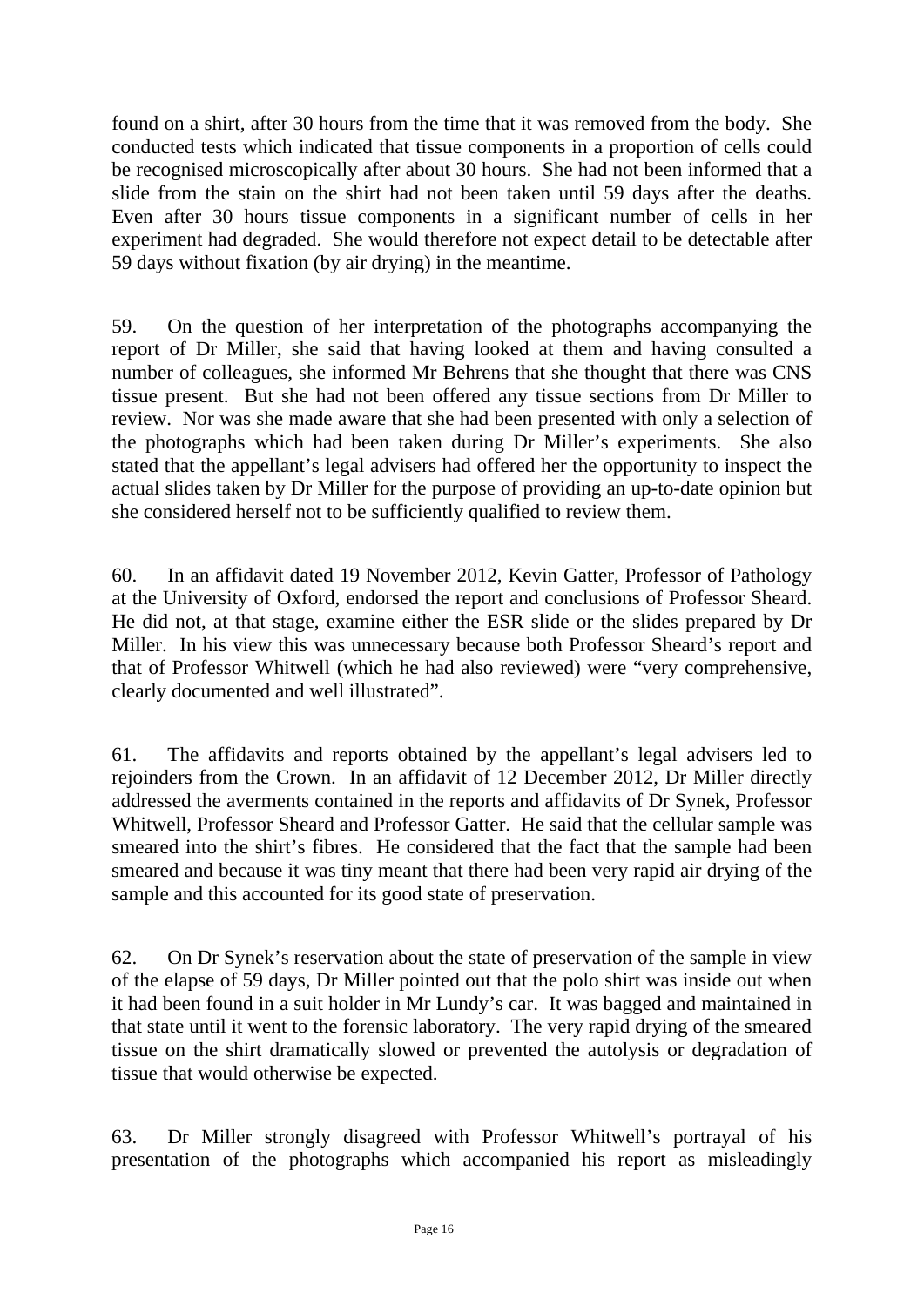found on a shirt, after 30 hours from the time that it was removed from the body. She conducted tests which indicated that tissue components in a proportion of cells could be recognised microscopically after about 30 hours. She had not been informed that a slide from the stain on the shirt had not been taken until 59 days after the deaths. Even after 30 hours tissue components in a significant number of cells in her experiment had degraded. She would therefore not expect detail to be detectable after 59 days without fixation (by air drying) in the meantime.

59. On the question of her interpretation of the photographs accompanying the report of Dr Miller, she said that having looked at them and having consulted a number of colleagues, she informed Mr Behrens that she thought that there was CNS tissue present. But she had not been offered any tissue sections from Dr Miller to review. Nor was she made aware that she had been presented with only a selection of the photographs which had been taken during Dr Miller's experiments. She also stated that the appellant's legal advisers had offered her the opportunity to inspect the actual slides taken by Dr Miller for the purpose of providing an up-to-date opinion but she considered herself not to be sufficiently qualified to review them.

60. In an affidavit dated 19 November 2012, Kevin Gatter, Professor of Pathology at the University of Oxford, endorsed the report and conclusions of Professor Sheard. He did not, at that stage, examine either the ESR slide or the slides prepared by Dr Miller. In his view this was unnecessary because both Professor Sheard's report and that of Professor Whitwell (which he had also reviewed) were "very comprehensive, clearly documented and well illustrated".

61. The affidavits and reports obtained by the appellant's legal advisers led to rejoinders from the Crown. In an affidavit of 12 December 2012, Dr Miller directly addressed the averments contained in the reports and affidavits of Dr Synek, Professor Whitwell, Professor Sheard and Professor Gatter. He said that the cellular sample was smeared into the shirt's fibres. He considered that the fact that the sample had been smeared and because it was tiny meant that there had been very rapid air drying of the sample and this accounted for its good state of preservation.

62. On Dr Synek's reservation about the state of preservation of the sample in view of the elapse of 59 days, Dr Miller pointed out that the polo shirt was inside out when it had been found in a suit holder in Mr Lundy's car. It was bagged and maintained in that state until it went to the forensic laboratory. The very rapid drying of the smeared tissue on the shirt dramatically slowed or prevented the autolysis or degradation of tissue that would otherwise be expected.

63. Dr Miller strongly disagreed with Professor Whitwell's portrayal of his presentation of the photographs which accompanied his report as misleadingly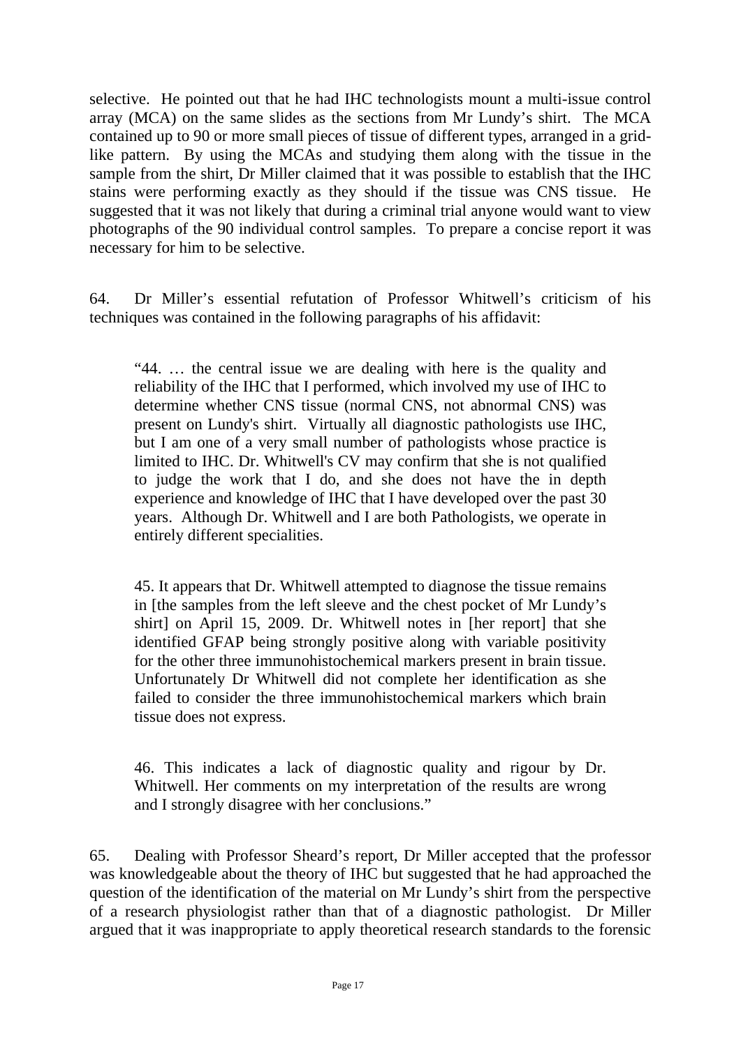selective. He pointed out that he had IHC technologists mount a multi-issue control array (MCA) on the same slides as the sections from Mr Lundy's shirt. The MCA contained up to 90 or more small pieces of tissue of different types, arranged in a grid-like pattern. By using the MCAs and studying them along with the tissue in the sample from the shirt, Dr Miller claimed that it was possible to establish that the IHC stains were performing exactly as they should if the tissue was CNS tissue. He suggested that it was not likely that during a criminal trial anyone would want to view photographs of the 90 individual control samples. To prepare a concise report it was necessary for him to be selective.

64. Dr Miller's essential refutation of Professor Whitwell's criticism of his techniques was contained in the following paragraphs of his affidavit:

> "44. … the central issue we are dealing with here is the quality and reliability of the IHC that I performed, which involved my use of IHC to determine whether CNS tissue (normal CNS, not abnormal CNS) was present on Lundy's shirt. Virtually all diagnostic pathologists use IHC, but I am one of a very small number of pathologists whose practice is limited to IHC. Dr. Whitwell's CV may confirm that she is not qualified to judge the work that I do, and she does not have the in depth experience and knowledge of IHC that I have developed over the past 30 years. Although Dr. Whitwell and I are both Pathologists, we operate in entirely different specialities.
>
> 45. It appears that Dr. Whitwell attempted to diagnose the tissue remains in [the samples from the left sleeve and the chest pocket of Mr Lundy's shirt] on April 15, 2009. Dr. Whitwell notes in [her report] that she identified GFAP being strongly positive along with variable positivity for the other three immunohistochemical markers present in brain tissue. Unfortunately Dr Whitwell did not complete her identification as she failed to consider the three immunohistochemical markers which brain tissue does not express.
>
> 46. This indicates a lack of diagnostic quality and rigour by Dr. Whitwell. Her comments on my interpretation of the results are wrong and I strongly disagree with her conclusions."

65. Dealing with Professor Sheard's report, Dr Miller accepted that the professor was knowledgeable about the theory of IHC but suggested that he had approached the question of the identification of the material on Mr Lundy's shirt from the perspective of a research physiologist rather than that of a diagnostic pathologist. Dr Miller argued that it was inappropriate to apply theoretical research standards to the forensic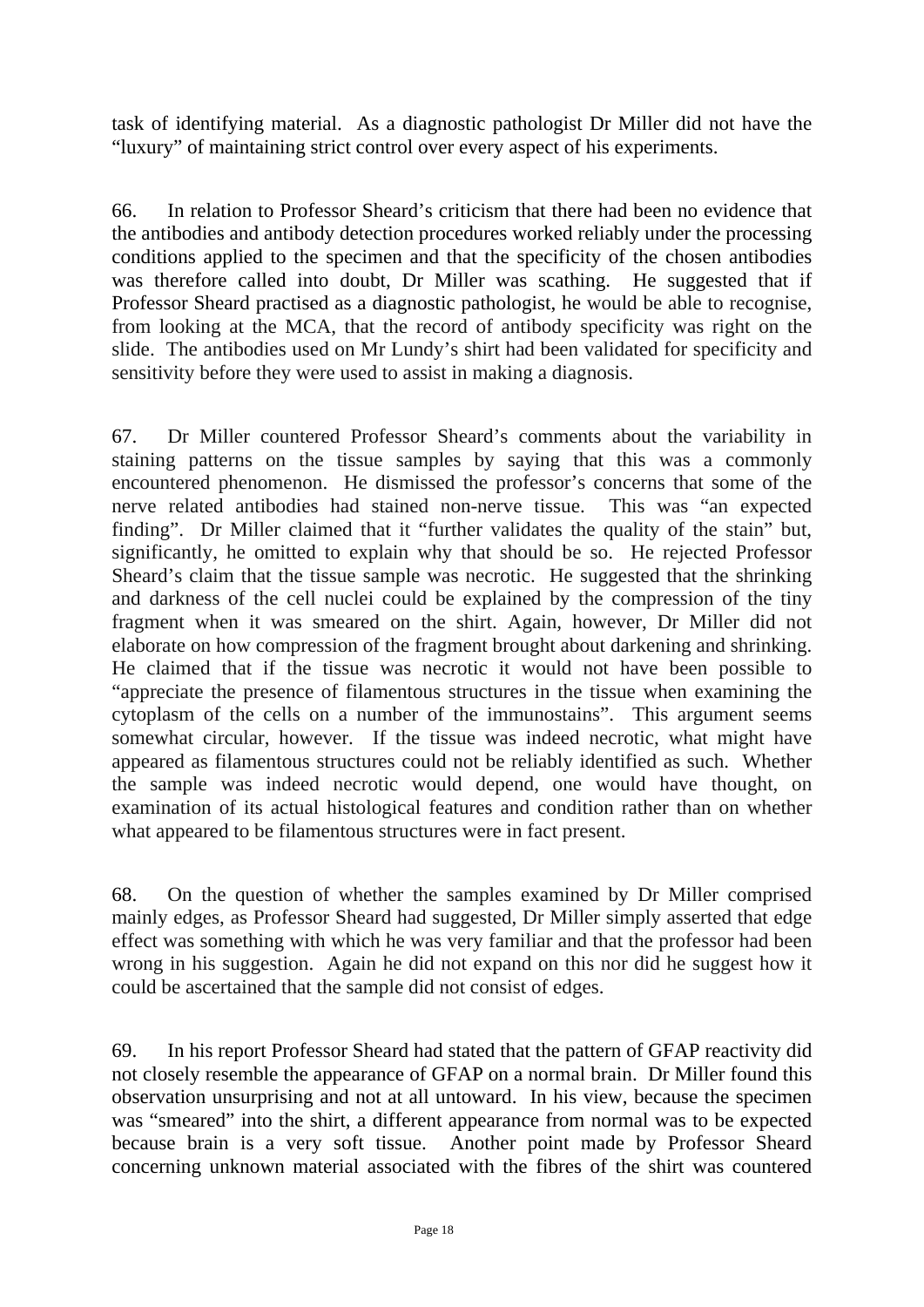task of identifying material. As a diagnostic pathologist Dr Miller did not have the "luxury" of maintaining strict control over every aspect of his experiments.

66. In relation to Professor Sheard's criticism that there had been no evidence that the antibodies and antibody detection procedures worked reliably under the processing conditions applied to the specimen and that the specificity of the chosen antibodies was therefore called into doubt, Dr Miller was scathing. He suggested that if Professor Sheard practised as a diagnostic pathologist, he would be able to recognise, from looking at the MCA, that the record of antibody specificity was right on the slide. The antibodies used on Mr Lundy's shirt had been validated for specificity and sensitivity before they were used to assist in making a diagnosis.

67. Dr Miller countered Professor Sheard's comments about the variability in staining patterns on the tissue samples by saying that this was a commonly encountered phenomenon. He dismissed the professor's concerns that some of the nerve related antibodies had stained non-nerve tissue. This was "an expected finding". Dr Miller claimed that it "further validates the quality of the stain" but, significantly, he omitted to explain why that should be so. He rejected Professor Sheard's claim that the tissue sample was necrotic. He suggested that the shrinking and darkness of the cell nuclei could be explained by the compression of the tiny fragment when it was smeared on the shirt. Again, however, Dr Miller did not elaborate on how compression of the fragment brought about darkening and shrinking. He claimed that if the tissue was necrotic it would not have been possible to "appreciate the presence of filamentous structures in the tissue when examining the cytoplasm of the cells on a number of the immunostains". This argument seems somewhat circular, however. If the tissue was indeed necrotic, what might have appeared as filamentous structures could not be reliably identified as such. Whether the sample was indeed necrotic would depend, one would have thought, on examination of its actual histological features and condition rather than on whether what appeared to be filamentous structures were in fact present.

68. On the question of whether the samples examined by Dr Miller comprised mainly edges, as Professor Sheard had suggested, Dr Miller simply asserted that edge effect was something with which he was very familiar and that the professor had been wrong in his suggestion. Again he did not expand on this nor did he suggest how it could be ascertained that the sample did not consist of edges.

69. In his report Professor Sheard had stated that the pattern of GFAP reactivity did not closely resemble the appearance of GFAP on a normal brain. Dr Miller found this observation unsurprising and not at all untoward. In his view, because the specimen was "smeared" into the shirt, a different appearance from normal was to be expected because brain is a very soft tissue. Another point made by Professor Sheard concerning unknown material associated with the fibres of the shirt was countered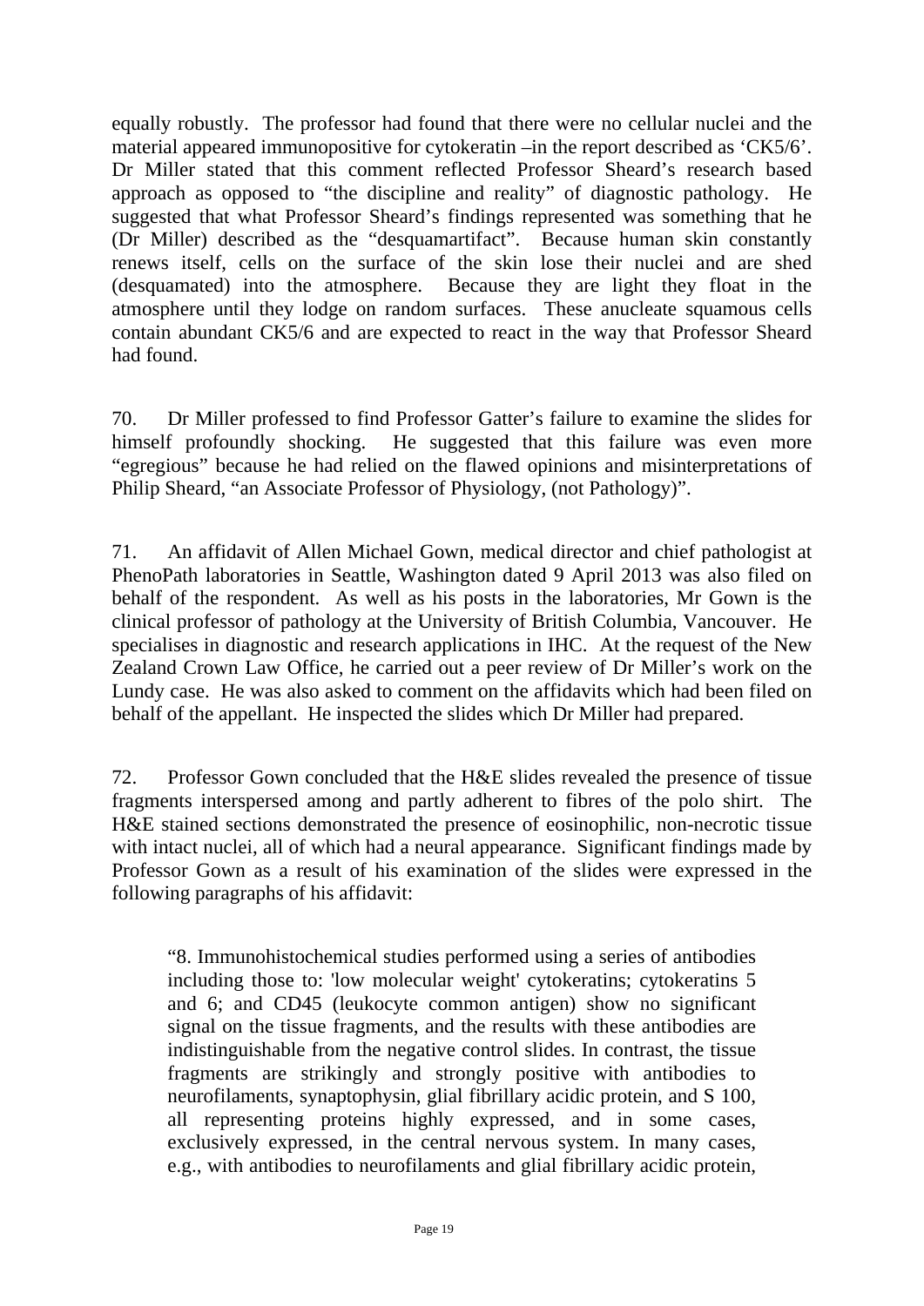equally robustly. The professor had found that there were no cellular nuclei and the material appeared immunopositive for cytokeratin –in the report described as 'CK5/6'. Dr Miller stated that this comment reflected Professor Sheard's research based approach as opposed to "the discipline and reality" of diagnostic pathology. He suggested that what Professor Sheard's findings represented was something that he (Dr Miller) described as the "desquamartifact". Because human skin constantly renews itself, cells on the surface of the skin lose their nuclei and are shed (desquamated) into the atmosphere. Because they are light they float in the atmosphere until they lodge on random surfaces. These anucleate squamous cells contain abundant CK5/6 and are expected to react in the way that Professor Sheard had found.

70. Dr Miller professed to find Professor Gatter's failure to examine the slides for himself profoundly shocking. He suggested that this failure was even more "egregious" because he had relied on the flawed opinions and misinterpretations of Philip Sheard, "an Associate Professor of Physiology, (not Pathology)".

71. An affidavit of Allen Michael Gown, medical director and chief pathologist at PhenoPath laboratories in Seattle, Washington dated 9 April 2013 was also filed on behalf of the respondent. As well as his posts in the laboratories, Mr Gown is the clinical professor of pathology at the University of British Columbia, Vancouver. He specialises in diagnostic and research applications in IHC. At the request of the New Zealand Crown Law Office, he carried out a peer review of Dr Miller's work on the Lundy case. He was also asked to comment on the affidavits which had been filed on behalf of the appellant. He inspected the slides which Dr Miller had prepared.

72. Professor Gown concluded that the H&E slides revealed the presence of tissue fragments interspersed among and partly adherent to fibres of the polo shirt. The H&E stained sections demonstrated the presence of eosinophilic, non-necrotic tissue with intact nuclei, all of which had a neural appearance. Significant findings made by Professor Gown as a result of his examination of the slides were expressed in the following paragraphs of his affidavit:

> "8. Immunohistochemical studies performed using a series of antibodies including those to: 'low molecular weight' cytokeratins; cytokeratins 5 and 6; and CD45 (leukocyte common antigen) show no significant signal on the tissue fragments, and the results with these antibodies are indistinguishable from the negative control slides. In contrast, the tissue fragments are strikingly and strongly positive with antibodies to neurofilaments, synaptophysin, glial fibrillary acidic protein, and S 100, all representing proteins highly expressed, and in some cases, exclusively expressed, in the central nervous system. In many cases, e.g., with antibodies to neurofilaments and glial fibrillary acidic protein,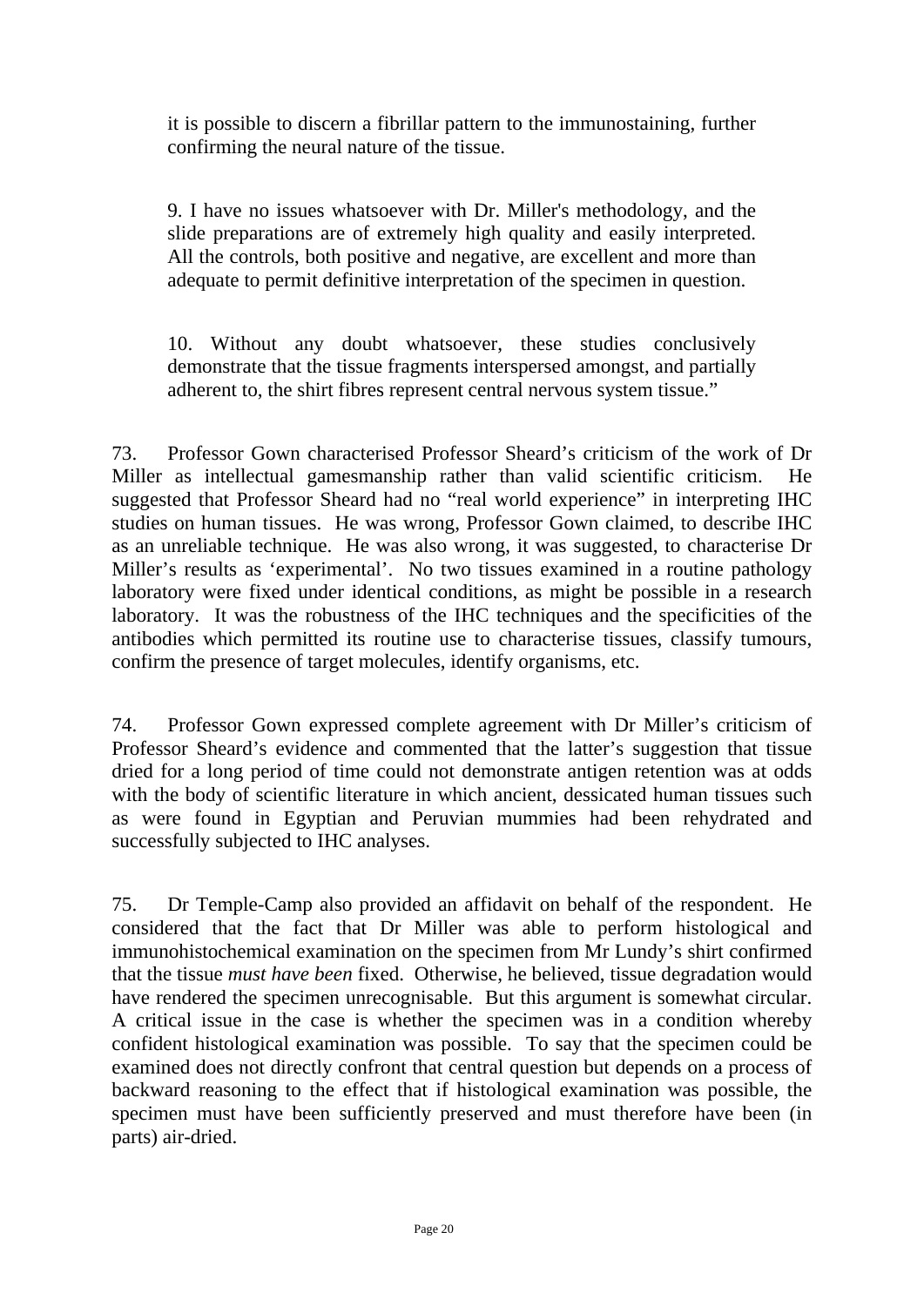it is possible to discern a fibrillar pattern to the immunostaining, further confirming the neural nature of the tissue.

9. I have no issues whatsoever with Dr. Miller's methodology, and the slide preparations are of extremely high quality and easily interpreted. All the controls, both positive and negative, are excellent and more than adequate to permit definitive interpretation of the specimen in question.

10. Without any doubt whatsoever, these studies conclusively demonstrate that the tissue fragments interspersed amongst, and partially adherent to, the shirt fibres represent central nervous system tissue."

73. Professor Gown characterised Professor Sheard's criticism of the work of Dr Miller as intellectual gamesmanship rather than valid scientific criticism. He suggested that Professor Sheard had no "real world experience" in interpreting IHC studies on human tissues. He was wrong, Professor Gown claimed, to describe IHC as an unreliable technique. He was also wrong, it was suggested, to characterise Dr Miller's results as 'experimental'. No two tissues examined in a routine pathology laboratory were fixed under identical conditions, as might be possible in a research laboratory. It was the robustness of the IHC techniques and the specificities of the antibodies which permitted its routine use to characterise tissues, classify tumours, confirm the presence of target molecules, identify organisms, etc.

74. Professor Gown expressed complete agreement with Dr Miller's criticism of Professor Sheard's evidence and commented that the latter's suggestion that tissue dried for a long period of time could not demonstrate antigen retention was at odds with the body of scientific literature in which ancient, dessicated human tissues such as were found in Egyptian and Peruvian mummies had been rehydrated and successfully subjected to IHC analyses.

75. Dr Temple-Camp also provided an affidavit on behalf of the respondent. He considered that the fact that Dr Miller was able to perform histological and immunohistochemical examination on the specimen from Mr Lundy's shirt confirmed that the tissue *must have been* fixed. Otherwise, he believed, tissue degradation would have rendered the specimen unrecognisable. But this argument is somewhat circular. A critical issue in the case is whether the specimen was in a condition whereby confident histological examination was possible. To say that the specimen could be examined does not directly confront that central question but depends on a process of backward reasoning to the effect that if histological examination was possible, the specimen must have been sufficiently preserved and must therefore have been (in parts) air-dried.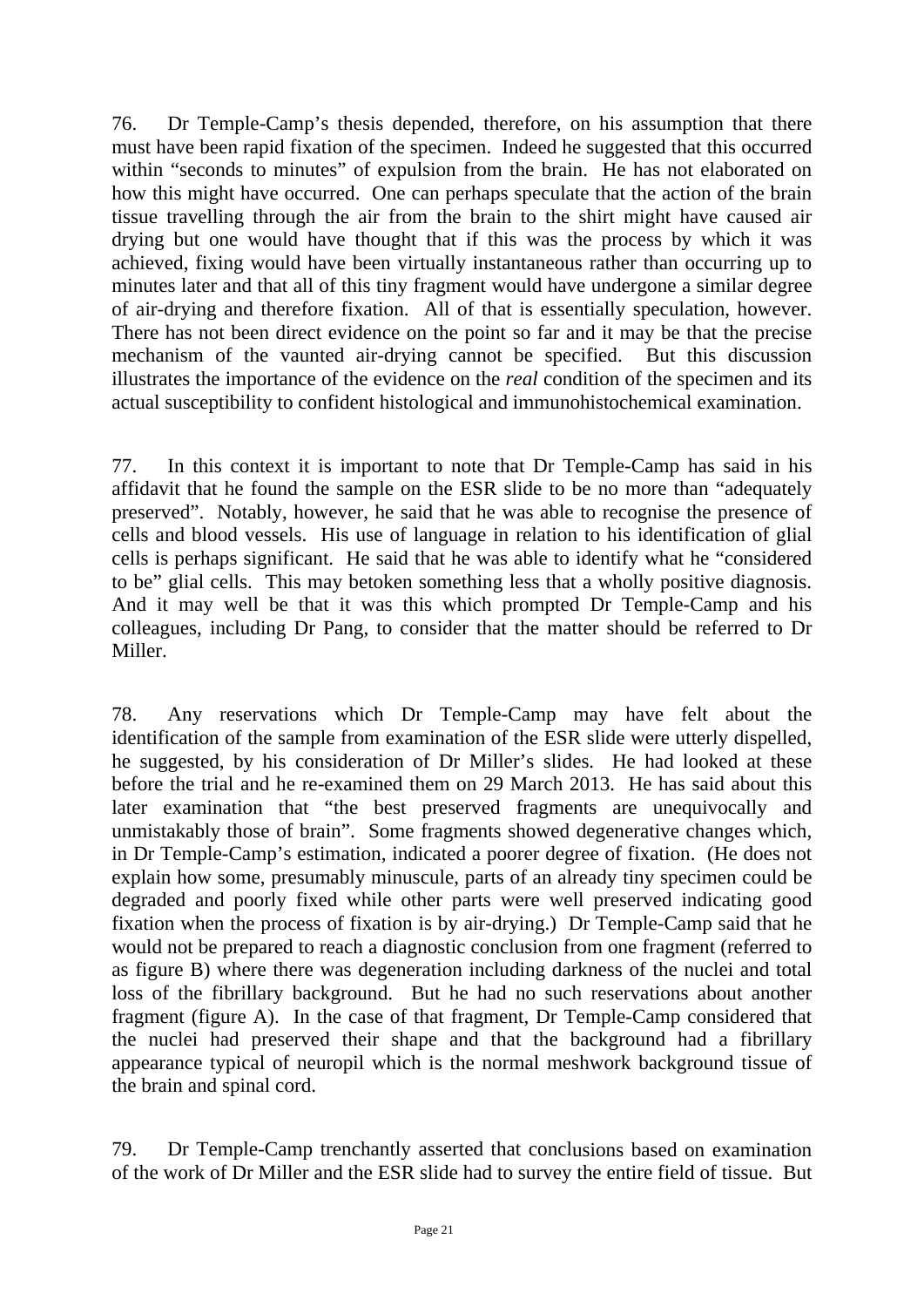76. Dr Temple-Camp's thesis depended, therefore, on his assumption that there must have been rapid fixation of the specimen. Indeed he suggested that this occurred within "seconds to minutes" of expulsion from the brain. He has not elaborated on how this might have occurred. One can perhaps speculate that the action of the brain tissue travelling through the air from the brain to the shirt might have caused air drying but one would have thought that if this was the process by which it was achieved, fixing would have been virtually instantaneous rather than occurring up to minutes later and that all of this tiny fragment would have undergone a similar degree of air-drying and therefore fixation. All of that is essentially speculation, however. There has not been direct evidence on the point so far and it may be that the precise mechanism of the vaunted air-drying cannot be specified. But this discussion illustrates the importance of the evidence on the *real* condition of the specimen and its actual susceptibility to confident histological and immunohistochemical examination.

77. In this context it is important to note that Dr Temple-Camp has said in his affidavit that he found the sample on the ESR slide to be no more than "adequately preserved". Notably, however, he said that he was able to recognise the presence of cells and blood vessels. His use of language in relation to his identification of glial cells is perhaps significant. He said that he was able to identify what he "considered to be" glial cells. This may betoken something less that a wholly positive diagnosis. And it may well be that it was this which prompted Dr Temple-Camp and his colleagues, including Dr Pang, to consider that the matter should be referred to Dr Miller.

78. Any reservations which Dr Temple-Camp may have felt about the identification of the sample from examination of the ESR slide were utterly dispelled, he suggested, by his consideration of Dr Miller's slides. He had looked at these before the trial and he re-examined them on 29 March 2013. He has said about this later examination that "the best preserved fragments are unequivocally and unmistakably those of brain". Some fragments showed degenerative changes which, in Dr Temple-Camp's estimation, indicated a poorer degree of fixation. (He does not explain how some, presumably minuscule, parts of an already tiny specimen could be degraded and poorly fixed while other parts were well preserved indicating good fixation when the process of fixation is by air-drying.) Dr Temple-Camp said that he would not be prepared to reach a diagnostic conclusion from one fragment (referred to as figure B) where there was degeneration including darkness of the nuclei and total loss of the fibrillary background. But he had no such reservations about another fragment (figure A). In the case of that fragment, Dr Temple-Camp considered that the nuclei had preserved their shape and that the background had a fibrillary appearance typical of neuropil which is the normal meshwork background tissue of the brain and spinal cord.

79. Dr Temple-Camp trenchantly asserted that conclusions based on examination of the work of Dr Miller and the ESR slide had to survey the entire field of tissue. But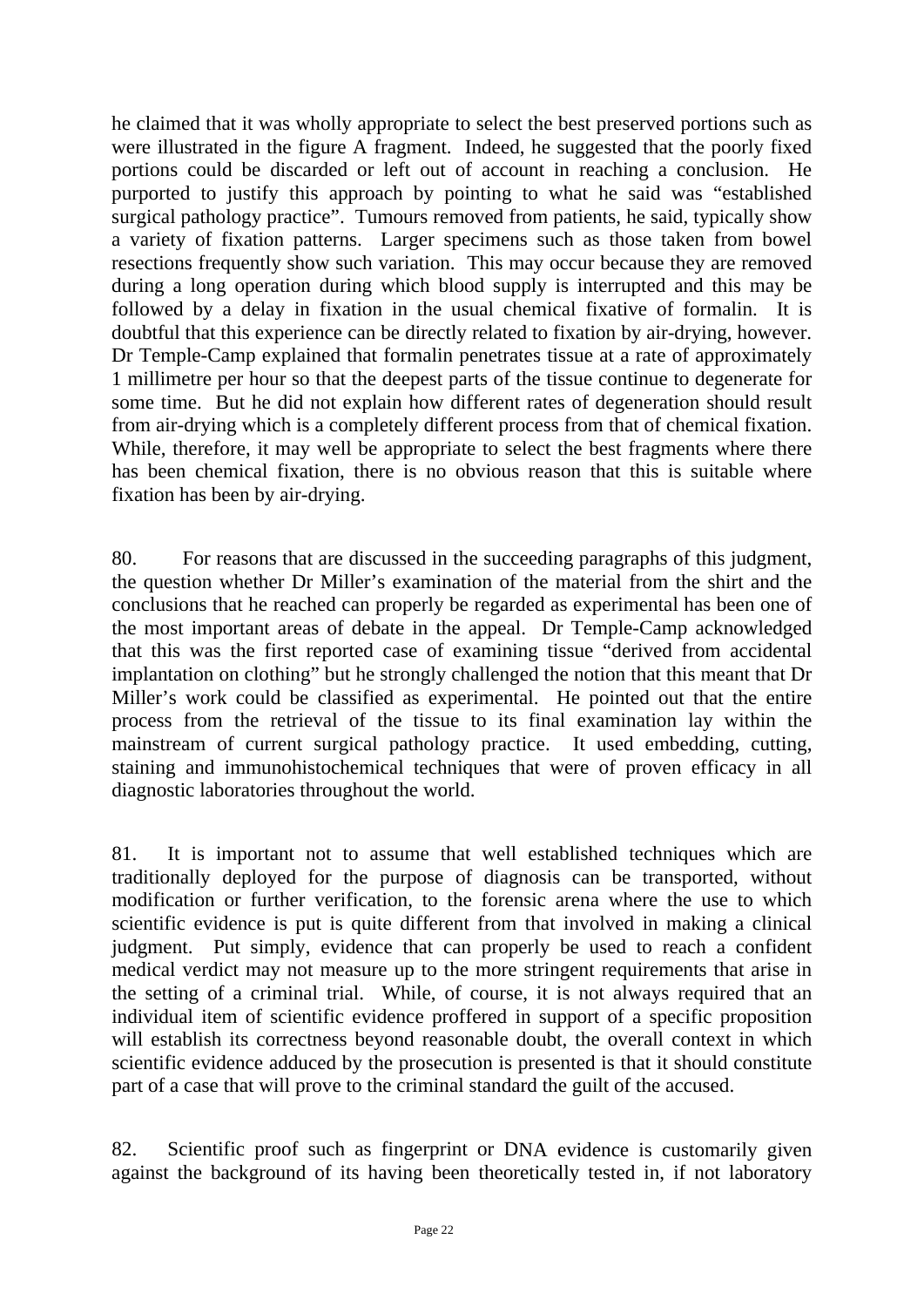he claimed that it was wholly appropriate to select the best preserved portions such as were illustrated in the figure A fragment. Indeed, he suggested that the poorly fixed portions could be discarded or left out of account in reaching a conclusion. He purported to justify this approach by pointing to what he said was "established surgical pathology practice". Tumours removed from patients, he said, typically show a variety of fixation patterns. Larger specimens such as those taken from bowel resections frequently show such variation. This may occur because they are removed during a long operation during which blood supply is interrupted and this may be followed by a delay in fixation in the usual chemical fixative of formalin. It is doubtful that this experience can be directly related to fixation by air-drying, however. Dr Temple-Camp explained that formalin penetrates tissue at a rate of approximately 1 millimetre per hour so that the deepest parts of the tissue continue to degenerate for some time. But he did not explain how different rates of degeneration should result from air-drying which is a completely different process from that of chemical fixation. While, therefore, it may well be appropriate to select the best fragments where there has been chemical fixation, there is no obvious reason that this is suitable where fixation has been by air-drying.

80. For reasons that are discussed in the succeeding paragraphs of this judgment, the question whether Dr Miller's examination of the material from the shirt and the conclusions that he reached can properly be regarded as experimental has been one of the most important areas of debate in the appeal. Dr Temple-Camp acknowledged that this was the first reported case of examining tissue "derived from accidental implantation on clothing" but he strongly challenged the notion that this meant that Dr Miller's work could be classified as experimental. He pointed out that the entire process from the retrieval of the tissue to its final examination lay within the mainstream of current surgical pathology practice. It used embedding, cutting, staining and immunohistochemical techniques that were of proven efficacy in all diagnostic laboratories throughout the world.

81. It is important not to assume that well established techniques which are traditionally deployed for the purpose of diagnosis can be transported, without modification or further verification, to the forensic arena where the use to which scientific evidence is put is quite different from that involved in making a clinical judgment. Put simply, evidence that can properly be used to reach a confident medical verdict may not measure up to the more stringent requirements that arise in the setting of a criminal trial. While, of course, it is not always required that an individual item of scientific evidence proffered in support of a specific proposition will establish its correctness beyond reasonable doubt, the overall context in which scientific evidence adduced by the prosecution is presented is that it should constitute part of a case that will prove to the criminal standard the guilt of the accused.

82. Scientific proof such as fingerprint or DNA evidence is customarily given against the background of its having been theoretically tested in, if not laboratory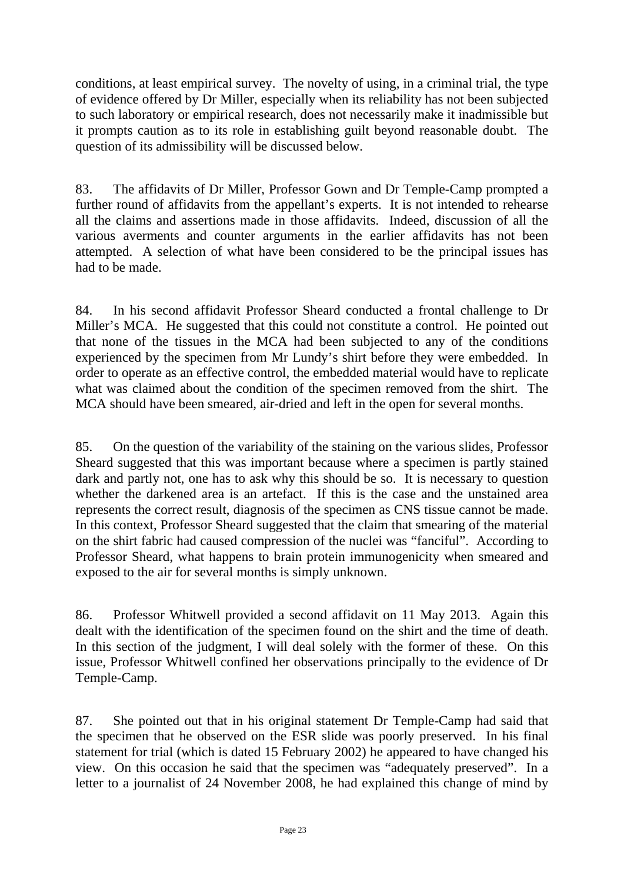conditions, at least empirical survey. The novelty of using, in a criminal trial, the type of evidence offered by Dr Miller, especially when its reliability has not been subjected to such laboratory or empirical research, does not necessarily make it inadmissible but it prompts caution as to its role in establishing guilt beyond reasonable doubt. The question of its admissibility will be discussed below.

83. The affidavits of Dr Miller, Professor Gown and Dr Temple-Camp prompted a further round of affidavits from the appellant's experts. It is not intended to rehearse all the claims and assertions made in those affidavits. Indeed, discussion of all the various averments and counter arguments in the earlier affidavits has not been attempted. A selection of what have been considered to be the principal issues has had to be made.

84. In his second affidavit Professor Sheard conducted a frontal challenge to Dr Miller's MCA. He suggested that this could not constitute a control. He pointed out that none of the tissues in the MCA had been subjected to any of the conditions experienced by the specimen from Mr Lundy's shirt before they were embedded. In order to operate as an effective control, the embedded material would have to replicate what was claimed about the condition of the specimen removed from the shirt. The MCA should have been smeared, air-dried and left in the open for several months.

85. On the question of the variability of the staining on the various slides, Professor Sheard suggested that this was important because where a specimen is partly stained dark and partly not, one has to ask why this should be so. It is necessary to question whether the darkened area is an artefact. If this is the case and the unstained area represents the correct result, diagnosis of the specimen as CNS tissue cannot be made. In this context, Professor Sheard suggested that the claim that smearing of the material on the shirt fabric had caused compression of the nuclei was "fanciful". According to Professor Sheard, what happens to brain protein immunogenicity when smeared and exposed to the air for several months is simply unknown.

86. Professor Whitwell provided a second affidavit on 11 May 2013. Again this dealt with the identification of the specimen found on the shirt and the time of death. In this section of the judgment, I will deal solely with the former of these. On this issue, Professor Whitwell confined her observations principally to the evidence of Dr Temple-Camp.

87. She pointed out that in his original statement Dr Temple-Camp had said that the specimen that he observed on the ESR slide was poorly preserved. In his final statement for trial (which is dated 15 February 2002) he appeared to have changed his view. On this occasion he said that the specimen was "adequately preserved". In a letter to a journalist of 24 November 2008, he had explained this change of mind by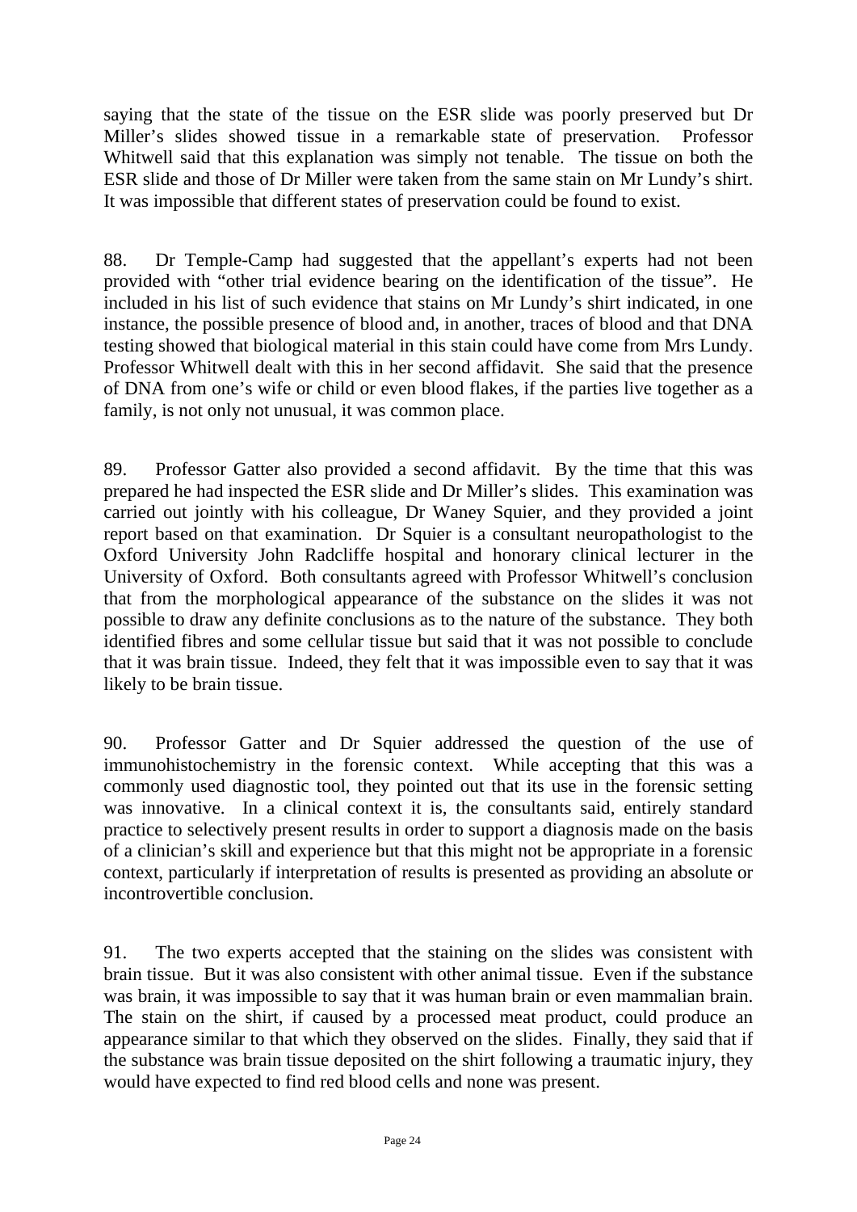saying that the state of the tissue on the ESR slide was poorly preserved but Dr Miller's slides showed tissue in a remarkable state of preservation. Professor Whitwell said that this explanation was simply not tenable. The tissue on both the ESR slide and those of Dr Miller were taken from the same stain on Mr Lundy's shirt. It was impossible that different states of preservation could be found to exist.

88. Dr Temple-Camp had suggested that the appellant's experts had not been provided with "other trial evidence bearing on the identification of the tissue". He included in his list of such evidence that stains on Mr Lundy's shirt indicated, in one instance, the possible presence of blood and, in another, traces of blood and that DNA testing showed that biological material in this stain could have come from Mrs Lundy. Professor Whitwell dealt with this in her second affidavit. She said that the presence of DNA from one's wife or child or even blood flakes, if the parties live together as a family, is not only not unusual, it was common place.

89. Professor Gatter also provided a second affidavit. By the time that this was prepared he had inspected the ESR slide and Dr Miller's slides. This examination was carried out jointly with his colleague, Dr Waney Squier, and they provided a joint report based on that examination. Dr Squier is a consultant neuropathologist to the Oxford University John Radcliffe hospital and honorary clinical lecturer in the University of Oxford. Both consultants agreed with Professor Whitwell's conclusion that from the morphological appearance of the substance on the slides it was not possible to draw any definite conclusions as to the nature of the substance. They both identified fibres and some cellular tissue but said that it was not possible to conclude that it was brain tissue. Indeed, they felt that it was impossible even to say that it was likely to be brain tissue.

90. Professor Gatter and Dr Squier addressed the question of the use of immunohistochemistry in the forensic context. While accepting that this was a commonly used diagnostic tool, they pointed out that its use in the forensic setting was innovative. In a clinical context it is, the consultants said, entirely standard practice to selectively present results in order to support a diagnosis made on the basis of a clinician's skill and experience but that this might not be appropriate in a forensic context, particularly if interpretation of results is presented as providing an absolute or incontrovertible conclusion.

91. The two experts accepted that the staining on the slides was consistent with brain tissue. But it was also consistent with other animal tissue. Even if the substance was brain, it was impossible to say that it was human brain or even mammalian brain. The stain on the shirt, if caused by a processed meat product, could produce an appearance similar to that which they observed on the slides. Finally, they said that if the substance was brain tissue deposited on the shirt following a traumatic injury, they would have expected to find red blood cells and none was present.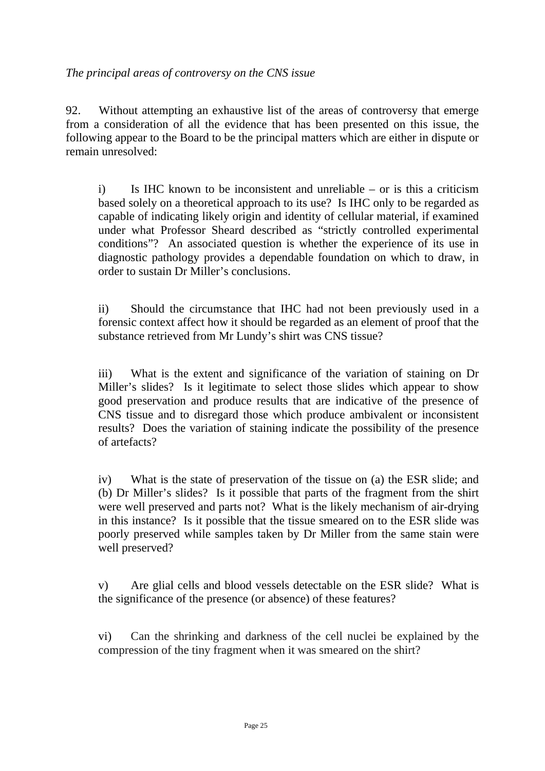*The principal areas of controversy on the CNS issue*

92. Without attempting an exhaustive list of the areas of controversy that emerge from a consideration of all the evidence that has been presented on this issue, the following appear to the Board to be the principal matters which are either in dispute or remain unresolved:

i) Is IHC known to be inconsistent and unreliable – or is this a criticism based solely on a theoretical approach to its use? Is IHC only to be regarded as capable of indicating likely origin and identity of cellular material, if examined under what Professor Sheard described as "strictly controlled experimental conditions"? An associated question is whether the experience of its use in diagnostic pathology provides a dependable foundation on which to draw, in order to sustain Dr Miller's conclusions.

ii) Should the circumstance that IHC had not been previously used in a forensic context affect how it should be regarded as an element of proof that the substance retrieved from Mr Lundy's shirt was CNS tissue?

iii) What is the extent and significance of the variation of staining on Dr Miller's slides? Is it legitimate to select those slides which appear to show good preservation and produce results that are indicative of the presence of CNS tissue and to disregard those which produce ambivalent or inconsistent results? Does the variation of staining indicate the possibility of the presence of artefacts?

iv) What is the state of preservation of the tissue on (a) the ESR slide; and (b) Dr Miller's slides? Is it possible that parts of the fragment from the shirt were well preserved and parts not? What is the likely mechanism of air-drying in this instance? Is it possible that the tissue smeared on to the ESR slide was poorly preserved while samples taken by Dr Miller from the same stain were well preserved?

v) Are glial cells and blood vessels detectable on the ESR slide? What is the significance of the presence (or absence) of these features?

vi) Can the shrinking and darkness of the cell nuclei be explained by the compression of the tiny fragment when it was smeared on the shirt?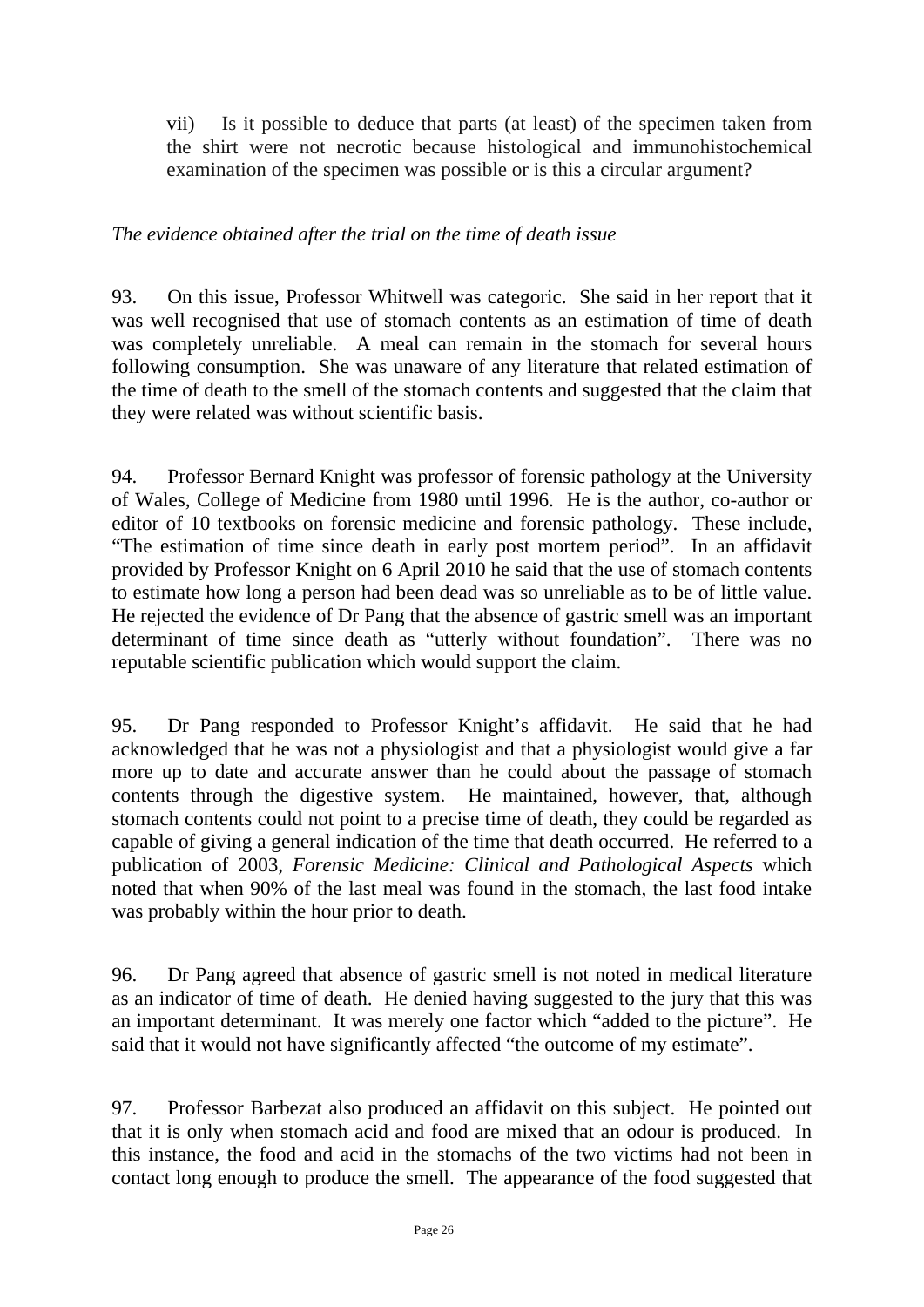vii) Is it possible to deduce that parts (at least) of the specimen taken from the shirt were not necrotic because histological and immunohistochemical examination of the specimen was possible or is this a circular argument?

*The evidence obtained after the trial on the time of death issue*

93. On this issue, Professor Whitwell was categoric. She said in her report that it was well recognised that use of stomach contents as an estimation of time of death was completely unreliable. A meal can remain in the stomach for several hours following consumption. She was unaware of any literature that related estimation of the time of death to the smell of the stomach contents and suggested that the claim that they were related was without scientific basis.

94. Professor Bernard Knight was professor of forensic pathology at the University of Wales, College of Medicine from 1980 until 1996. He is the author, co-author or editor of 10 textbooks on forensic medicine and forensic pathology. These include, "The estimation of time since death in early post mortem period". In an affidavit provided by Professor Knight on 6 April 2010 he said that the use of stomach contents to estimate how long a person had been dead was so unreliable as to be of little value. He rejected the evidence of Dr Pang that the absence of gastric smell was an important determinant of time since death as "utterly without foundation". There was no reputable scientific publication which would support the claim.

95. Dr Pang responded to Professor Knight's affidavit. He said that he had acknowledged that he was not a physiologist and that a physiologist would give a far more up to date and accurate answer than he could about the passage of stomach contents through the digestive system. He maintained, however, that, although stomach contents could not point to a precise time of death, they could be regarded as capable of giving a general indication of the time that death occurred. He referred to a publication of 2003, *Forensic Medicine: Clinical and Pathological Aspects* which noted that when 90% of the last meal was found in the stomach, the last food intake was probably within the hour prior to death.

96. Dr Pang agreed that absence of gastric smell is not noted in medical literature as an indicator of time of death. He denied having suggested to the jury that this was an important determinant. It was merely one factor which "added to the picture". He said that it would not have significantly affected "the outcome of my estimate".

97. Professor Barbezat also produced an affidavit on this subject. He pointed out that it is only when stomach acid and food are mixed that an odour is produced. In this instance, the food and acid in the stomachs of the two victims had not been in contact long enough to produce the smell. The appearance of the food suggested that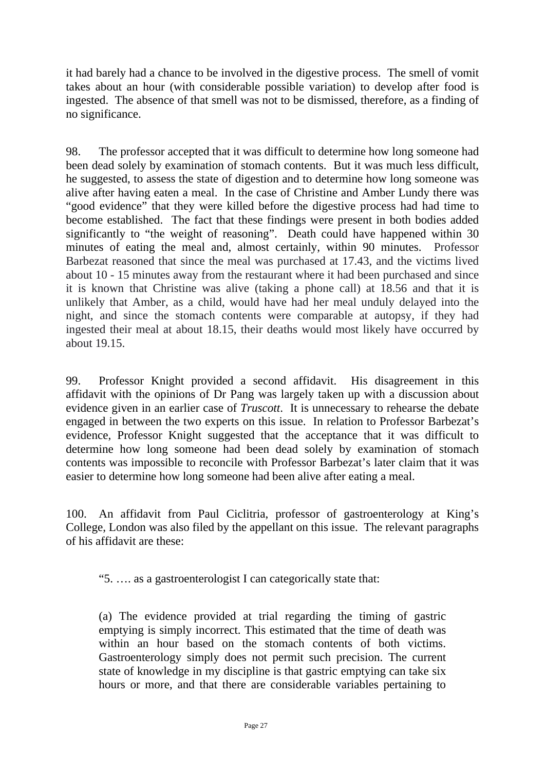it had barely had a chance to be involved in the digestive process. The smell of vomit takes about an hour (with considerable possible variation) to develop after food is ingested. The absence of that smell was not to be dismissed, therefore, as a finding of no significance.

98. The professor accepted that it was difficult to determine how long someone had been dead solely by examination of stomach contents. But it was much less difficult, he suggested, to assess the state of digestion and to determine how long someone was alive after having eaten a meal. In the case of Christine and Amber Lundy there was "good evidence" that they were killed before the digestive process had had time to become established. The fact that these findings were present in both bodies added significantly to "the weight of reasoning". Death could have happened within 30 minutes of eating the meal and, almost certainly, within 90 minutes. Professor Barbezat reasoned that since the meal was purchased at 17.43, and the victims lived about 10 - 15 minutes away from the restaurant where it had been purchased and since it is known that Christine was alive (taking a phone call) at 18.56 and that it is unlikely that Amber, as a child, would have had her meal unduly delayed into the night, and since the stomach contents were comparable at autopsy, if they had ingested their meal at about 18.15, their deaths would most likely have occurred by about 19.15.

99. Professor Knight provided a second affidavit. His disagreement in this affidavit with the opinions of Dr Pang was largely taken up with a discussion about evidence given in an earlier case of *Truscott*. It is unnecessary to rehearse the debate engaged in between the two experts on this issue. In relation to Professor Barbezat's evidence, Professor Knight suggested that the acceptance that it was difficult to determine how long someone had been dead solely by examination of stomach contents was impossible to reconcile with Professor Barbezat's later claim that it was easier to determine how long someone had been alive after eating a meal.

100. An affidavit from Paul Ciclitria, professor of gastroenterology at King's College, London was also filed by the appellant on this issue. The relevant paragraphs of his affidavit are these:

> "5. …. as a gastroenterologist I can categorically state that:
>
> (a) The evidence provided at trial regarding the timing of gastric emptying is simply incorrect. This estimated that the time of death was within an hour based on the stomach contents of both victims. Gastroenterology simply does not permit such precision. The current state of knowledge in my discipline is that gastric emptying can take six hours or more, and that there are considerable variables pertaining to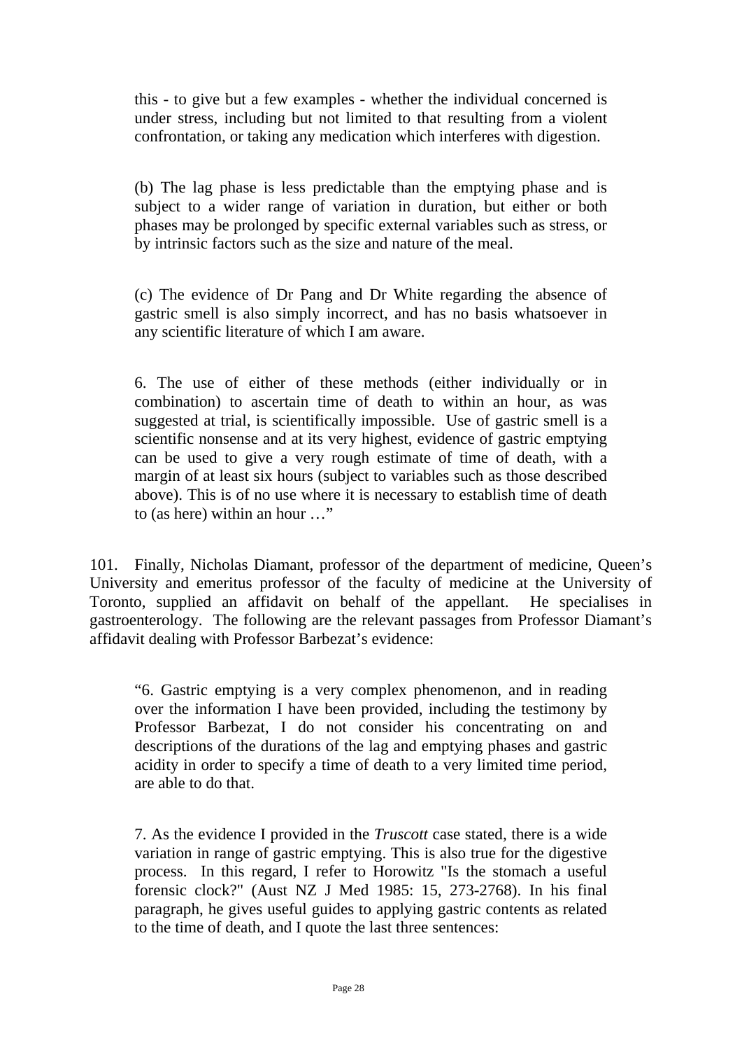this - to give but a few examples - whether the individual concerned is under stress, including but not limited to that resulting from a violent confrontation, or taking any medication which interferes with digestion.

(b) The lag phase is less predictable than the emptying phase and is subject to a wider range of variation in duration, but either or both phases may be prolonged by specific external variables such as stress, or by intrinsic factors such as the size and nature of the meal.

(c) The evidence of Dr Pang and Dr White regarding the absence of gastric smell is also simply incorrect, and has no basis whatsoever in any scientific literature of which I am aware.

6. The use of either of these methods (either individually or in combination) to ascertain time of death to within an hour, as was suggested at trial, is scientifically impossible. Use of gastric smell is a scientific nonsense and at its very highest, evidence of gastric emptying can be used to give a very rough estimate of time of death, with a margin of at least six hours (subject to variables such as those described above). This is of no use where it is necessary to establish time of death to (as here) within an hour …"

101. Finally, Nicholas Diamant, professor of the department of medicine, Queen's University and emeritus professor of the faculty of medicine at the University of Toronto, supplied an affidavit on behalf of the appellant. He specialises in gastroenterology. The following are the relevant passages from Professor Diamant's affidavit dealing with Professor Barbezat's evidence:

"6. Gastric emptying is a very complex phenomenon, and in reading over the information I have been provided, including the testimony by Professor Barbezat, I do not consider his concentrating on and descriptions of the durations of the lag and emptying phases and gastric acidity in order to specify a time of death to a very limited time period, are able to do that.

7. As the evidence I provided in the *Truscott* case stated, there is a wide variation in range of gastric emptying. This is also true for the digestive process. In this regard, I refer to Horowitz "Is the stomach a useful forensic clock?" (Aust NZ J Med 1985: 15, 273-2768). In his final paragraph, he gives useful guides to applying gastric contents as related to the time of death, and I quote the last three sentences: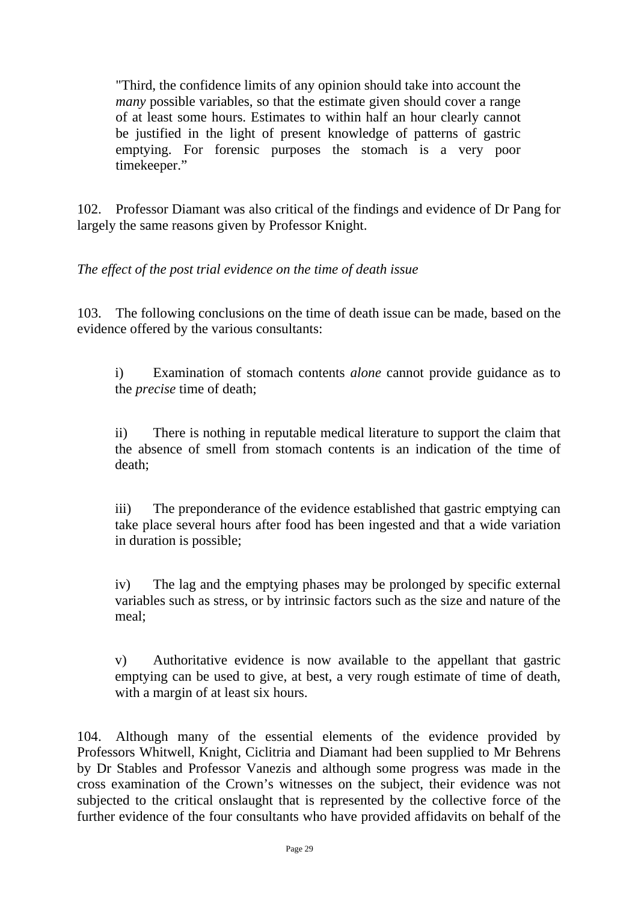> "Third, the confidence limits of any opinion should take into account the *many* possible variables, so that the estimate given should cover a range of at least some hours. Estimates to within half an hour clearly cannot be justified in the light of present knowledge of patterns of gastric emptying. For forensic purposes the stomach is a very poor timekeeper."

102. Professor Diamant was also critical of the findings and evidence of Dr Pang for largely the same reasons given by Professor Knight.

*The effect of the post trial evidence on the time of death issue*

103. The following conclusions on the time of death issue can be made, based on the evidence offered by the various consultants:

> i) Examination of stomach contents *alone* cannot provide guidance as to the *precise* time of death;
>
> ii) There is nothing in reputable medical literature to support the claim that the absence of smell from stomach contents is an indication of the time of death;
>
> iii) The preponderance of the evidence established that gastric emptying can take place several hours after food has been ingested and that a wide variation in duration is possible;
>
> iv) The lag and the emptying phases may be prolonged by specific external variables such as stress, or by intrinsic factors such as the size and nature of the meal;
>
> v) Authoritative evidence is now available to the appellant that gastric emptying can be used to give, at best, a very rough estimate of time of death, with a margin of at least six hours.

104. Although many of the essential elements of the evidence provided by Professors Whitwell, Knight, Ciclitria and Diamant had been supplied to Mr Behrens by Dr Stables and Professor Vanezis and although some progress was made in the cross examination of the Crown's witnesses on the subject, their evidence was not subjected to the critical onslaught that is represented by the collective force of the further evidence of the four consultants who have provided affidavits on behalf of the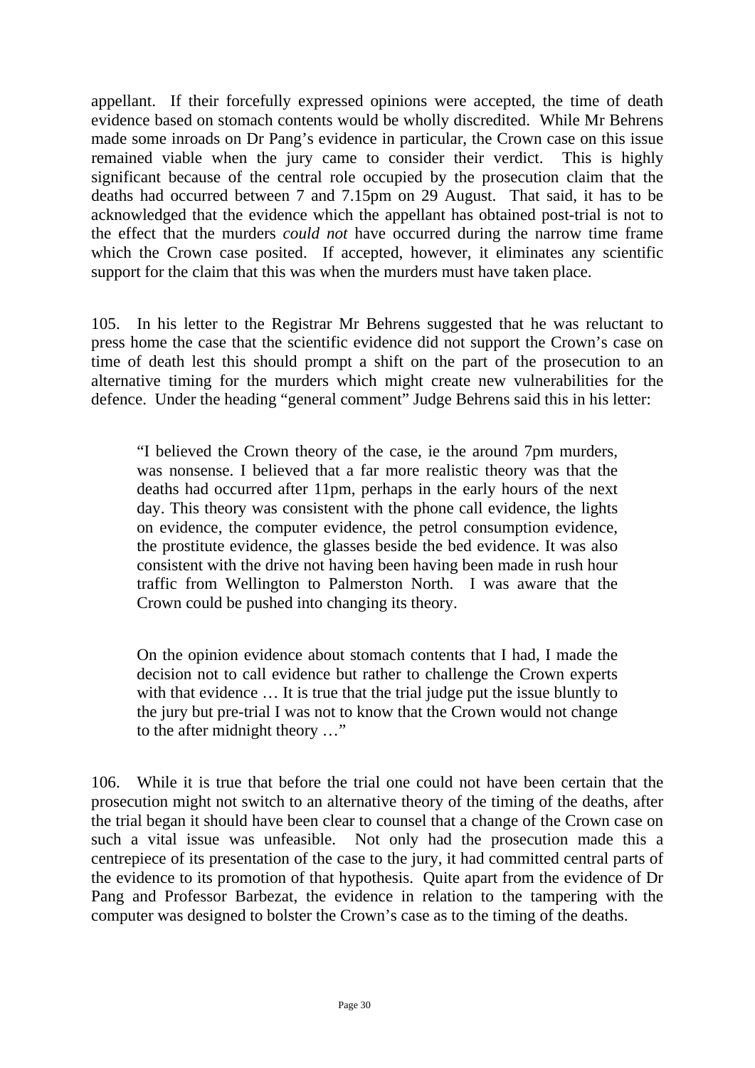appellant. If their forcefully expressed opinions were accepted, the time of death evidence based on stomach contents would be wholly discredited. While Mr Behrens made some inroads on Dr Pang's evidence in particular, the Crown case on this issue remained viable when the jury came to consider their verdict. This is highly significant because of the central role occupied by the prosecution claim that the deaths had occurred between 7 and 7.15pm on 29 August. That said, it has to be acknowledged that the evidence which the appellant has obtained post-trial is not to the effect that the murders *could not* have occurred during the narrow time frame which the Crown case posited. If accepted, however, it eliminates any scientific support for the claim that this was when the murders must have taken place.

105. In his letter to the Registrar Mr Behrens suggested that he was reluctant to press home the case that the scientific evidence did not support the Crown's case on time of death lest this should prompt a shift on the part of the prosecution to an alternative timing for the murders which might create new vulnerabilities for the defence. Under the heading "general comment" Judge Behrens said this in his letter:

> "I believed the Crown theory of the case, ie the around 7pm murders, was nonsense. I believed that a far more realistic theory was that the deaths had occurred after 11pm, perhaps in the early hours of the next day. This theory was consistent with the phone call evidence, the lights on evidence, the computer evidence, the petrol consumption evidence, the prostitute evidence, the glasses beside the bed evidence. It was also consistent with the drive not having been having been made in rush hour traffic from Wellington to Palmerston North. I was aware that the Crown could be pushed into changing its theory.
>
> On the opinion evidence about stomach contents that I had, I made the decision not to call evidence but rather to challenge the Crown experts with that evidence … It is true that the trial judge put the issue bluntly to the jury but pre-trial I was not to know that the Crown would not change to the after midnight theory …"

106. While it is true that before the trial one could not have been certain that the prosecution might not switch to an alternative theory of the timing of the deaths, after the trial began it should have been clear to counsel that a change of the Crown case on such a vital issue was unfeasible. Not only had the prosecution made this a centrepiece of its presentation of the case to the jury, it had committed central parts of the evidence to its promotion of that hypothesis. Quite apart from the evidence of Dr Pang and Professor Barbezat, the evidence in relation to the tampering with the computer was designed to bolster the Crown's case as to the timing of the deaths.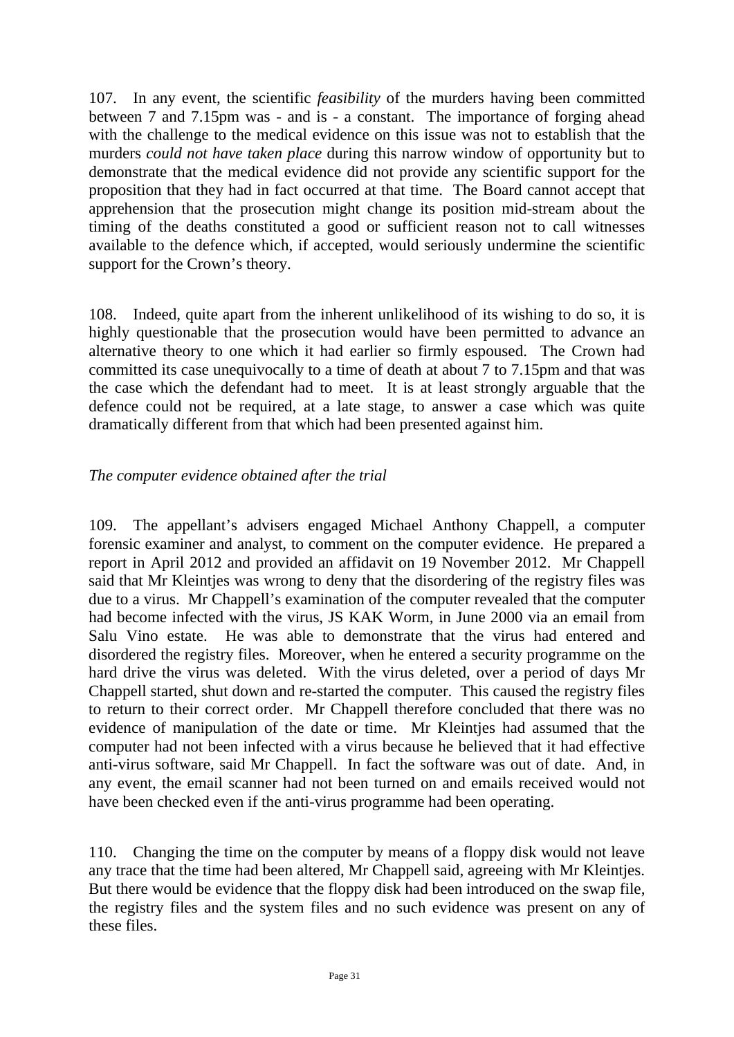107. In any event, the scientific *feasibility* of the murders having been committed between 7 and 7.15pm was - and is - a constant. The importance of forging ahead with the challenge to the medical evidence on this issue was not to establish that the murders *could not have taken place* during this narrow window of opportunity but to demonstrate that the medical evidence did not provide any scientific support for the proposition that they had in fact occurred at that time. The Board cannot accept that apprehension that the prosecution might change its position mid-stream about the timing of the deaths constituted a good or sufficient reason not to call witnesses available to the defence which, if accepted, would seriously undermine the scientific support for the Crown's theory.

108. Indeed, quite apart from the inherent unlikelihood of its wishing to do so, it is highly questionable that the prosecution would have been permitted to advance an alternative theory to one which it had earlier so firmly espoused. The Crown had committed its case unequivocally to a time of death at about 7 to 7.15pm and that was the case which the defendant had to meet. It is at least strongly arguable that the defence could not be required, at a late stage, to answer a case which was quite dramatically different from that which had been presented against him.

*The computer evidence obtained after the trial*

109. The appellant's advisers engaged Michael Anthony Chappell, a computer forensic examiner and analyst, to comment on the computer evidence. He prepared a report in April 2012 and provided an affidavit on 19 November 2012. Mr Chappell said that Mr Kleintjes was wrong to deny that the disordering of the registry files was due to a virus. Mr Chappell's examination of the computer revealed that the computer had become infected with the virus, JS KAK Worm, in June 2000 via an email from Salu Vino estate. He was able to demonstrate that the virus had entered and disordered the registry files. Moreover, when he entered a security programme on the hard drive the virus was deleted. With the virus deleted, over a period of days Mr Chappell started, shut down and re-started the computer. This caused the registry files to return to their correct order. Mr Chappell therefore concluded that there was no evidence of manipulation of the date or time. Mr Kleintjes had assumed that the computer had not been infected with a virus because he believed that it had effective anti-virus software, said Mr Chappell. In fact the software was out of date. And, in any event, the email scanner had not been turned on and emails received would not have been checked even if the anti-virus programme had been operating.

110. Changing the time on the computer by means of a floppy disk would not leave any trace that the time had been altered, Mr Chappell said, agreeing with Mr Kleintjes. But there would be evidence that the floppy disk had been introduced on the swap file, the registry files and the system files and no such evidence was present on any of these files.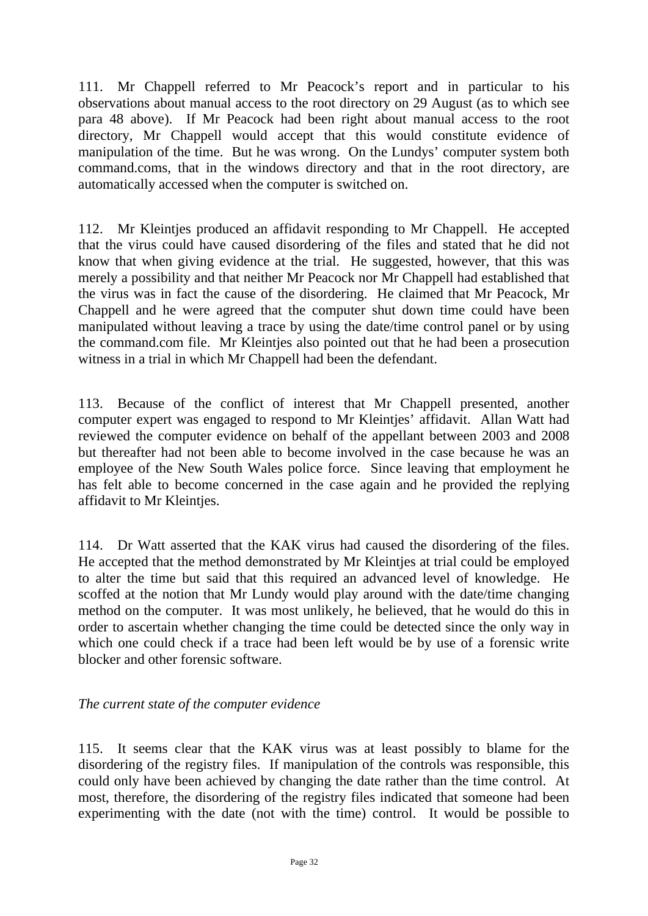111. Mr Chappell referred to Mr Peacock's report and in particular to his observations about manual access to the root directory on 29 August (as to which see para 48 above). If Mr Peacock had been right about manual access to the root directory, Mr Chappell would accept that this would constitute evidence of manipulation of the time. But he was wrong. On the Lundys' computer system both command.coms, that in the windows directory and that in the root directory, are automatically accessed when the computer is switched on.

112. Mr Kleintjes produced an affidavit responding to Mr Chappell. He accepted that the virus could have caused disordering of the files and stated that he did not know that when giving evidence at the trial. He suggested, however, that this was merely a possibility and that neither Mr Peacock nor Mr Chappell had established that the virus was in fact the cause of the disordering. He claimed that Mr Peacock, Mr Chappell and he were agreed that the computer shut down time could have been manipulated without leaving a trace by using the date/time control panel or by using the command.com file. Mr Kleintjes also pointed out that he had been a prosecution witness in a trial in which Mr Chappell had been the defendant.

113. Because of the conflict of interest that Mr Chappell presented, another computer expert was engaged to respond to Mr Kleintjes' affidavit. Allan Watt had reviewed the computer evidence on behalf of the appellant between 2003 and 2008 but thereafter had not been able to become involved in the case because he was an employee of the New South Wales police force. Since leaving that employment he has felt able to become concerned in the case again and he provided the replying affidavit to Mr Kleintjes.

114. Dr Watt asserted that the KAK virus had caused the disordering of the files. He accepted that the method demonstrated by Mr Kleintjes at trial could be employed to alter the time but said that this required an advanced level of knowledge. He scoffed at the notion that Mr Lundy would play around with the date/time changing method on the computer. It was most unlikely, he believed, that he would do this in order to ascertain whether changing the time could be detected since the only way in which one could check if a trace had been left would be by use of a forensic write blocker and other forensic software.

*The current state of the computer evidence*

115. It seems clear that the KAK virus was at least possibly to blame for the disordering of the registry files. If manipulation of the controls was responsible, this could only have been achieved by changing the date rather than the time control. At most, therefore, the disordering of the registry files indicated that someone had been experimenting with the date (not with the time) control. It would be possible to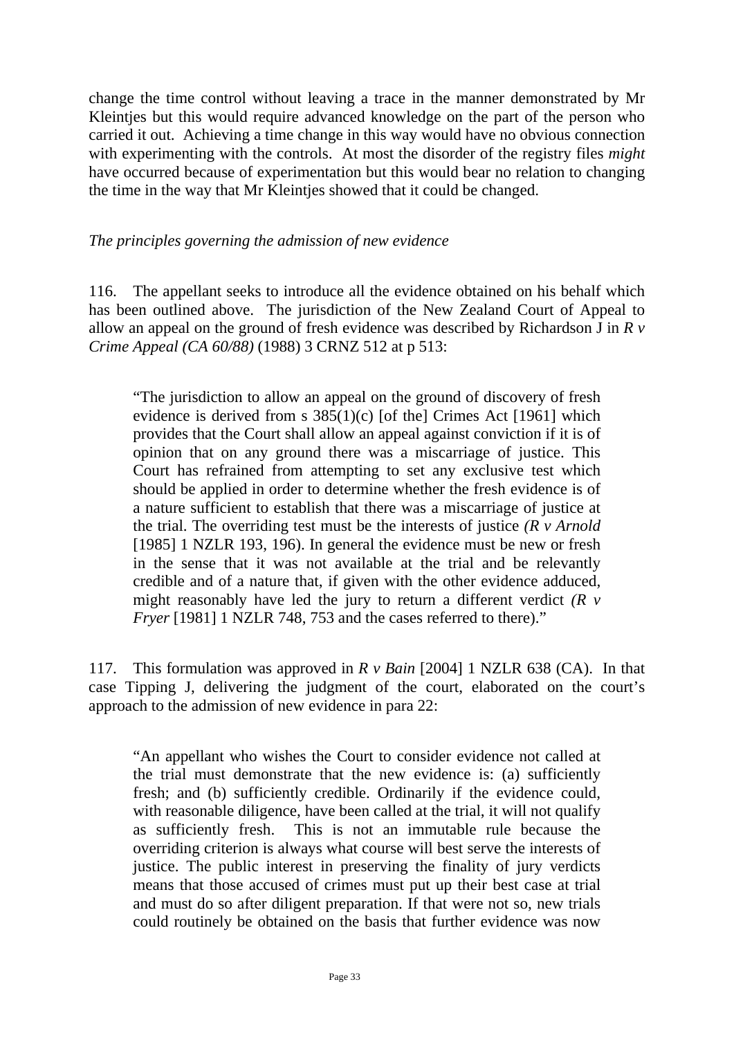change the time control without leaving a trace in the manner demonstrated by Mr Kleintjes but this would require advanced knowledge on the part of the person who carried it out. Achieving a time change in this way would have no obvious connection with experimenting with the controls. At most the disorder of the registry files *might* have occurred because of experimentation but this would bear no relation to changing the time in the way that Mr Kleintjes showed that it could be changed.

*The principles governing the admission of new evidence*

116. The appellant seeks to introduce all the evidence obtained on his behalf which has been outlined above. The jurisdiction of the New Zealand Court of Appeal to allow an appeal on the ground of fresh evidence was described by Richardson J in *R v Crime Appeal (CA 60/88)* (1988) 3 CRNZ 512 at p 513:

> "The jurisdiction to allow an appeal on the ground of discovery of fresh evidence is derived from s 385(1)(c) [of the] Crimes Act [1961] which provides that the Court shall allow an appeal against conviction if it is of opinion that on any ground there was a miscarriage of justice. This Court has refrained from attempting to set any exclusive test which should be applied in order to determine whether the fresh evidence is of a nature sufficient to establish that there was a miscarriage of justice at the trial. The overriding test must be the interests of justice *(R v Arnold* [1985] 1 NZLR 193, 196). In general the evidence must be new or fresh in the sense that it was not available at the trial and be relevantly credible and of a nature that, if given with the other evidence adduced, might reasonably have led the jury to return a different verdict *(R v Fryer* [1981] 1 NZLR 748, 753 and the cases referred to there)."

117. This formulation was approved in *R v Bain* [2004] 1 NZLR 638 (CA). In that case Tipping J, delivering the judgment of the court, elaborated on the court's approach to the admission of new evidence in para 22:

> "An appellant who wishes the Court to consider evidence not called at the trial must demonstrate that the new evidence is: (a) sufficiently fresh; and (b) sufficiently credible. Ordinarily if the evidence could, with reasonable diligence, have been called at the trial, it will not qualify as sufficiently fresh. This is not an immutable rule because the overriding criterion is always what course will best serve the interests of justice. The public interest in preserving the finality of jury verdicts means that those accused of crimes must put up their best case at trial and must do so after diligent preparation. If that were not so, new trials could routinely be obtained on the basis that further evidence was now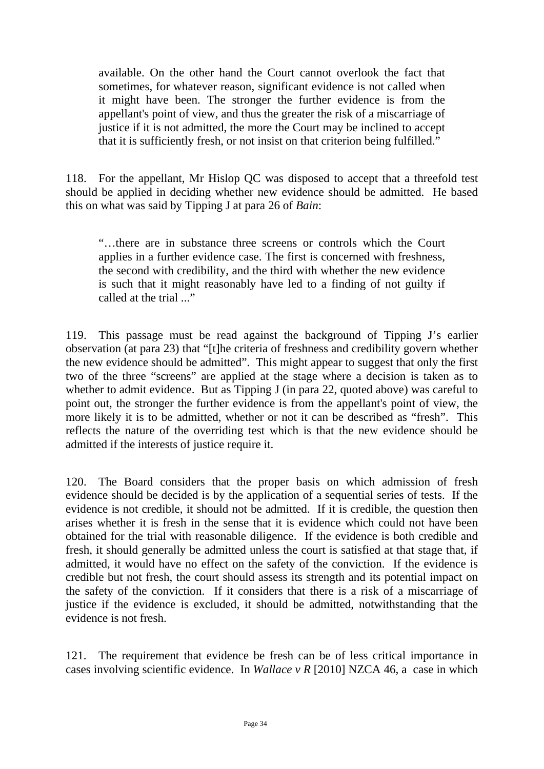> available. On the other hand the Court cannot overlook the fact that sometimes, for whatever reason, significant evidence is not called when it might have been. The stronger the further evidence is from the appellant's point of view, and thus the greater the risk of a miscarriage of justice if it is not admitted, the more the Court may be inclined to accept that it is sufficiently fresh, or not insist on that criterion being fulfilled."

118. For the appellant, Mr Hislop QC was disposed to accept that a threefold test should be applied in deciding whether new evidence should be admitted. He based this on what was said by Tipping J at para 26 of *Bain*:

> "…there are in substance three screens or controls which the Court applies in a further evidence case. The first is concerned with freshness, the second with credibility, and the third with whether the new evidence is such that it might reasonably have led to a finding of not guilty if called at the trial ..."

119. This passage must be read against the background of Tipping J's earlier observation (at para 23) that "[t]he criteria of freshness and credibility govern whether the new evidence should be admitted". This might appear to suggest that only the first two of the three "screens" are applied at the stage where a decision is taken as to whether to admit evidence. But as Tipping J (in para 22, quoted above) was careful to point out, the stronger the further evidence is from the appellant's point of view, the more likely it is to be admitted, whether or not it can be described as "fresh". This reflects the nature of the overriding test which is that the new evidence should be admitted if the interests of justice require it.

120. The Board considers that the proper basis on which admission of fresh evidence should be decided is by the application of a sequential series of tests. If the evidence is not credible, it should not be admitted. If it is credible, the question then arises whether it is fresh in the sense that it is evidence which could not have been obtained for the trial with reasonable diligence. If the evidence is both credible and fresh, it should generally be admitted unless the court is satisfied at that stage that, if admitted, it would have no effect on the safety of the conviction. If the evidence is credible but not fresh, the court should assess its strength and its potential impact on the safety of the conviction. If it considers that there is a risk of a miscarriage of justice if the evidence is excluded, it should be admitted, notwithstanding that the evidence is not fresh.

121. The requirement that evidence be fresh can be of less critical importance in cases involving scientific evidence. In *Wallace v R* [2010] NZCA 46, a case in which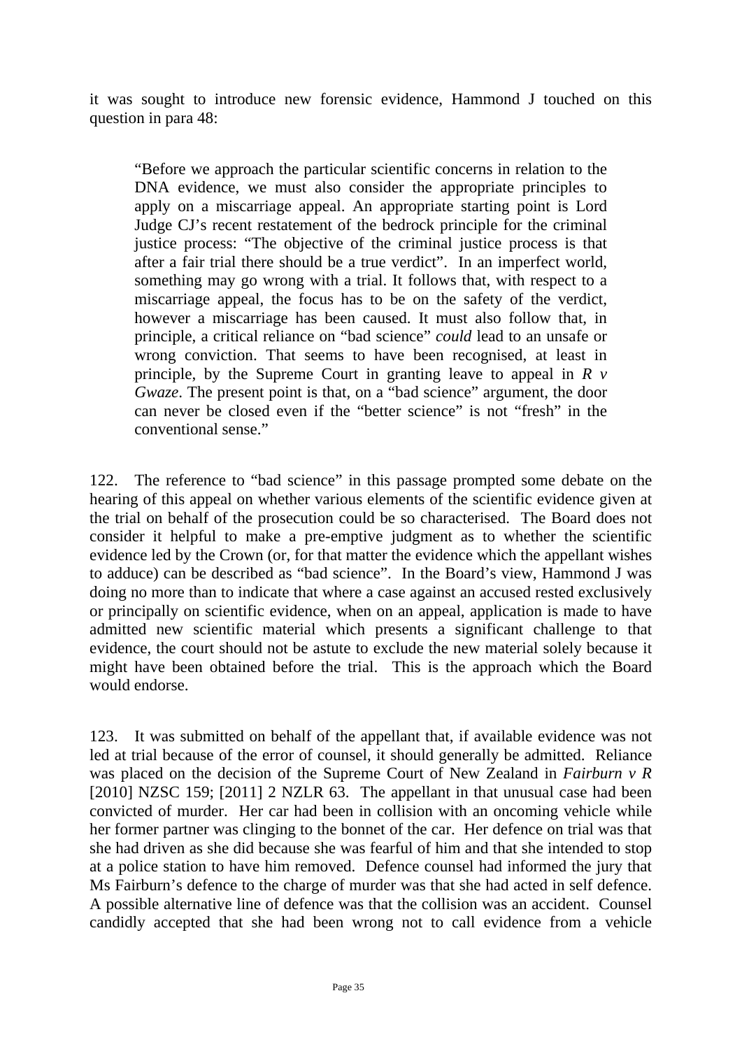it was sought to introduce new forensic evidence, Hammond J touched on this question in para 48:

> "Before we approach the particular scientific concerns in relation to the DNA evidence, we must also consider the appropriate principles to apply on a miscarriage appeal. An appropriate starting point is Lord Judge CJ's recent restatement of the bedrock principle for the criminal justice process: "The objective of the criminal justice process is that after a fair trial there should be a true verdict". In an imperfect world, something may go wrong with a trial. It follows that, with respect to a miscarriage appeal, the focus has to be on the safety of the verdict, however a miscarriage has been caused. It must also follow that, in principle, a critical reliance on "bad science" *could* lead to an unsafe or wrong conviction. That seems to have been recognised, at least in principle, by the Supreme Court in granting leave to appeal in *R v Gwaze*. The present point is that, on a "bad science" argument, the door can never be closed even if the "better science" is not "fresh" in the conventional sense."

122. The reference to "bad science" in this passage prompted some debate on the hearing of this appeal on whether various elements of the scientific evidence given at the trial on behalf of the prosecution could be so characterised. The Board does not consider it helpful to make a pre-emptive judgment as to whether the scientific evidence led by the Crown (or, for that matter the evidence which the appellant wishes to adduce) can be described as "bad science". In the Board's view, Hammond J was doing no more than to indicate that where a case against an accused rested exclusively or principally on scientific evidence, when on an appeal, application is made to have admitted new scientific material which presents a significant challenge to that evidence, the court should not be astute to exclude the new material solely because it might have been obtained before the trial. This is the approach which the Board would endorse.

123. It was submitted on behalf of the appellant that, if available evidence was not led at trial because of the error of counsel, it should generally be admitted. Reliance was placed on the decision of the Supreme Court of New Zealand in *Fairburn v R* [2010] NZSC 159; [2011] 2 NZLR 63. The appellant in that unusual case had been convicted of murder. Her car had been in collision with an oncoming vehicle while her former partner was clinging to the bonnet of the car. Her defence on trial was that she had driven as she did because she was fearful of him and that she intended to stop at a police station to have him removed. Defence counsel had informed the jury that Ms Fairburn's defence to the charge of murder was that she had acted in self defence. A possible alternative line of defence was that the collision was an accident. Counsel candidly accepted that she had been wrong not to call evidence from a vehicle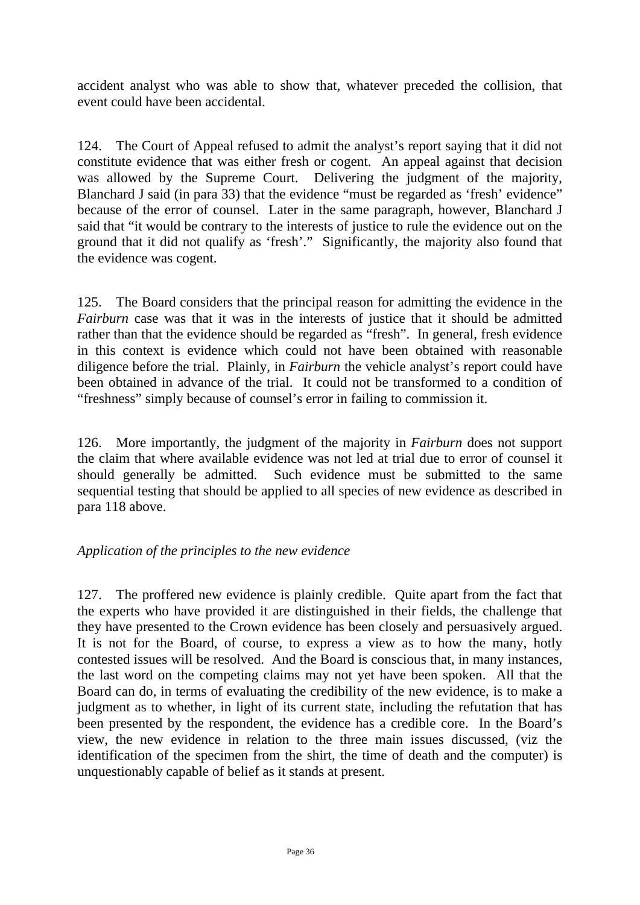accident analyst who was able to show that, whatever preceded the collision, that event could have been accidental.

124. The Court of Appeal refused to admit the analyst's report saying that it did not constitute evidence that was either fresh or cogent. An appeal against that decision was allowed by the Supreme Court. Delivering the judgment of the majority, Blanchard J said (in para 33) that the evidence "must be regarded as 'fresh' evidence" because of the error of counsel. Later in the same paragraph, however, Blanchard J said that "it would be contrary to the interests of justice to rule the evidence out on the ground that it did not qualify as 'fresh'." Significantly, the majority also found that the evidence was cogent.

125. The Board considers that the principal reason for admitting the evidence in the *Fairburn* case was that it was in the interests of justice that it should be admitted rather than that the evidence should be regarded as "fresh". In general, fresh evidence in this context is evidence which could not have been obtained with reasonable diligence before the trial. Plainly, in *Fairburn* the vehicle analyst's report could have been obtained in advance of the trial. It could not be transformed to a condition of "freshness" simply because of counsel's error in failing to commission it.

126. More importantly, the judgment of the majority in *Fairburn* does not support the claim that where available evidence was not led at trial due to error of counsel it should generally be admitted. Such evidence must be submitted to the same sequential testing that should be applied to all species of new evidence as described in para 118 above.

*Application of the principles to the new evidence*

127. The proffered new evidence is plainly credible. Quite apart from the fact that the experts who have provided it are distinguished in their fields, the challenge that they have presented to the Crown evidence has been closely and persuasively argued. It is not for the Board, of course, to express a view as to how the many, hotly contested issues will be resolved. And the Board is conscious that, in many instances, the last word on the competing claims may not yet have been spoken. All that the Board can do, in terms of evaluating the credibility of the new evidence, is to make a judgment as to whether, in light of its current state, including the refutation that has been presented by the respondent, the evidence has a credible core. In the Board's view, the new evidence in relation to the three main issues discussed, (viz the identification of the specimen from the shirt, the time of death and the computer) is unquestionably capable of belief as it stands at present.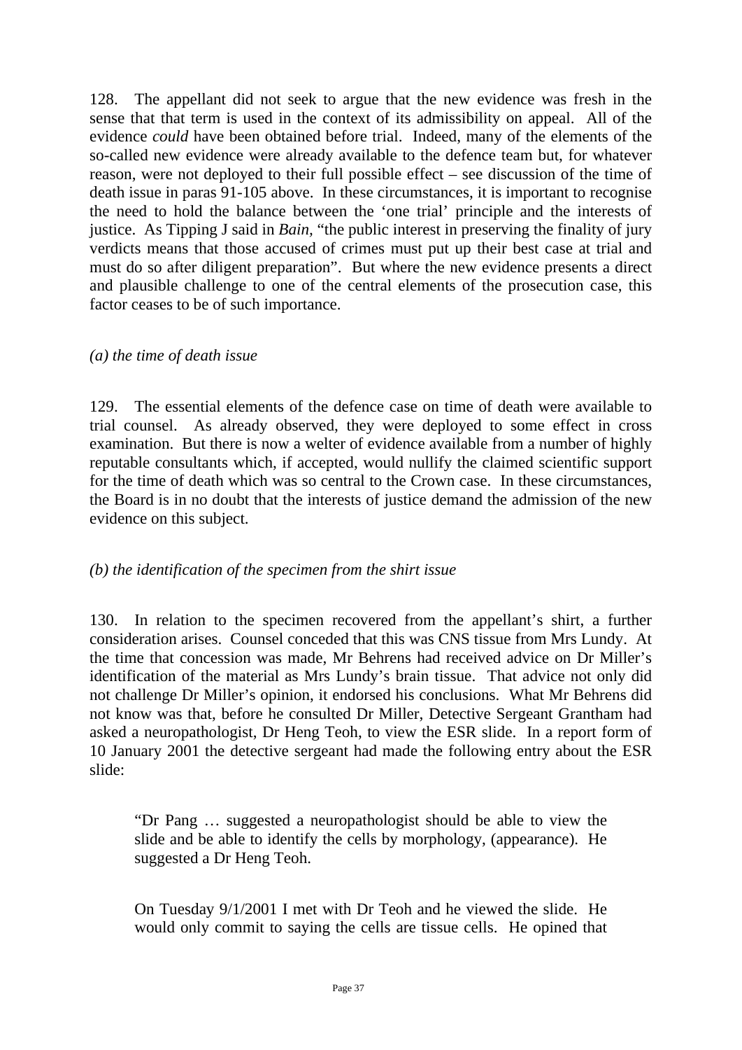128. The appellant did not seek to argue that the new evidence was fresh in the sense that that term is used in the context of its admissibility on appeal. All of the evidence *could* have been obtained before trial. Indeed, many of the elements of the so-called new evidence were already available to the defence team but, for whatever reason, were not deployed to their full possible effect – see discussion of the time of death issue in paras 91-105 above. In these circumstances, it is important to recognise the need to hold the balance between the 'one trial' principle and the interests of justice. As Tipping J said in *Bain*, "the public interest in preserving the finality of jury verdicts means that those accused of crimes must put up their best case at trial and must do so after diligent preparation". But where the new evidence presents a direct and plausible challenge to one of the central elements of the prosecution case, this factor ceases to be of such importance.

*(a) the time of death issue*

129. The essential elements of the defence case on time of death were available to trial counsel. As already observed, they were deployed to some effect in cross examination. But there is now a welter of evidence available from a number of highly reputable consultants which, if accepted, would nullify the claimed scientific support for the time of death which was so central to the Crown case. In these circumstances, the Board is in no doubt that the interests of justice demand the admission of the new evidence on this subject.

*(b) the identification of the specimen from the shirt issue*

130. In relation to the specimen recovered from the appellant's shirt, a further consideration arises. Counsel conceded that this was CNS tissue from Mrs Lundy. At the time that concession was made, Mr Behrens had received advice on Dr Miller's identification of the material as Mrs Lundy's brain tissue. That advice not only did not challenge Dr Miller's opinion, it endorsed his conclusions. What Mr Behrens did not know was that, before he consulted Dr Miller, Detective Sergeant Grantham had asked a neuropathologist, Dr Heng Teoh, to view the ESR slide. In a report form of 10 January 2001 the detective sergeant had made the following entry about the ESR slide:

> "Dr Pang … suggested a neuropathologist should be able to view the slide and be able to identify the cells by morphology, (appearance). He suggested a Dr Heng Teoh.
>
> On Tuesday 9/1/2001 I met with Dr Teoh and he viewed the slide. He would only commit to saying the cells are tissue cells. He opined that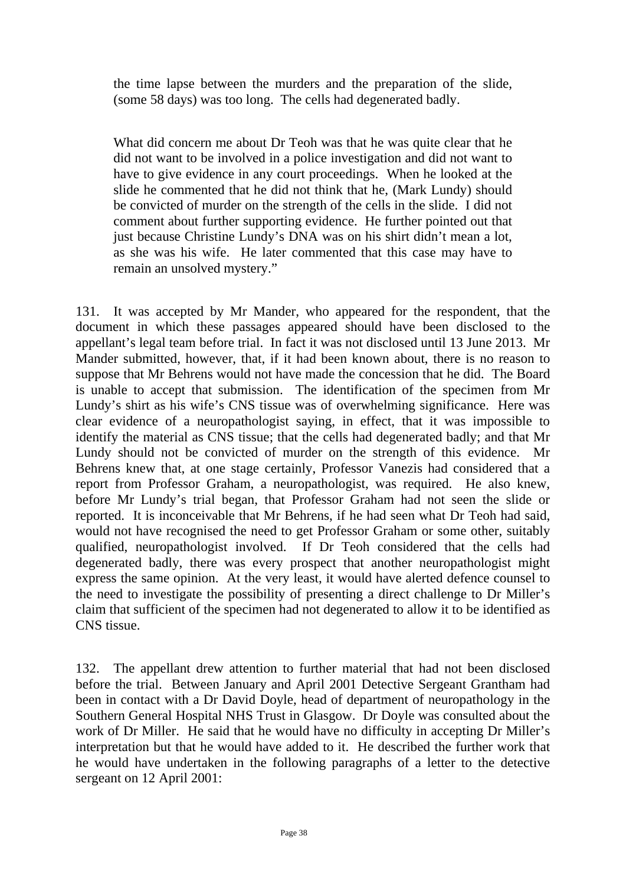the time lapse between the murders and the preparation of the slide, (some 58 days) was too long. The cells had degenerated badly.

What did concern me about Dr Teoh was that he was quite clear that he did not want to be involved in a police investigation and did not want to have to give evidence in any court proceedings. When he looked at the slide he commented that he did not think that he, (Mark Lundy) should be convicted of murder on the strength of the cells in the slide. I did not comment about further supporting evidence. He further pointed out that just because Christine Lundy's DNA was on his shirt didn't mean a lot, as she was his wife. He later commented that this case may have to remain an unsolved mystery."

131. It was accepted by Mr Mander, who appeared for the respondent, that the document in which these passages appeared should have been disclosed to the appellant's legal team before trial. In fact it was not disclosed until 13 June 2013. Mr Mander submitted, however, that, if it had been known about, there is no reason to suppose that Mr Behrens would not have made the concession that he did. The Board is unable to accept that submission. The identification of the specimen from Mr Lundy's shirt as his wife's CNS tissue was of overwhelming significance. Here was clear evidence of a neuropathologist saying, in effect, that it was impossible to identify the material as CNS tissue; that the cells had degenerated badly; and that Mr Lundy should not be convicted of murder on the strength of this evidence. Mr Behrens knew that, at one stage certainly, Professor Vanezis had considered that a report from Professor Graham, a neuropathologist, was required. He also knew, before Mr Lundy's trial began, that Professor Graham had not seen the slide or reported. It is inconceivable that Mr Behrens, if he had seen what Dr Teoh had said, would not have recognised the need to get Professor Graham or some other, suitably qualified, neuropathologist involved. If Dr Teoh considered that the cells had degenerated badly, there was every prospect that another neuropathologist might express the same opinion. At the very least, it would have alerted defence counsel to the need to investigate the possibility of presenting a direct challenge to Dr Miller's claim that sufficient of the specimen had not degenerated to allow it to be identified as CNS tissue.

132. The appellant drew attention to further material that had not been disclosed before the trial. Between January and April 2001 Detective Sergeant Grantham had been in contact with a Dr David Doyle, head of department of neuropathology in the Southern General Hospital NHS Trust in Glasgow. Dr Doyle was consulted about the work of Dr Miller. He said that he would have no difficulty in accepting Dr Miller's interpretation but that he would have added to it. He described the further work that he would have undertaken in the following paragraphs of a letter to the detective sergeant on 12 April 2001: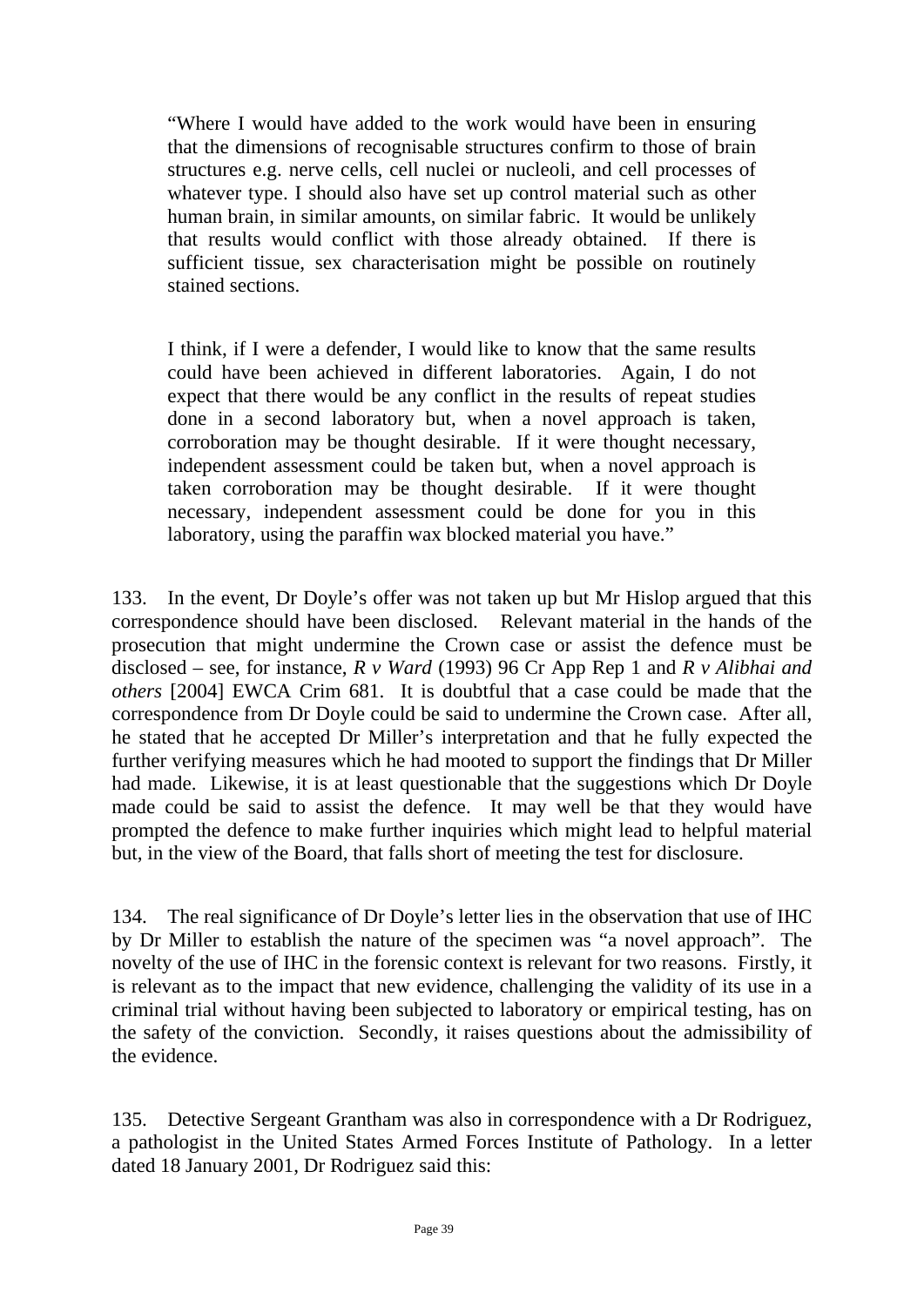> "Where I would have added to the work would have been in ensuring that the dimensions of recognisable structures confirm to those of brain structures e.g. nerve cells, cell nuclei or nucleoli, and cell processes of whatever type. I should also have set up control material such as other human brain, in similar amounts, on similar fabric. It would be unlikely that results would conflict with those already obtained. If there is sufficient tissue, sex characterisation might be possible on routinely stained sections.
>
> I think, if I were a defender, I would like to know that the same results could have been achieved in different laboratories. Again, I do not expect that there would be any conflict in the results of repeat studies done in a second laboratory but, when a novel approach is taken, corroboration may be thought desirable. If it were thought necessary, independent assessment could be taken but, when a novel approach is taken corroboration may be thought desirable. If it were thought necessary, independent assessment could be done for you in this laboratory, using the paraffin wax blocked material you have."

133. In the event, Dr Doyle's offer was not taken up but Mr Hislop argued that this correspondence should have been disclosed. Relevant material in the hands of the prosecution that might undermine the Crown case or assist the defence must be disclosed – see, for instance, *R v Ward* (1993) 96 Cr App Rep 1 and *R v Alibhai and others* [2004] EWCA Crim 681. It is doubtful that a case could be made that the correspondence from Dr Doyle could be said to undermine the Crown case. After all, he stated that he accepted Dr Miller's interpretation and that he fully expected the further verifying measures which he had mooted to support the findings that Dr Miller had made. Likewise, it is at least questionable that the suggestions which Dr Doyle made could be said to assist the defence. It may well be that they would have prompted the defence to make further inquiries which might lead to helpful material but, in the view of the Board, that falls short of meeting the test for disclosure.

134. The real significance of Dr Doyle's letter lies in the observation that use of IHC by Dr Miller to establish the nature of the specimen was "a novel approach". The novelty of the use of IHC in the forensic context is relevant for two reasons. Firstly, it is relevant as to the impact that new evidence, challenging the validity of its use in a criminal trial without having been subjected to laboratory or empirical testing, has on the safety of the conviction. Secondly, it raises questions about the admissibility of the evidence.

135. Detective Sergeant Grantham was also in correspondence with a Dr Rodriguez, a pathologist in the United States Armed Forces Institute of Pathology. In a letter dated 18 January 2001, Dr Rodriguez said this: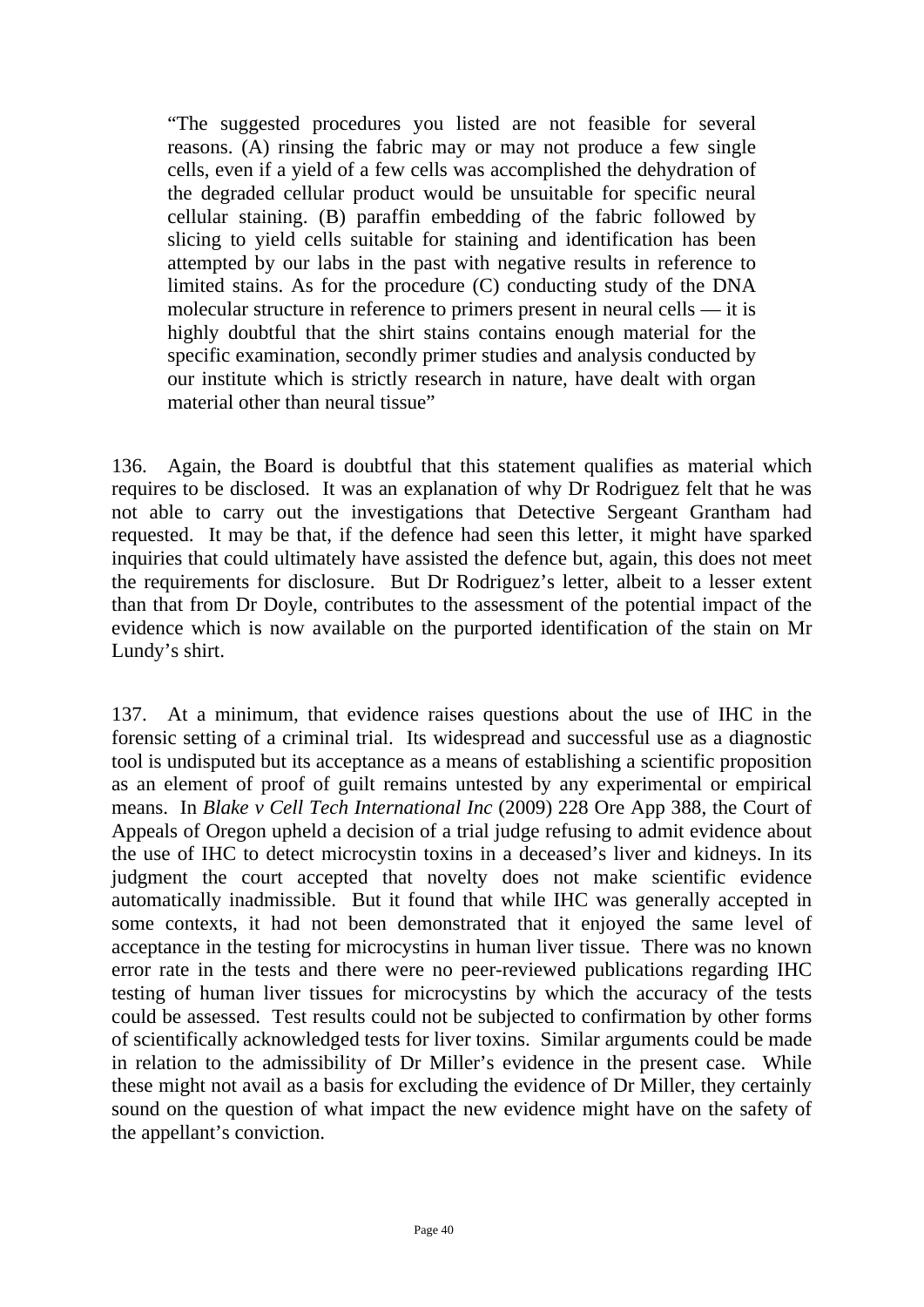> "The suggested procedures you listed are not feasible for several reasons. (A) rinsing the fabric may or may not produce a few single cells, even if a yield of a few cells was accomplished the dehydration of the degraded cellular product would be unsuitable for specific neural cellular staining. (B) paraffin embedding of the fabric followed by slicing to yield cells suitable for staining and identification has been attempted by our labs in the past with negative results in reference to limited stains. As for the procedure (C) conducting study of the DNA molecular structure in reference to primers present in neural cells — it is highly doubtful that the shirt stains contains enough material for the specific examination, secondly primer studies and analysis conducted by our institute which is strictly research in nature, have dealt with organ material other than neural tissue"

136. Again, the Board is doubtful that this statement qualifies as material which requires to be disclosed. It was an explanation of why Dr Rodriguez felt that he was not able to carry out the investigations that Detective Sergeant Grantham had requested. It may be that, if the defence had seen this letter, it might have sparked inquiries that could ultimately have assisted the defence but, again, this does not meet the requirements for disclosure. But Dr Rodriguez's letter, albeit to a lesser extent than that from Dr Doyle, contributes to the assessment of the potential impact of the evidence which is now available on the purported identification of the stain on Mr Lundy's shirt.

137. At a minimum, that evidence raises questions about the use of IHC in the forensic setting of a criminal trial. Its widespread and successful use as a diagnostic tool is undisputed but its acceptance as a means of establishing a scientific proposition as an element of proof of guilt remains untested by any experimental or empirical means. In *Blake v Cell Tech International Inc* (2009) 228 Ore App 388, the Court of Appeals of Oregon upheld a decision of a trial judge refusing to admit evidence about the use of IHC to detect microcystin toxins in a deceased's liver and kidneys. In its judgment the court accepted that novelty does not make scientific evidence automatically inadmissible. But it found that while IHC was generally accepted in some contexts, it had not been demonstrated that it enjoyed the same level of acceptance in the testing for microcystins in human liver tissue. There was no known error rate in the tests and there were no peer-reviewed publications regarding IHC testing of human liver tissues for microcystins by which the accuracy of the tests could be assessed. Test results could not be subjected to confirmation by other forms of scientifically acknowledged tests for liver toxins. Similar arguments could be made in relation to the admissibility of Dr Miller's evidence in the present case. While these might not avail as a basis for excluding the evidence of Dr Miller, they certainly sound on the question of what impact the new evidence might have on the safety of the appellant's conviction.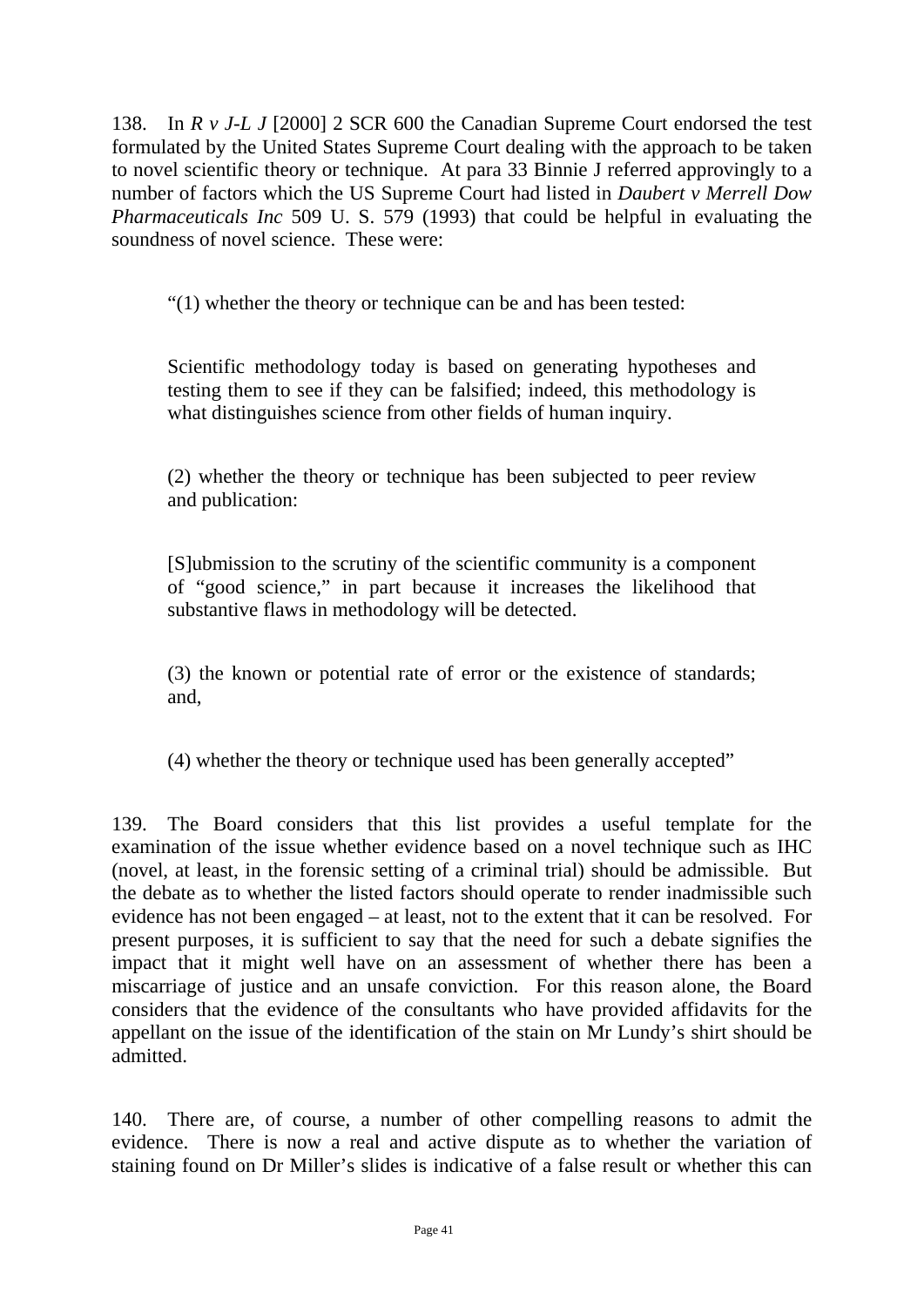138. In *R v J-L J* [2000] 2 SCR 600 the Canadian Supreme Court endorsed the test formulated by the United States Supreme Court dealing with the approach to be taken to novel scientific theory or technique. At para 33 Binnie J referred approvingly to a number of factors which the US Supreme Court had listed in *Daubert v Merrell Dow Pharmaceuticals Inc* 509 U. S. 579 (1993) that could be helpful in evaluating the soundness of novel science. These were:

> "(1) whether the theory or technique can be and has been tested:
>
> Scientific methodology today is based on generating hypotheses and testing them to see if they can be falsified; indeed, this methodology is what distinguishes science from other fields of human inquiry.
>
> (2) whether the theory or technique has been subjected to peer review and publication:
>
> [S]ubmission to the scrutiny of the scientific community is a component of "good science," in part because it increases the likelihood that substantive flaws in methodology will be detected.
>
> (3) the known or potential rate of error or the existence of standards; and,
>
> (4) whether the theory or technique used has been generally accepted"

139. The Board considers that this list provides a useful template for the examination of the issue whether evidence based on a novel technique such as IHC (novel, at least, in the forensic setting of a criminal trial) should be admissible. But the debate as to whether the listed factors should operate to render inadmissible such evidence has not been engaged – at least, not to the extent that it can be resolved. For present purposes, it is sufficient to say that the need for such a debate signifies the impact that it might well have on an assessment of whether there has been a miscarriage of justice and an unsafe conviction. For this reason alone, the Board considers that the evidence of the consultants who have provided affidavits for the appellant on the issue of the identification of the stain on Mr Lundy's shirt should be admitted.

140. There are, of course, a number of other compelling reasons to admit the evidence. There is now a real and active dispute as to whether the variation of staining found on Dr Miller's slides is indicative of a false result or whether this can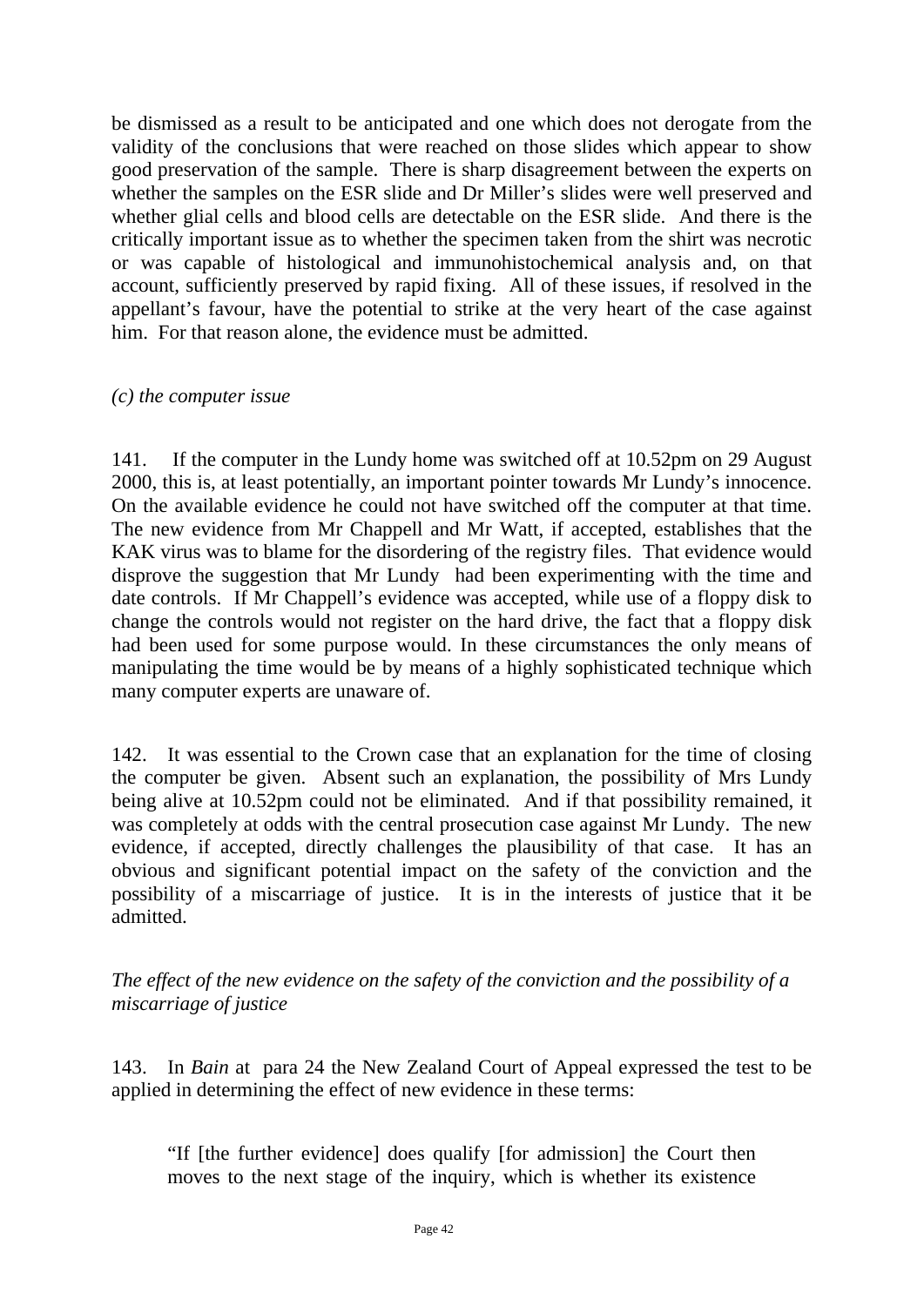be dismissed as a result to be anticipated and one which does not derogate from the validity of the conclusions that were reached on those slides which appear to show good preservation of the sample. There is sharp disagreement between the experts on whether the samples on the ESR slide and Dr Miller's slides were well preserved and whether glial cells and blood cells are detectable on the ESR slide. And there is the critically important issue as to whether the specimen taken from the shirt was necrotic or was capable of histological and immunohistochemical analysis and, on that account, sufficiently preserved by rapid fixing. All of these issues, if resolved in the appellant's favour, have the potential to strike at the very heart of the case against him. For that reason alone, the evidence must be admitted.

*(c) the computer issue*

141. If the computer in the Lundy home was switched off at 10.52pm on 29 August 2000, this is, at least potentially, an important pointer towards Mr Lundy's innocence. On the available evidence he could not have switched off the computer at that time. The new evidence from Mr Chappell and Mr Watt, if accepted, establishes that the KAK virus was to blame for the disordering of the registry files. That evidence would disprove the suggestion that Mr Lundy had been experimenting with the time and date controls. If Mr Chappell's evidence was accepted, while use of a floppy disk to change the controls would not register on the hard drive, the fact that a floppy disk had been used for some purpose would. In these circumstances the only means of manipulating the time would be by means of a highly sophisticated technique which many computer experts are unaware of.

142. It was essential to the Crown case that an explanation for the time of closing the computer be given. Absent such an explanation, the possibility of Mrs Lundy being alive at 10.52pm could not be eliminated. And if that possibility remained, it was completely at odds with the central prosecution case against Mr Lundy. The new evidence, if accepted, directly challenges the plausibility of that case. It has an obvious and significant potential impact on the safety of the conviction and the possibility of a miscarriage of justice. It is in the interests of justice that it be admitted.

*The effect of the new evidence on the safety of the conviction and the possibility of a miscarriage of justice*

143. In *Bain* at para 24 the New Zealand Court of Appeal expressed the test to be applied in determining the effect of new evidence in these terms:

> "If [the further evidence] does qualify [for admission] the Court then moves to the next stage of the inquiry, which is whether its existence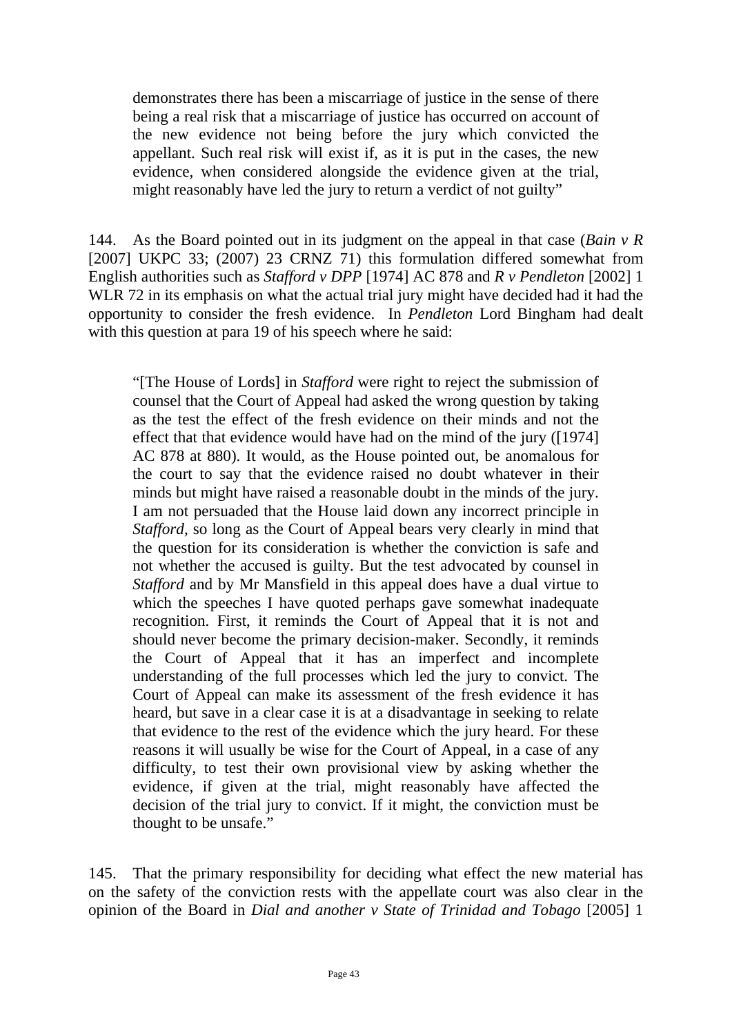> demonstrates there has been a miscarriage of justice in the sense of there being a real risk that a miscarriage of justice has occurred on account of the new evidence not being before the jury which convicted the appellant. Such real risk will exist if, as it is put in the cases, the new evidence, when considered alongside the evidence given at the trial, might reasonably have led the jury to return a verdict of not guilty"

144. As the Board pointed out in its judgment on the appeal in that case (*Bain v R* [2007] UKPC 33; (2007) 23 CRNZ 71) this formulation differed somewhat from English authorities such as *Stafford v DPP* [1974] AC 878 and *R v Pendleton* [2002] 1 WLR 72 in its emphasis on what the actual trial jury might have decided had it had the opportunity to consider the fresh evidence. In *Pendleton* Lord Bingham had dealt with this question at para 19 of his speech where he said:

> "[The House of Lords] in *Stafford* were right to reject the submission of counsel that the Court of Appeal had asked the wrong question by taking as the test the effect of the fresh evidence on their minds and not the effect that that evidence would have had on the mind of the jury ([1974] AC 878 at 880). It would, as the House pointed out, be anomalous for the court to say that the evidence raised no doubt whatever in their minds but might have raised a reasonable doubt in the minds of the jury. I am not persuaded that the House laid down any incorrect principle in *Stafford*, so long as the Court of Appeal bears very clearly in mind that the question for its consideration is whether the conviction is safe and not whether the accused is guilty. But the test advocated by counsel in *Stafford* and by Mr Mansfield in this appeal does have a dual virtue to which the speeches I have quoted perhaps gave somewhat inadequate recognition. First, it reminds the Court of Appeal that it is not and should never become the primary decision-maker. Secondly, it reminds the Court of Appeal that it has an imperfect and incomplete understanding of the full processes which led the jury to convict. The Court of Appeal can make its assessment of the fresh evidence it has heard, but save in a clear case it is at a disadvantage in seeking to relate that evidence to the rest of the evidence which the jury heard. For these reasons it will usually be wise for the Court of Appeal, in a case of any difficulty, to test their own provisional view by asking whether the evidence, if given at the trial, might reasonably have affected the decision of the trial jury to convict. If it might, the conviction must be thought to be unsafe."

145. That the primary responsibility for deciding what effect the new material has on the safety of the conviction rests with the appellate court was also clear in the opinion of the Board in *Dial and another v State of Trinidad and Tobago* [2005] 1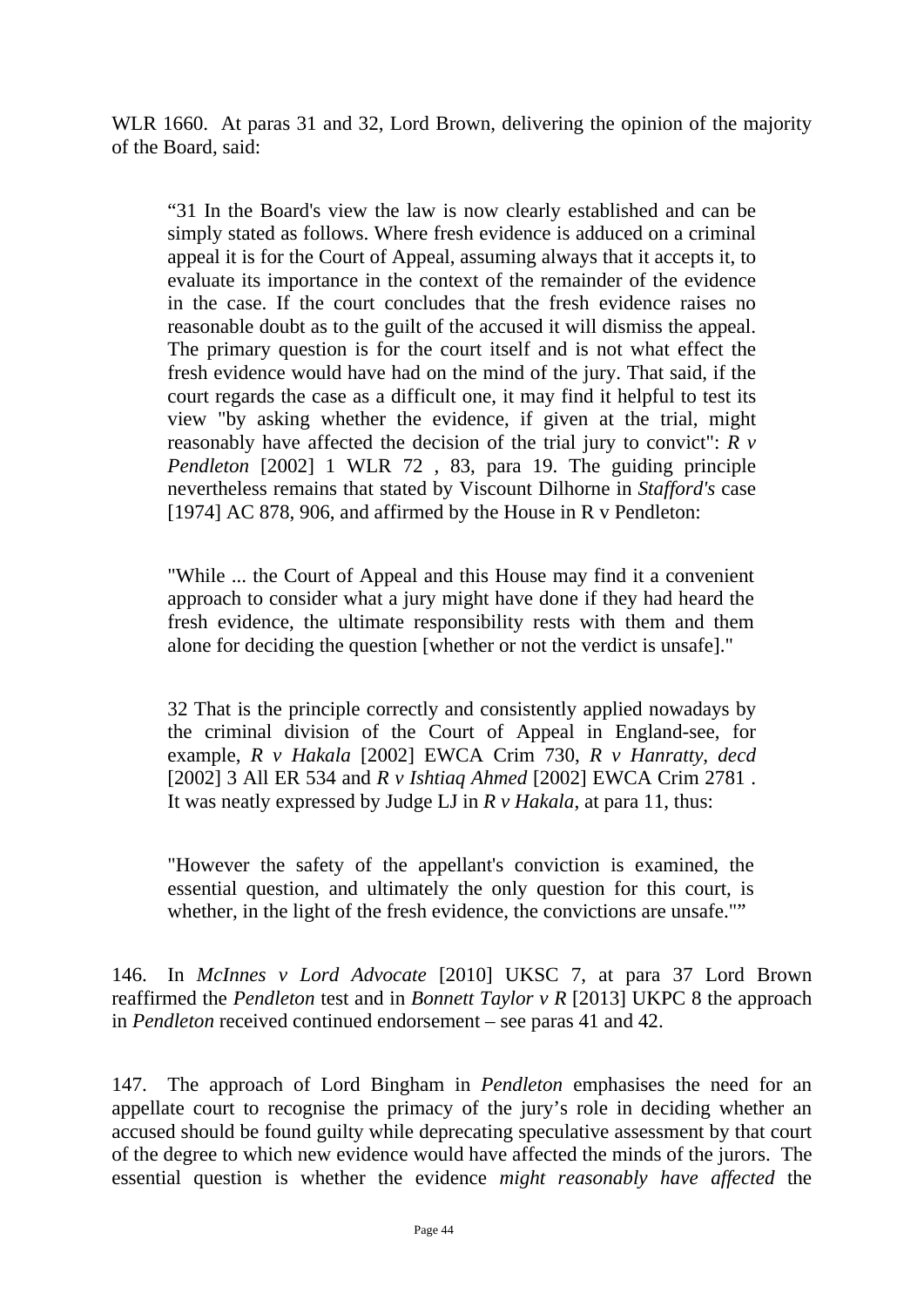WLR 1660. At paras 31 and 32, Lord Brown, delivering the opinion of the majority of the Board, said:

> "31 In the Board's view the law is now clearly established and can be simply stated as follows. Where fresh evidence is adduced on a criminal appeal it is for the Court of Appeal, assuming always that it accepts it, to evaluate its importance in the context of the remainder of the evidence in the case. If the court concludes that the fresh evidence raises no reasonable doubt as to the guilt of the accused it will dismiss the appeal. The primary question is for the court itself and is not what effect the fresh evidence would have had on the mind of the jury. That said, if the court regards the case as a difficult one, it may find it helpful to test its view "by asking whether the evidence, if given at the trial, might reasonably have affected the decision of the trial jury to convict": *R v Pendleton* [2002] 1 WLR 72 , 83, para 19. The guiding principle nevertheless remains that stated by Viscount Dilhorne in *Stafford's* case [1974] AC 878, 906, and affirmed by the House in R v Pendleton:
>
> "While ... the Court of Appeal and this House may find it a convenient approach to consider what a jury might have done if they had heard the fresh evidence, the ultimate responsibility rests with them and them alone for deciding the question [whether or not the verdict is unsafe]."
>
> 32 That is the principle correctly and consistently applied nowadays by the criminal division of the Court of Appeal in England-see, for example, *R v Hakala* [2002] EWCA Crim 730, *R v Hanratty, decd* [2002] 3 All ER 534 and *R v Ishtiaq Ahmed* [2002] EWCA Crim 2781 . It was neatly expressed by Judge LJ in *R v Hakala*, at para 11, thus:
>
> "However the safety of the appellant's conviction is examined, the essential question, and ultimately the only question for this court, is whether, in the light of the fresh evidence, the convictions are unsafe.""

146. In *McInnes v Lord Advocate* [2010] UKSC 7, at para 37 Lord Brown reaffirmed the *Pendleton* test and in *Bonnett Taylor v R* [2013] UKPC 8 the approach in *Pendleton* received continued endorsement – see paras 41 and 42.

147. The approach of Lord Bingham in *Pendleton* emphasises the need for an appellate court to recognise the primacy of the jury's role in deciding whether an accused should be found guilty while deprecating speculative assessment by that court of the degree to which new evidence would have affected the minds of the jurors. The essential question is whether the evidence *might reasonably have affected* the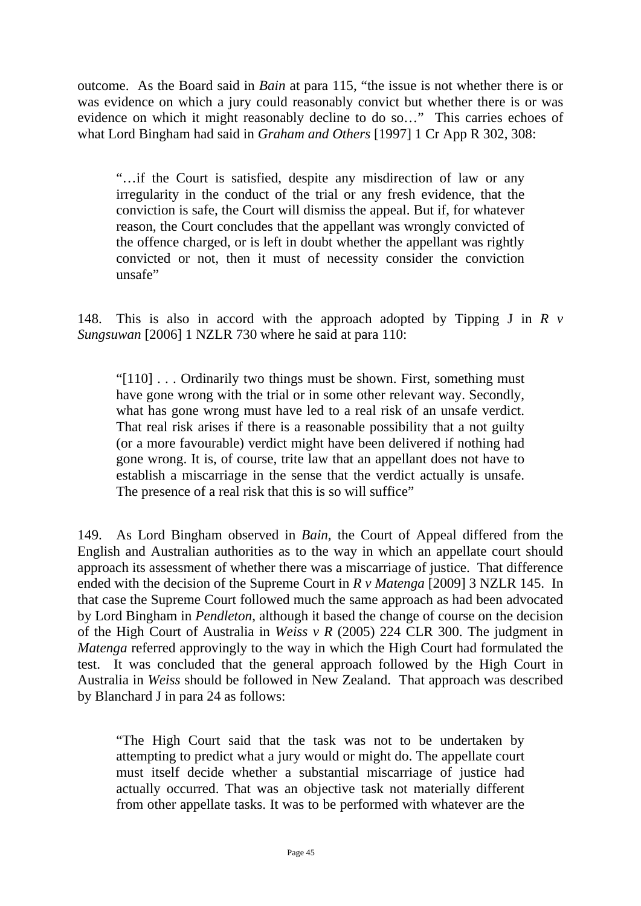outcome. As the Board said in *Bain* at para 115, "the issue is not whether there is or was evidence on which a jury could reasonably convict but whether there is or was evidence on which it might reasonably decline to do so…" This carries echoes of what Lord Bingham had said in *Graham and Others* [1997] 1 Cr App R 302, 308:

> "…if the Court is satisfied, despite any misdirection of law or any irregularity in the conduct of the trial or any fresh evidence, that the conviction is safe, the Court will dismiss the appeal. But if, for whatever reason, the Court concludes that the appellant was wrongly convicted of the offence charged, or is left in doubt whether the appellant was rightly convicted or not, then it must of necessity consider the conviction unsafe"

148. This is also in accord with the approach adopted by Tipping J in *R v Sungsuwan* [2006] 1 NZLR 730 where he said at para 110:

> "[110] . . . Ordinarily two things must be shown. First, something must have gone wrong with the trial or in some other relevant way. Secondly, what has gone wrong must have led to a real risk of an unsafe verdict. That real risk arises if there is a reasonable possibility that a not guilty (or a more favourable) verdict might have been delivered if nothing had gone wrong. It is, of course, trite law that an appellant does not have to establish a miscarriage in the sense that the verdict actually is unsafe. The presence of a real risk that this is so will suffice"

149. As Lord Bingham observed in *Bain,* the Court of Appeal differed from the English and Australian authorities as to the way in which an appellate court should approach its assessment of whether there was a miscarriage of justice. That difference ended with the decision of the Supreme Court in *R v Matenga* [2009] 3 NZLR 145. In that case the Supreme Court followed much the same approach as had been advocated by Lord Bingham in *Pendleton,* although it based the change of course on the decision of the High Court of Australia in *Weiss v R* (2005) 224 CLR 300. The judgment in *Matenga* referred approvingly to the way in which the High Court had formulated the test. It was concluded that the general approach followed by the High Court in Australia in *Weiss* should be followed in New Zealand. That approach was described by Blanchard J in para 24 as follows:

> "The High Court said that the task was not to be undertaken by attempting to predict what a jury would or might do. The appellate court must itself decide whether a substantial miscarriage of justice had actually occurred. That was an objective task not materially different from other appellate tasks. It was to be performed with whatever are the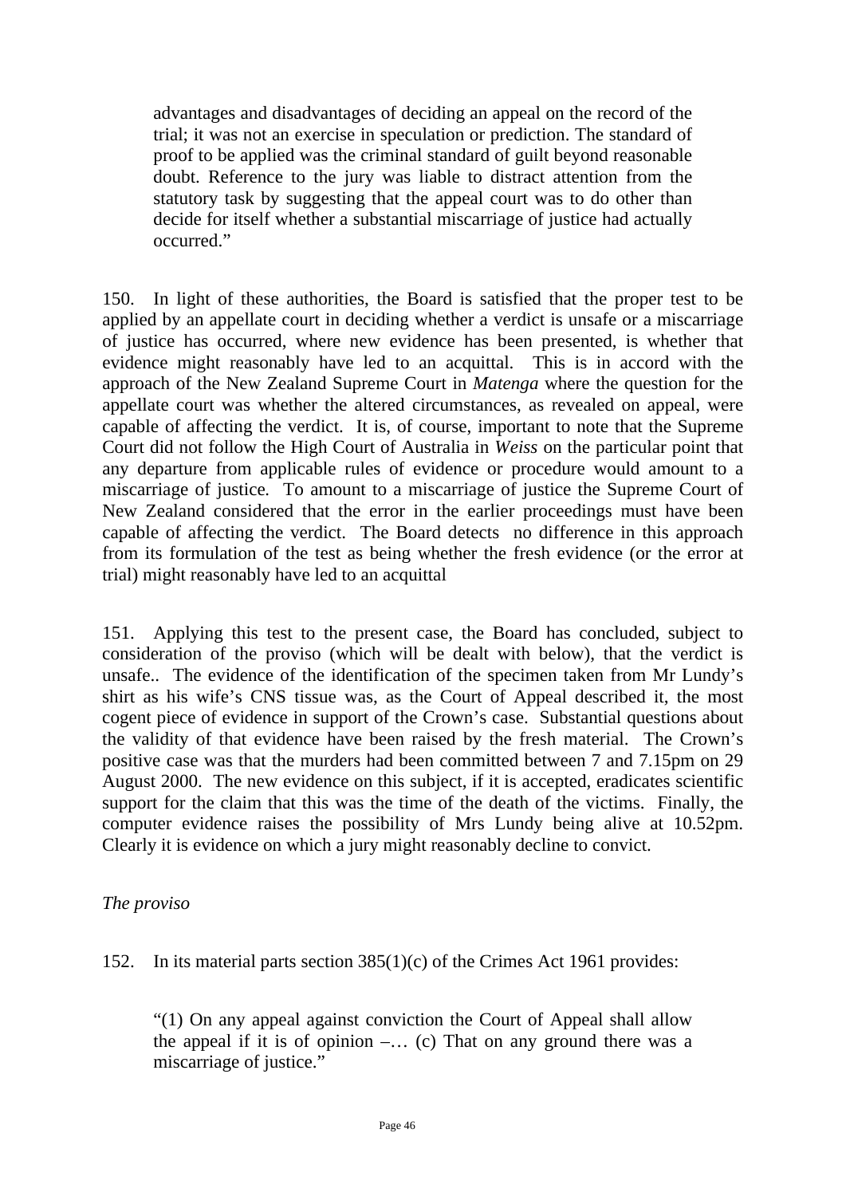> advantages and disadvantages of deciding an appeal on the record of the trial; it was not an exercise in speculation or prediction. The standard of proof to be applied was the criminal standard of guilt beyond reasonable doubt. Reference to the jury was liable to distract attention from the statutory task by suggesting that the appeal court was to do other than decide for itself whether a substantial miscarriage of justice had actually occurred."

150. In light of these authorities, the Board is satisfied that the proper test to be applied by an appellate court in deciding whether a verdict is unsafe or a miscarriage of justice has occurred, where new evidence has been presented, is whether that evidence might reasonably have led to an acquittal. This is in accord with the approach of the New Zealand Supreme Court in *Matenga* where the question for the appellate court was whether the altered circumstances, as revealed on appeal, were capable of affecting the verdict. It is, of course, important to note that the Supreme Court did not follow the High Court of Australia in *Weiss* on the particular point that any departure from applicable rules of evidence or procedure would amount to a miscarriage of justice. To amount to a miscarriage of justice the Supreme Court of New Zealand considered that the error in the earlier proceedings must have been capable of affecting the verdict. The Board detects no difference in this approach from its formulation of the test as being whether the fresh evidence (or the error at trial) might reasonably have led to an acquittal

151. Applying this test to the present case, the Board has concluded, subject to consideration of the proviso (which will be dealt with below), that the verdict is unsafe.. The evidence of the identification of the specimen taken from Mr Lundy's shirt as his wife's CNS tissue was, as the Court of Appeal described it, the most cogent piece of evidence in support of the Crown's case. Substantial questions about the validity of that evidence have been raised by the fresh material. The Crown's positive case was that the murders had been committed between 7 and 7.15pm on 29 August 2000. The new evidence on this subject, if it is accepted, eradicates scientific support for the claim that this was the time of the death of the victims. Finally, the computer evidence raises the possibility of Mrs Lundy being alive at 10.52pm. Clearly it is evidence on which a jury might reasonably decline to convict.

*The proviso*

152. In its material parts section 385(1)(c) of the Crimes Act 1961 provides:

> "(1) On any appeal against conviction the Court of Appeal shall allow the appeal if it is of opinion –… (c) That on any ground there was a miscarriage of justice."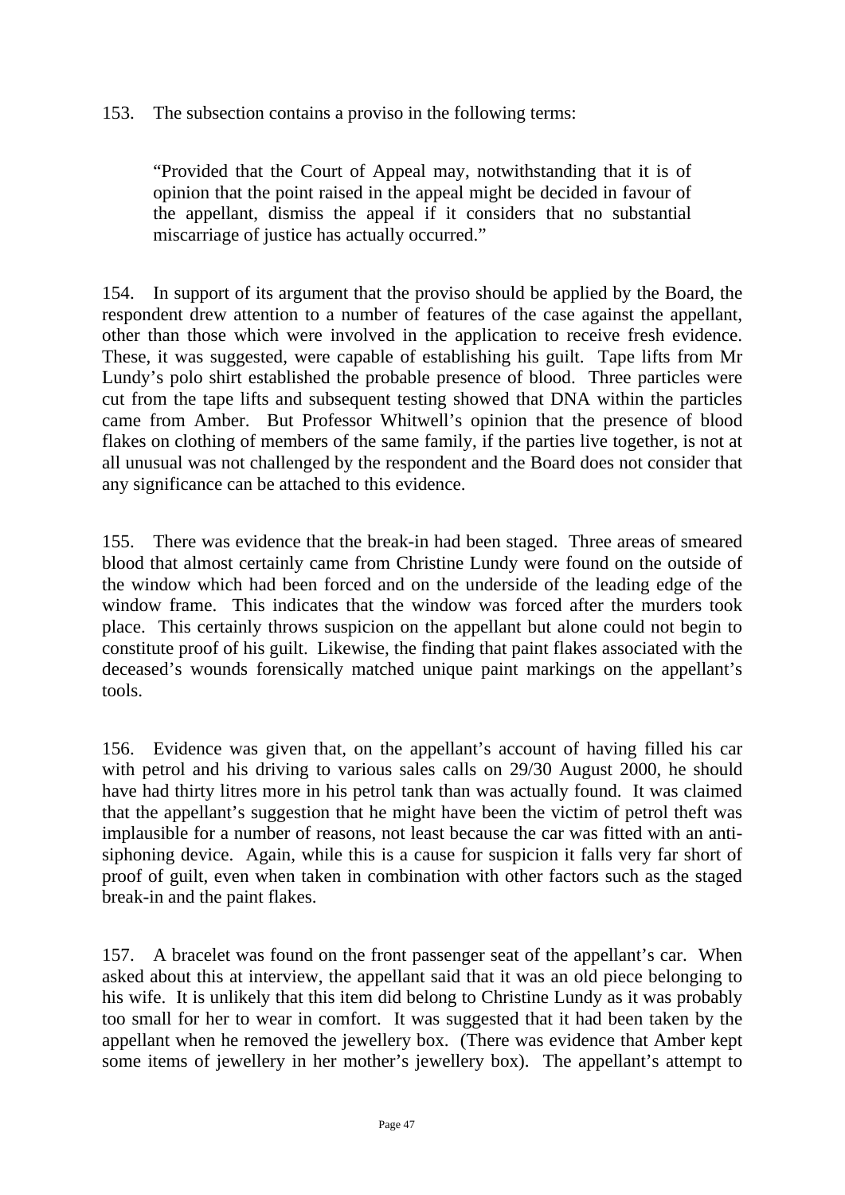153. The subsection contains a proviso in the following terms:

> "Provided that the Court of Appeal may, notwithstanding that it is of opinion that the point raised in the appeal might be decided in favour of the appellant, dismiss the appeal if it considers that no substantial miscarriage of justice has actually occurred."

154. In support of its argument that the proviso should be applied by the Board, the respondent drew attention to a number of features of the case against the appellant, other than those which were involved in the application to receive fresh evidence. These, it was suggested, were capable of establishing his guilt. Tape lifts from Mr Lundy's polo shirt established the probable presence of blood. Three particles were cut from the tape lifts and subsequent testing showed that DNA within the particles came from Amber. But Professor Whitwell's opinion that the presence of blood flakes on clothing of members of the same family, if the parties live together, is not at all unusual was not challenged by the respondent and the Board does not consider that any significance can be attached to this evidence.

155. There was evidence that the break-in had been staged. Three areas of smeared blood that almost certainly came from Christine Lundy were found on the outside of the window which had been forced and on the underside of the leading edge of the window frame. This indicates that the window was forced after the murders took place. This certainly throws suspicion on the appellant but alone could not begin to constitute proof of his guilt. Likewise, the finding that paint flakes associated with the deceased's wounds forensically matched unique paint markings on the appellant's tools.

156. Evidence was given that, on the appellant's account of having filled his car with petrol and his driving to various sales calls on 29/30 August 2000, he should have had thirty litres more in his petrol tank than was actually found. It was claimed that the appellant's suggestion that he might have been the victim of petrol theft was implausible for a number of reasons, not least because the car was fitted with an anti-siphoning device. Again, while this is a cause for suspicion it falls very far short of proof of guilt, even when taken in combination with other factors such as the staged break-in and the paint flakes.

157. A bracelet was found on the front passenger seat of the appellant's car. When asked about this at interview, the appellant said that it was an old piece belonging to his wife. It is unlikely that this item did belong to Christine Lundy as it was probably too small for her to wear in comfort. It was suggested that it had been taken by the appellant when he removed the jewellery box. (There was evidence that Amber kept some items of jewellery in her mother's jewellery box). The appellant's attempt to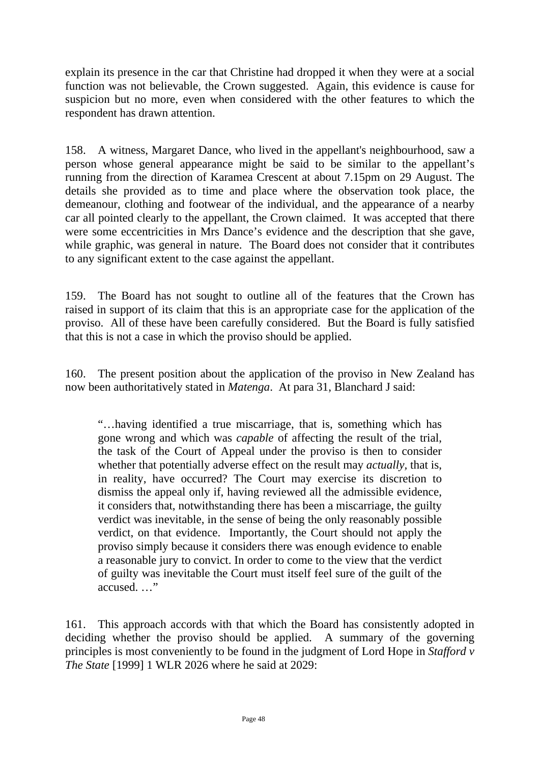explain its presence in the car that Christine had dropped it when they were at a social function was not believable, the Crown suggested. Again, this evidence is cause for suspicion but no more, even when considered with the other features to which the respondent has drawn attention.

158. A witness, Margaret Dance, who lived in the appellant's neighbourhood, saw a person whose general appearance might be said to be similar to the appellant's running from the direction of Karamea Crescent at about 7.15pm on 29 August. The details she provided as to time and place where the observation took place, the demeanour, clothing and footwear of the individual, and the appearance of a nearby car all pointed clearly to the appellant, the Crown claimed. It was accepted that there were some eccentricities in Mrs Dance's evidence and the description that she gave, while graphic, was general in nature. The Board does not consider that it contributes to any significant extent to the case against the appellant.

159. The Board has not sought to outline all of the features that the Crown has raised in support of its claim that this is an appropriate case for the application of the proviso. All of these have been carefully considered. But the Board is fully satisfied that this is not a case in which the proviso should be applied.

160. The present position about the application of the proviso in New Zealand has now been authoritatively stated in *Matenga*. At para 31, Blanchard J said:

> "…having identified a true miscarriage, that is, something which has gone wrong and which was *capable* of affecting the result of the trial, the task of the Court of Appeal under the proviso is then to consider whether that potentially adverse effect on the result may *actually*, that is, in reality, have occurred? The Court may exercise its discretion to dismiss the appeal only if, having reviewed all the admissible evidence, it considers that, notwithstanding there has been a miscarriage, the guilty verdict was inevitable, in the sense of being the only reasonably possible verdict, on that evidence. Importantly, the Court should not apply the proviso simply because it considers there was enough evidence to enable a reasonable jury to convict. In order to come to the view that the verdict of guilty was inevitable the Court must itself feel sure of the guilt of the accused. …"

161. This approach accords with that which the Board has consistently adopted in deciding whether the proviso should be applied. A summary of the governing principles is most conveniently to be found in the judgment of Lord Hope in *Stafford v The State* [1999] 1 WLR 2026 where he said at 2029: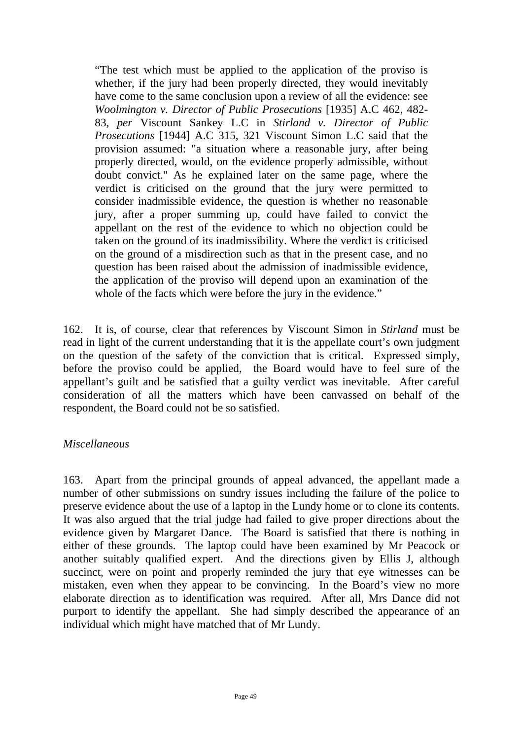> "The test which must be applied to the application of the proviso is whether, if the jury had been properly directed, they would inevitably have come to the same conclusion upon a review of all the evidence: see *Woolmington v. Director of Public Prosecutions* [1935] A.C 462, 482-83, *per* Viscount Sankey L.C in *Stirland v. Director of Public Prosecutions* [1944] A.C 315, 321 Viscount Simon L.C said that the provision assumed: "a situation where a reasonable jury, after being properly directed, would, on the evidence properly admissible, without doubt convict." As he explained later on the same page, where the verdict is criticised on the ground that the jury were permitted to consider inadmissible evidence, the question is whether no reasonable jury, after a proper summing up, could have failed to convict the appellant on the rest of the evidence to which no objection could be taken on the ground of its inadmissibility. Where the verdict is criticised on the ground of a misdirection such as that in the present case, and no question has been raised about the admission of inadmissible evidence, the application of the proviso will depend upon an examination of the whole of the facts which were before the jury in the evidence."

162. It is, of course, clear that references by Viscount Simon in *Stirland* must be read in light of the current understanding that it is the appellate court's own judgment on the question of the safety of the conviction that is critical. Expressed simply, before the proviso could be applied, the Board would have to feel sure of the appellant's guilt and be satisfied that a guilty verdict was inevitable. After careful consideration of all the matters which have been canvassed on behalf of the respondent, the Board could not be so satisfied.

*Miscellaneous*

163. Apart from the principal grounds of appeal advanced, the appellant made a number of other submissions on sundry issues including the failure of the police to preserve evidence about the use of a laptop in the Lundy home or to clone its contents. It was also argued that the trial judge had failed to give proper directions about the evidence given by Margaret Dance. The Board is satisfied that there is nothing in either of these grounds. The laptop could have been examined by Mr Peacock or another suitably qualified expert. And the directions given by Ellis J, although succinct, were on point and properly reminded the jury that eye witnesses can be mistaken, even when they appear to be convincing. In the Board's view no more elaborate direction as to identification was required. After all, Mrs Dance did not purport to identify the appellant. She had simply described the appearance of an individual which might have matched that of Mr Lundy.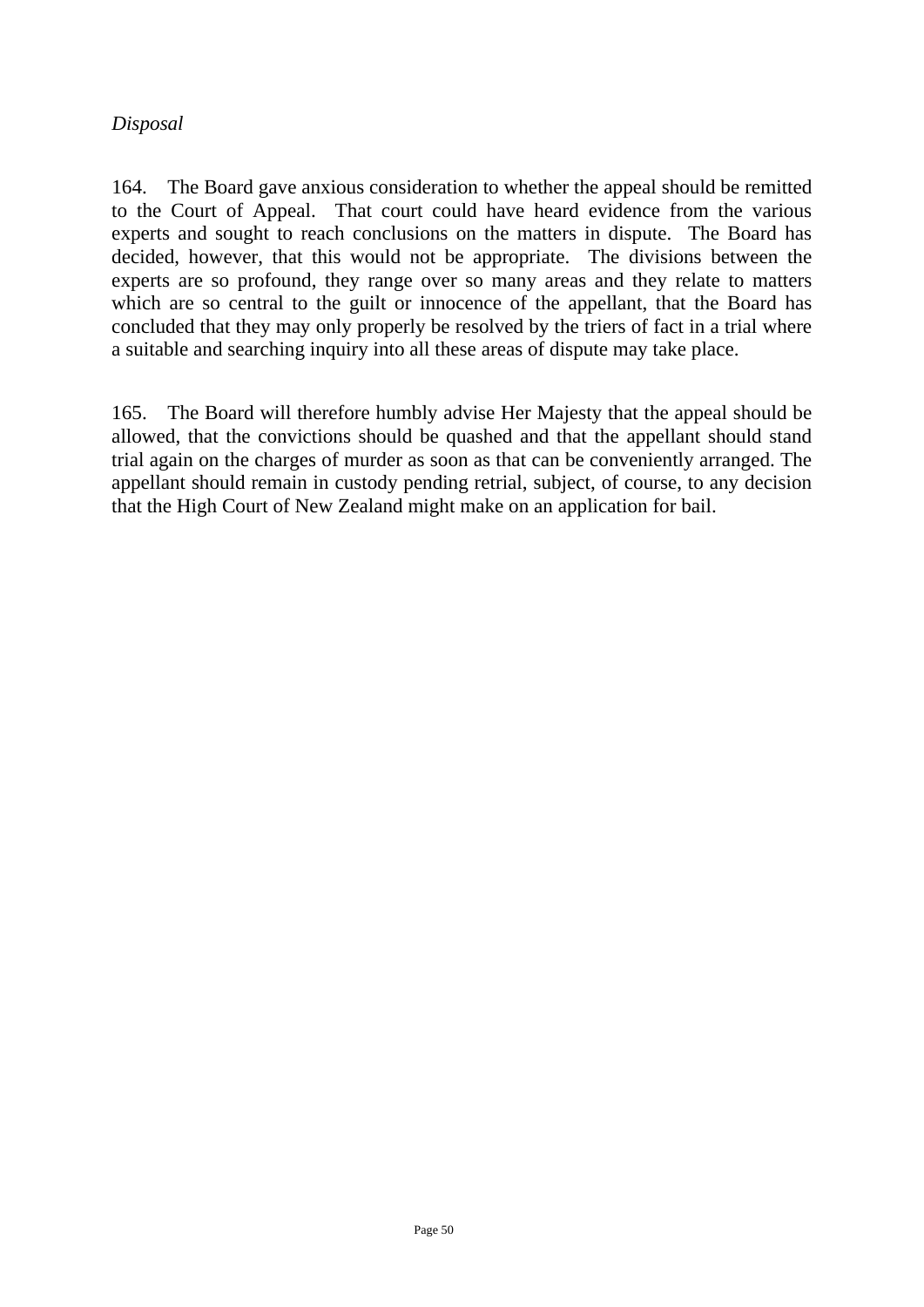*Disposal*

164. The Board gave anxious consideration to whether the appeal should be remitted to the Court of Appeal. That court could have heard evidence from the various experts and sought to reach conclusions on the matters in dispute. The Board has decided, however, that this would not be appropriate. The divisions between the experts are so profound, they range over so many areas and they relate to matters which are so central to the guilt or innocence of the appellant, that the Board has concluded that they may only properly be resolved by the triers of fact in a trial where a suitable and searching inquiry into all these areas of dispute may take place.

165. The Board will therefore humbly advise Her Majesty that the appeal should be allowed, that the convictions should be quashed and that the appellant should stand trial again on the charges of murder as soon as that can be conveniently arranged. The appellant should remain in custody pending retrial, subject, of course, to any decision that the High Court of New Zealand might make on an application for bail.